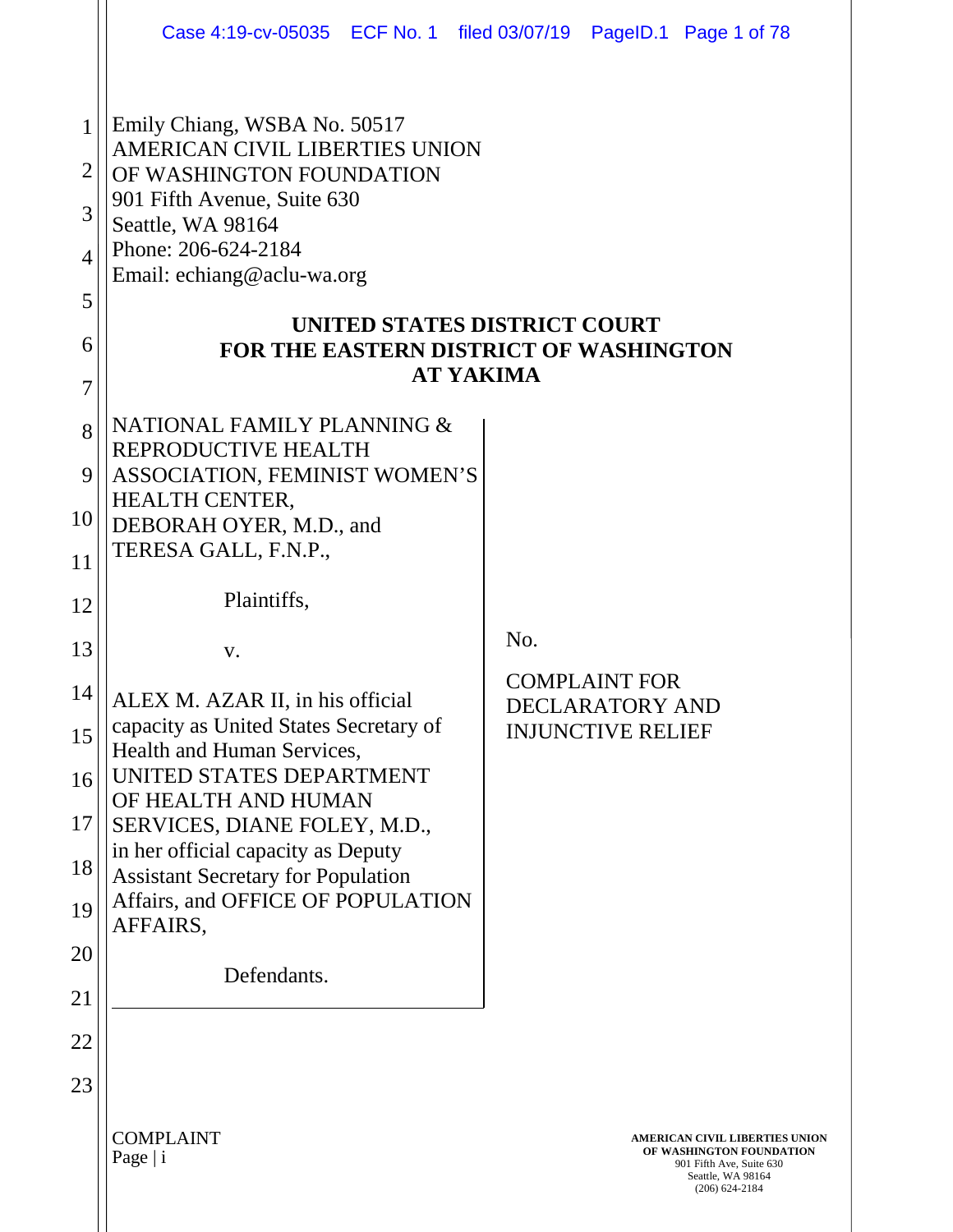Emily Chiang, WSBA No. 50517
AMERICAN CIVIL LIBERTIES UNION
OF WASHINGTON FOUNDATION
901 Fifth Avenue, Suite 630
Seattle, WA 98164
Phone: 206-624-2184
Email: echiang@aclu-wa.org

**UNITED STATES DISTRICT COURT**
**FOR THE EASTERN DISTRICT OF WASHINGTON**
**AT YAKIMA**

NATIONAL FAMILY PLANNING & REPRODUCTIVE HEALTH ASSOCIATION, FEMINIST WOMEN'S HEALTH CENTER, DEBORAH OYER, M.D., and TERESA GALL, F.N.P.,

Plaintiffs,

v.

ALEX M. AZAR II, in his official capacity as United States Secretary of Health and Human Services, UNITED STATES DEPARTMENT OF HEALTH AND HUMAN SERVICES, DIANE FOLEY, M.D., in her official capacity as Deputy Assistant Secretary for Population Affairs, and OFFICE OF POPULATION AFFAIRS,

Defendants.

No.

COMPLAINT FOR DECLARATORY AND INJUNCTIVE RELIEF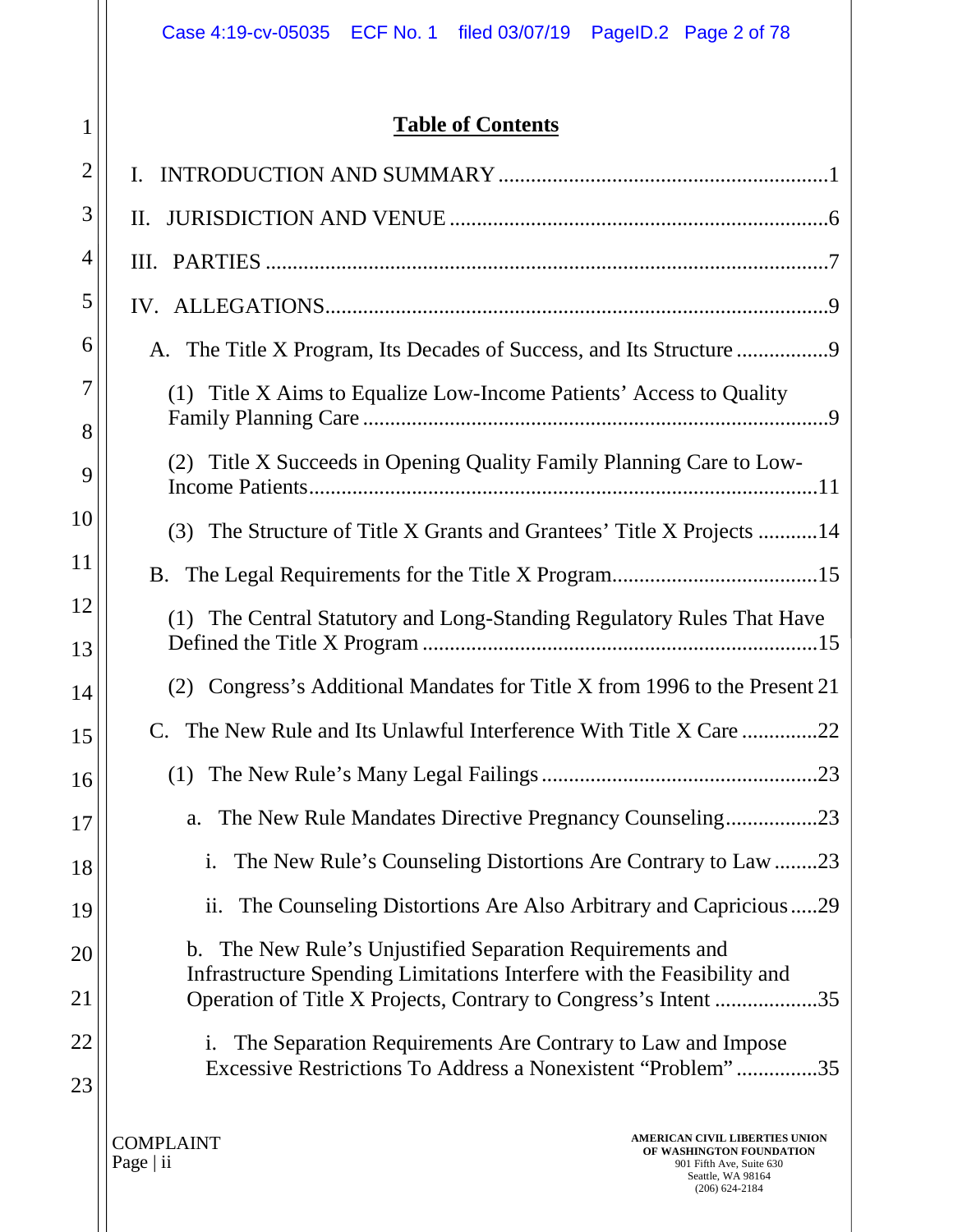## Table of Contents

I. INTRODUCTION AND SUMMARY ............................................................1

II. JURISDICTION AND VENUE ......................................................................6

III. PARTIES .......................................................................................................7

IV. ALLOGATIONS............................................................................................9

A. The Title X Program, Its Decades of Success, and Its Structure .................9

(1) Title X Aims to Equalize Low-Income Patients' Access to Quality Family Planning Care .....................................................................................9

(2) Title X Succeeds in Opening Quality Family Planning Care to Low-Income Patients.............................................................................................11

(3) The Structure of Title X Grants and Grantees' Title X Projects ...........14

B. The Legal Requirements for the Title X Program.....................................15

(1) The Central Statutory and Long-Standing Regulatory Rules That Have Defined the Title X Program ........................................................................15

(2) Congress's Additional Mandates for Title X from 1996 to the Present 21

C. The New Rule and Its Unlawful Interference With Title X Care ..............22

(1) The New Rule's Many Legal Failings ..................................................23

a. The New Rule Mandates Directive Pregnancy Counseling.................23

i. The New Rule's Counseling Distortions Are Contrary to Law ........23

ii. The Counseling Distortions Are Also Arbitrary and Capricious .....29

b. The New Rule's Unjustified Separation Requirements and Infrastructure Spending Limitations Interfere with the Feasibility and Operation of Title X Projects, Contrary to Congress's Intent ...................35

i. The Separation Requirements Are Contrary to Law and Impose Excessive Restrictions To Address a Nonexistent "Problem" ...............35

COMPLAINT
Page | ii

AMERICAN CIVIL LIBERTIES UNION
OF WASHINGTON FOUNDATION
901 Fifth Ave, Suite 630
Seattle, WA 98164
(206) 624-2184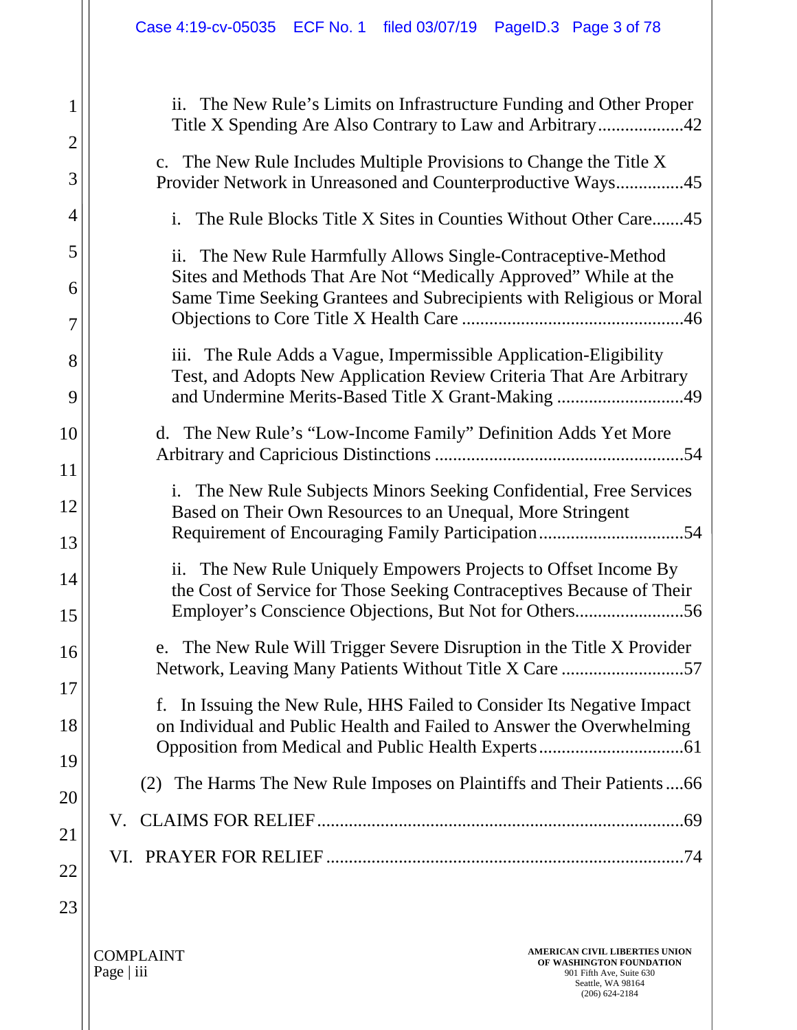ii. The New Rule's Limits on Infrastructure Funding and Other Proper Title X Spending Are Also Contrary to Law and Arbitrary ..................42

c. The New Rule Includes Multiple Provisions to Change the Title X Provider Network in Unreasoned and Counterproductive Ways...............45

i. The Rule Blocks Title X Sites in Counties Without Other Care.......45

ii. The New Rule Harmfully Allows Single-Contraceptive-Method Sites and Methods That Are Not "Medically Approved" While at the Same Time Seeking Grantees and Subrecipients with Religious or Moral Objections to Core Title X Health Care ................................................46

iii. The Rule Adds a Vague, Impermissible Application-Eligibility Test, and Adopts New Application Review Criteria That Are Arbitrary and Undermine Merits-Based Title X Grant-Making ............................49

d. The New Rule's "Low-Income Family" Definition Adds Yet More Arbitrary and Capricious Distinctions ......................................................54

i. The New Rule Subjects Minors Seeking Confidential, Free Services Based on Their Own Resources to an Unequal, More Stringent Requirement of Encouraging Family Participation................................54

ii. The New Rule Uniquely Empowers Projects to Offset Income By the Cost of Service for Those Seeking Contraceptives Because of Their Employer's Conscience Objections, But Not for Others........................56

e. The New Rule Will Trigger Severe Disruption in the Title X Provider Network, Leaving Many Patients Without Title X Care ...........................57

f. In Issuing the New Rule, HHS Failed to Consider Its Negative Impact on Individual and Public Health and Failed to Answer the Overwhelming Opposition from Medical and Public Health Experts................................61

(2) The Harms The New Rule Imposes on Plaintiffs and Their Patients ....66

V. CLAIMS FOR RELIEF ................................................................................69

VI. PRAYER FOR RELIEF ..............................................................................74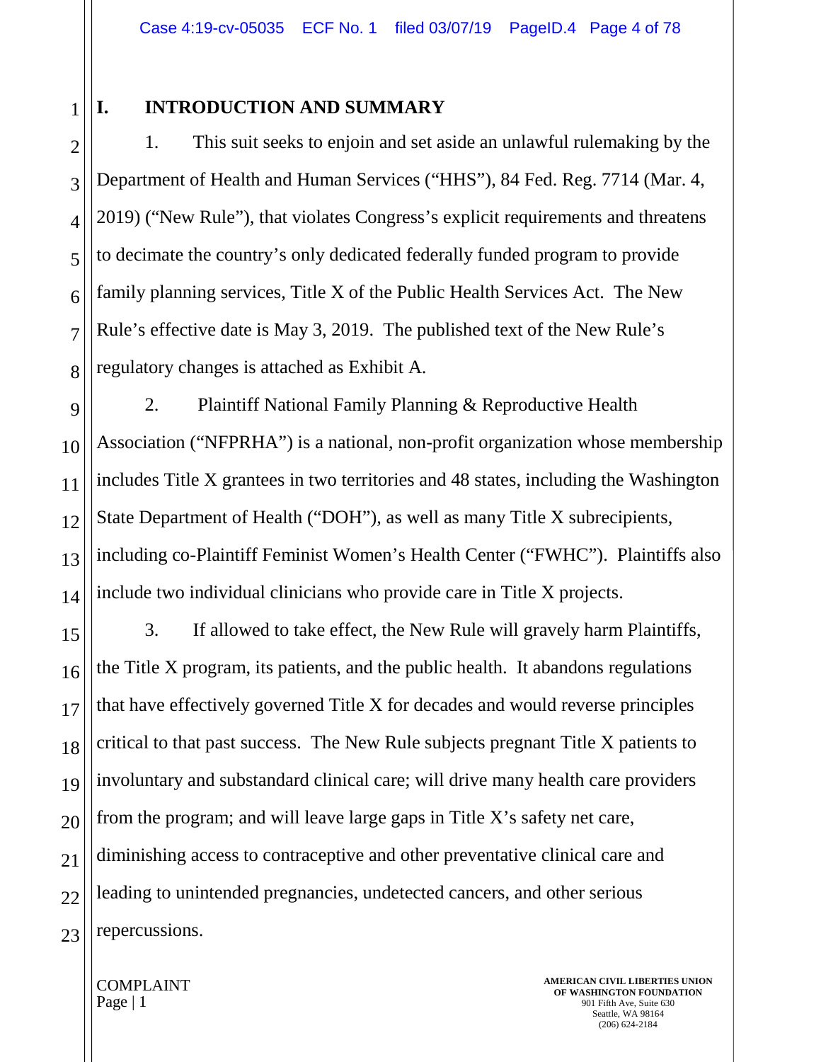## I. INTRODUCTION AND SUMMARY

1. This suit seeks to enjoin and set aside an unlawful rulemaking by the Department of Health and Human Services ("HHS"), 84 Fed. Reg. 7714 (Mar. 4, 2019) ("New Rule"), that violates Congress's explicit requirements and threatens to decimate the country's only dedicated federally funded program to provide family planning services, Title X of the Public Health Services Act. The New Rule's effective date is May 3, 2019. The published text of the New Rule's regulatory changes is attached as Exhibit A.

2. Plaintiff National Family Planning & Reproductive Health Association ("NFPRHA") is a national, non-profit organization whose membership includes Title X grantees in two territories and 48 states, including the Washington State Department of Health ("DOH"), as well as many Title X subrecipients, including co-Plaintiff Feminist Women's Health Center ("FWHC"). Plaintiffs also include two individual clinicians who provide care in Title X projects.

3. If allowed to take effect, the New Rule will gravely harm Plaintiffs, the Title X program, its patients, and the public health. It abandons regulations that have effectively governed Title X for decades and would reverse principles critical to that past success. The New Rule subjects pregnant Title X patients to involuntary and substandard clinical care; will drive many health care providers from the program; and will leave large gaps in Title X's safety net care, diminishing access to contraceptive and other preventative clinical care and leading to unintended pregnancies, undetected cancers, and other serious repercussions.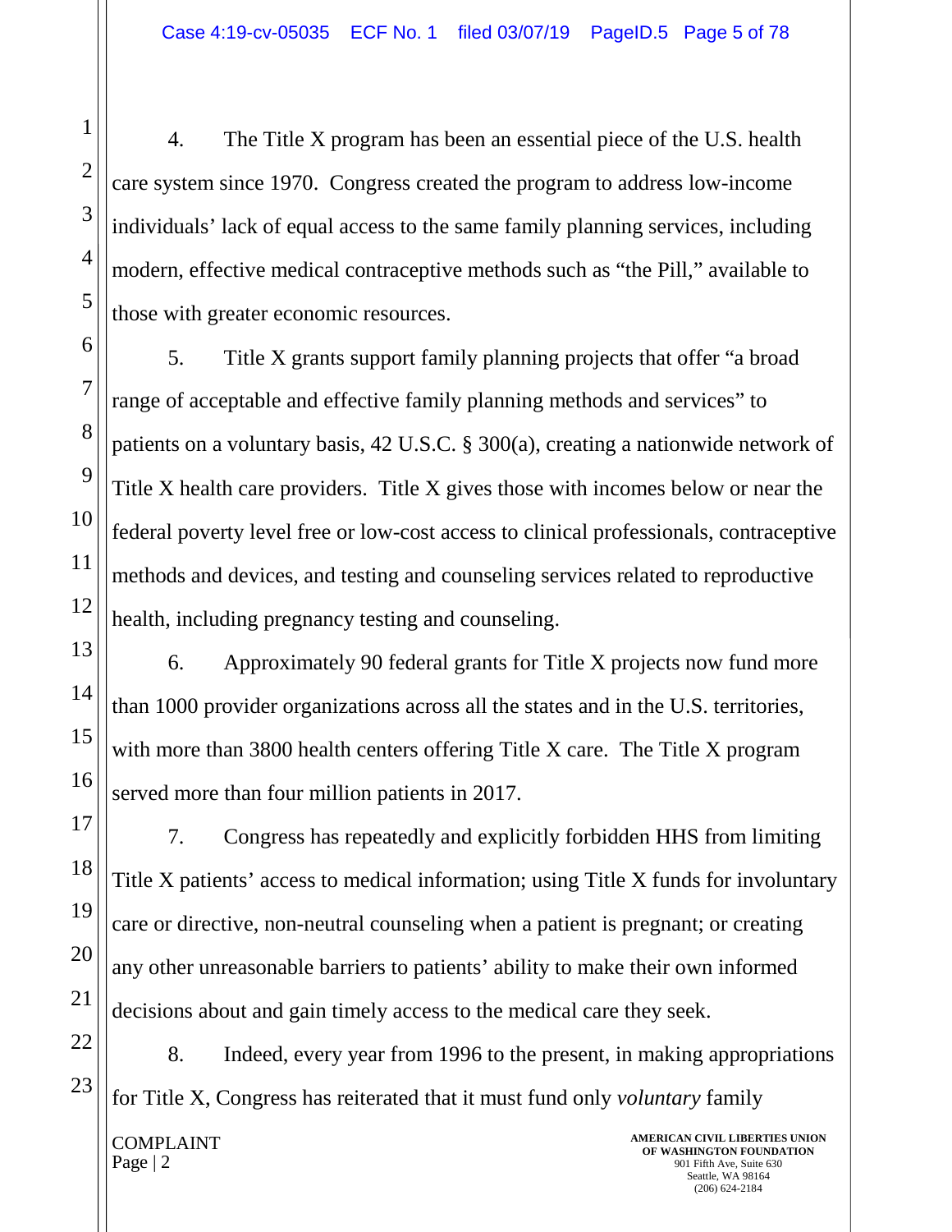4. The Title X program has been an essential piece of the U.S. health care system since 1970. Congress created the program to address low-income individuals' lack of equal access to the same family planning services, including modern, effective medical contraceptive methods such as "the Pill," available to those with greater economic resources.

5. Title X grants support family planning projects that offer "a broad range of acceptable and effective family planning methods and services" to patients on a voluntary basis, 42 U.S.C. § 300(a), creating a nationwide network of Title X health care providers. Title X gives those with incomes below or near the federal poverty level free or low-cost access to clinical professionals, contraceptive methods and devices, and testing and counseling services related to reproductive health, including pregnancy testing and counseling.

6. Approximately 90 federal grants for Title X projects now fund more than 1000 provider organizations across all the states and in the U.S. territories, with more than 3800 health centers offering Title X care. The Title X program served more than four million patients in 2017.

7. Congress has repeatedly and explicitly forbidden HHS from limiting Title X patients' access to medical information; using Title X funds for involuntary care or directive, non-neutral counseling when a patient is pregnant; or creating any other unreasonable barriers to patients' ability to make their own informed decisions about and gain timely access to the medical care they seek.

8. Indeed, every year from 1996 to the present, in making appropriations for Title X, Congress has reiterated that it must fund only *voluntary* family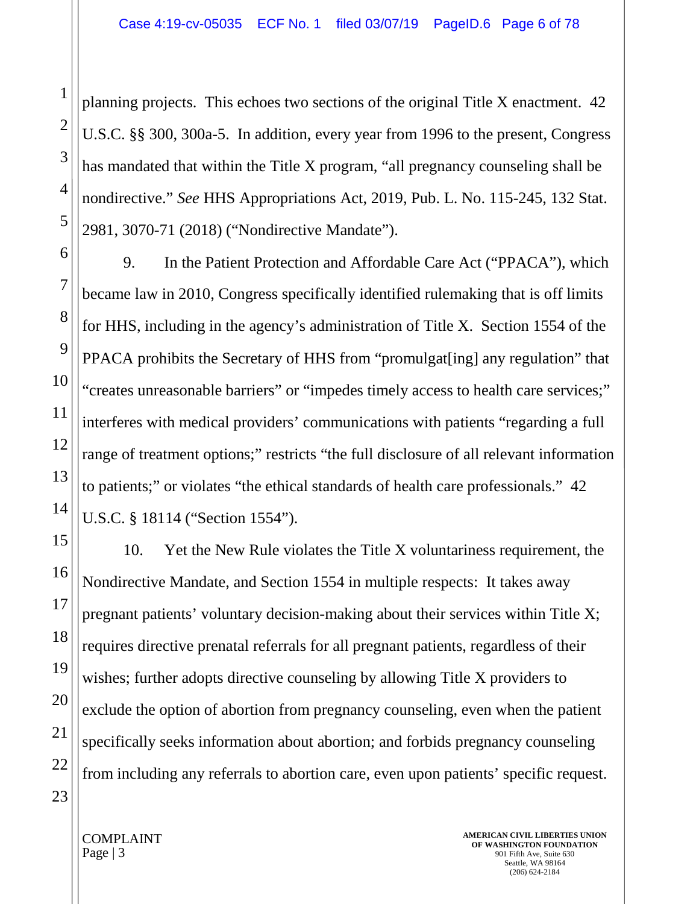planning projects. This echoes two sections of the original Title X enactment. 42 U.S.C. §§ 300, 300a-5. In addition, every year from 1996 to the present, Congress has mandated that within the Title X program, "all pregnancy counseling shall be nondirective." *See* HHS Appropriations Act, 2019, Pub. L. No. 115-245, 132 Stat. 2981, 3070-71 (2018) ("Nondirective Mandate").

9. In the Patient Protection and Affordable Care Act ("PPACA"), which became law in 2010, Congress specifically identified rulemaking that is off limits for HHS, including in the agency's administration of Title X. Section 1554 of the PPACA prohibits the Secretary of HHS from "promulgat[ing] any regulation" that "creates unreasonable barriers" or "impedes timely access to health care services;" interferes with medical providers' communications with patients "regarding a full range of treatment options;" restricts "the full disclosure of all relevant information to patients;" or violates "the ethical standards of health care professionals." 42 U.S.C. § 18114 ("Section 1554").

10. Yet the New Rule violates the Title X voluntariness requirement, the Nondirective Mandate, and Section 1554 in multiple respects: It takes away pregnant patients' voluntary decision-making about their services within Title X; requires directive prenatal referrals for all pregnant patients, regardless of their wishes; further adopts directive counseling by allowing Title X providers to exclude the option of abortion from pregnancy counseling, even when the patient specifically seeks information about abortion; and forbids pregnancy counseling from including any referrals to abortion care, even upon patients' specific request.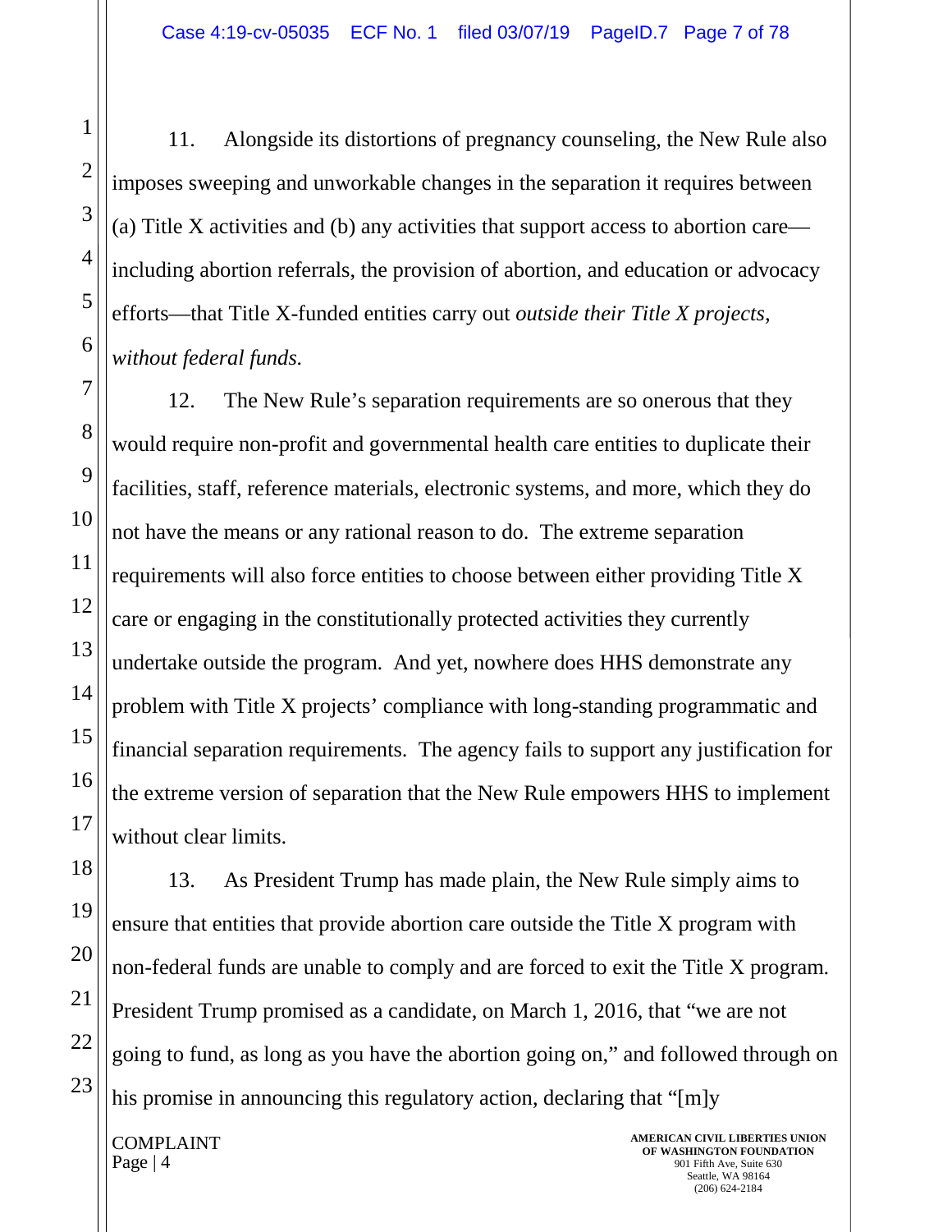11. Alongside its distortions of pregnancy counseling, the New Rule also imposes sweeping and unworkable changes in the separation it requires between (a) Title X activities and (b) any activities that support access to abortion care—including abortion referrals, the provision of abortion, and education or advocacy efforts—that Title X-funded entities carry out *outside their Title X projects, without federal funds.*

12. The New Rule's separation requirements are so onerous that they would require non-profit and governmental health care entities to duplicate their facilities, staff, reference materials, electronic systems, and more, which they do not have the means or any rational reason to do. The extreme separation requirements will also force entities to choose between either providing Title X care or engaging in the constitutionally protected activities they currently undertake outside the program. And yet, nowhere does HHS demonstrate any problem with Title X projects' compliance with long-standing programmatic and financial separation requirements. The agency fails to support any justification for the extreme version of separation that the New Rule empowers HHS to implement without clear limits.

13. As President Trump has made plain, the New Rule simply aims to ensure that entities that provide abortion care outside the Title X program with non-federal funds are unable to comply and are forced to exit the Title X program. President Trump promised as a candidate, on March 1, 2016, that "we are not going to fund, as long as you have the abortion going on," and followed through on his promise in announcing this regulatory action, declaring that "[m]y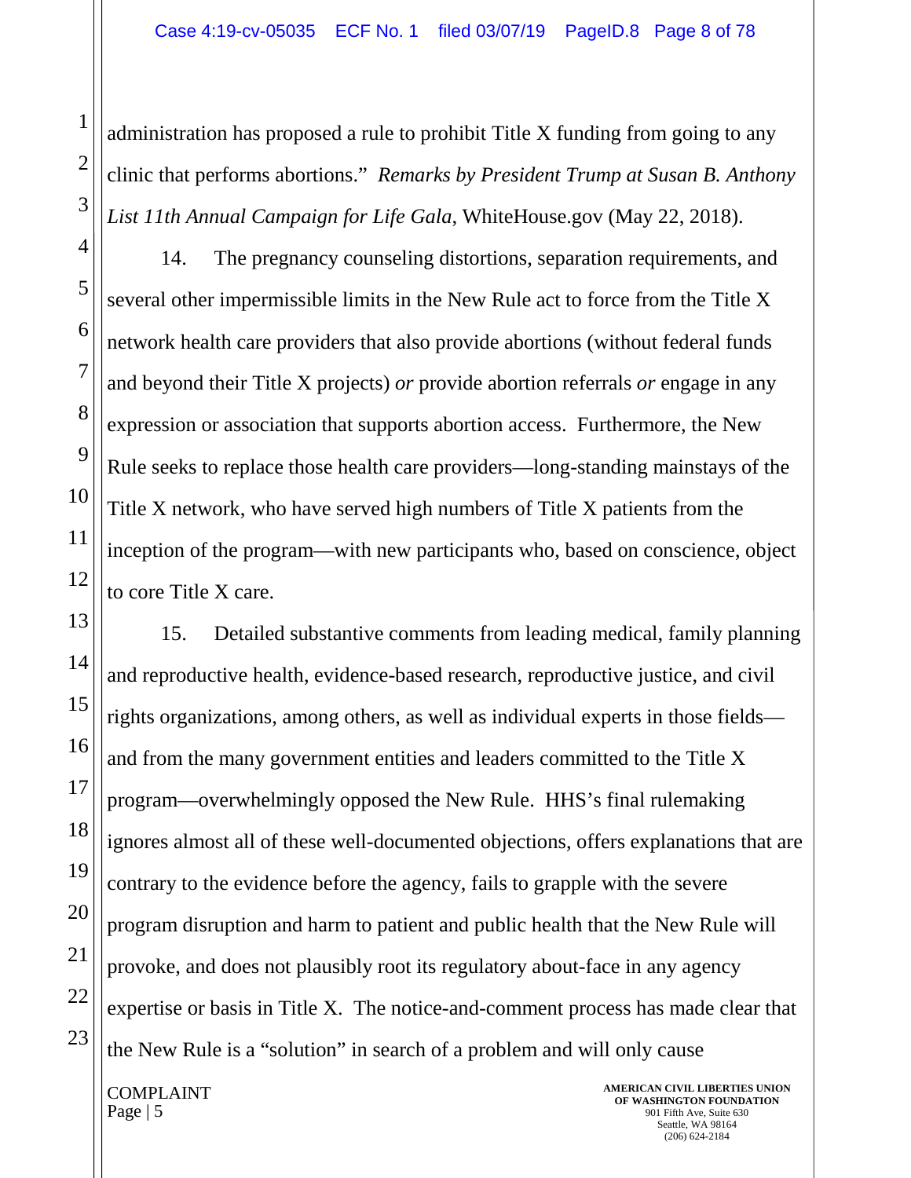administration has proposed a rule to prohibit Title X funding from going to any clinic that performs abortions." *Remarks by President Trump at Susan B. Anthony List 11th Annual Campaign for Life Gala*, WhiteHouse.gov (May 22, 2018).

14. The pregnancy counseling distortions, separation requirements, and several other impermissible limits in the New Rule act to force from the Title X network health care providers that also provide abortions (without federal funds and beyond their Title X projects) *or* provide abortion referrals *or* engage in any expression or association that supports abortion access. Furthermore, the New Rule seeks to replace those health care providers—long-standing mainstays of the Title X network, who have served high numbers of Title X patients from the inception of the program—with new participants who, based on conscience, object to core Title X care.

15. Detailed substantive comments from leading medical, family planning and reproductive health, evidence-based research, reproductive justice, and civil rights organizations, among others, as well as individual experts in those fields—and from the many government entities and leaders committed to the Title X program—overwhelmingly opposed the New Rule. HHS's final rulemaking ignores almost all of these well-documented objections, offers explanations that are contrary to the evidence before the agency, fails to grapple with the severe program disruption and harm to patient and public health that the New Rule will provoke, and does not plausibly root its regulatory about-face in any agency expertise or basis in Title X. The notice-and-comment process has made clear that the New Rule is a "solution" in search of a problem and will only cause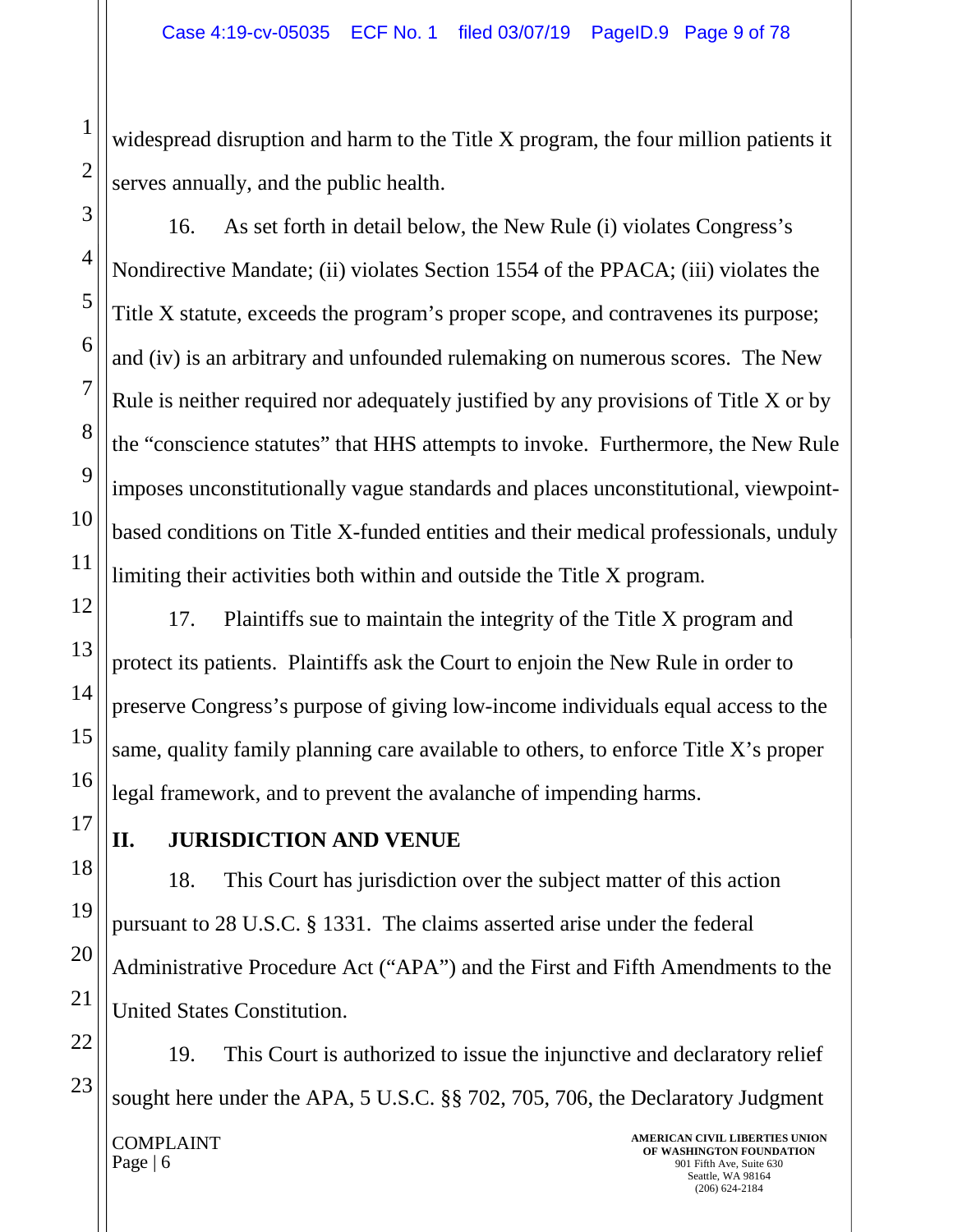widespread disruption and harm to the Title X program, the four million patients it serves annually, and the public health.

16. As set forth in detail below, the New Rule (i) violates Congress's Nondirective Mandate; (ii) violates Section 1554 of the PPACA; (iii) violates the Title X statute, exceeds the program's proper scope, and contravenes its purpose; and (iv) is an arbitrary and unfounded rulemaking on numerous scores. The New Rule is neither required nor adequately justified by any provisions of Title X or by the "conscience statutes" that HHS attempts to invoke. Furthermore, the New Rule imposes unconstitutionally vague standards and places unconstitutional, viewpoint-based conditions on Title X-funded entities and their medical professionals, unduly limiting their activities both within and outside the Title X program.

17. Plaintiffs sue to maintain the integrity of the Title X program and protect its patients. Plaintiffs ask the Court to enjoin the New Rule in order to preserve Congress's purpose of giving low-income individuals equal access to the same, quality family planning care available to others, to enforce Title X's proper legal framework, and to prevent the avalanche of impending harms.

## II. JURISDICTION AND VENUE

18. This Court has jurisdiction over the subject matter of this action pursuant to 28 U.S.C. § 1331. The claims asserted arise under the federal Administrative Procedure Act ("APA") and the First and Fifth Amendments to the United States Constitution.

19. This Court is authorized to issue the injunctive and declaratory relief sought here under the APA, 5 U.S.C. §§ 702, 705, 706, the Declaratory Judgment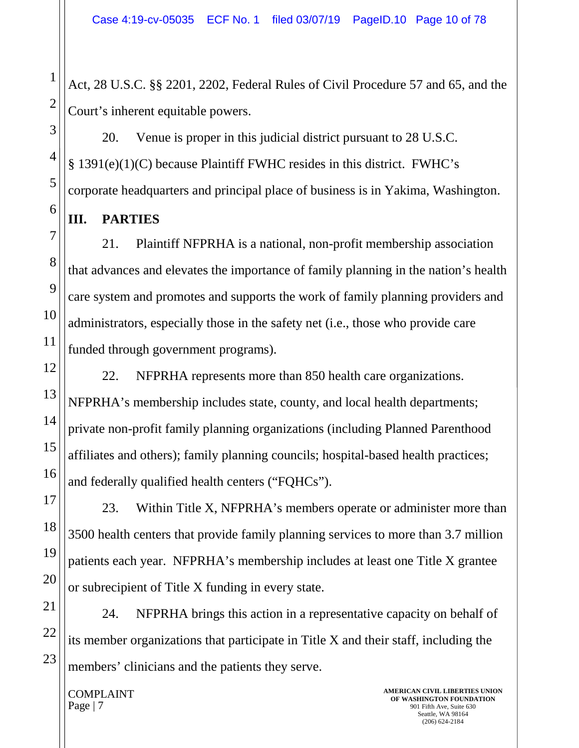Act, 28 U.S.C. §§ 2201, 2202, Federal Rules of Civil Procedure 57 and 65, and the Court's inherent equitable powers.

20. Venue is proper in this judicial district pursuant to 28 U.S.C. § 1391(e)(1)(C) because Plaintiff FWHC resides in this district. FWHC's corporate headquarters and principal place of business is in Yakima, Washington.

## III. PARTIES

21. Plaintiff NFPRHA is a national, non-profit membership association that advances and elevates the importance of family planning in the nation's health care system and promotes and supports the work of family planning providers and administrators, especially those in the safety net (i.e., those who provide care funded through government programs).

22. NFPRHA represents more than 850 health care organizations. NFPRHA's membership includes state, county, and local health departments; private non-profit family planning organizations (including Planned Parenthood affiliates and others); family planning councils; hospital-based health practices; and federally qualified health centers ("FQHCs").

23. Within Title X, NFPRHA's members operate or administer more than 3500 health centers that provide family planning services to more than 3.7 million patients each year. NFPRHA's membership includes at least one Title X grantee or subrecipient of Title X funding in every state.

24. NFPRHA brings this action in a representative capacity on behalf of its member organizations that participate in Title X and their staff, including the members' clinicians and the patients they serve.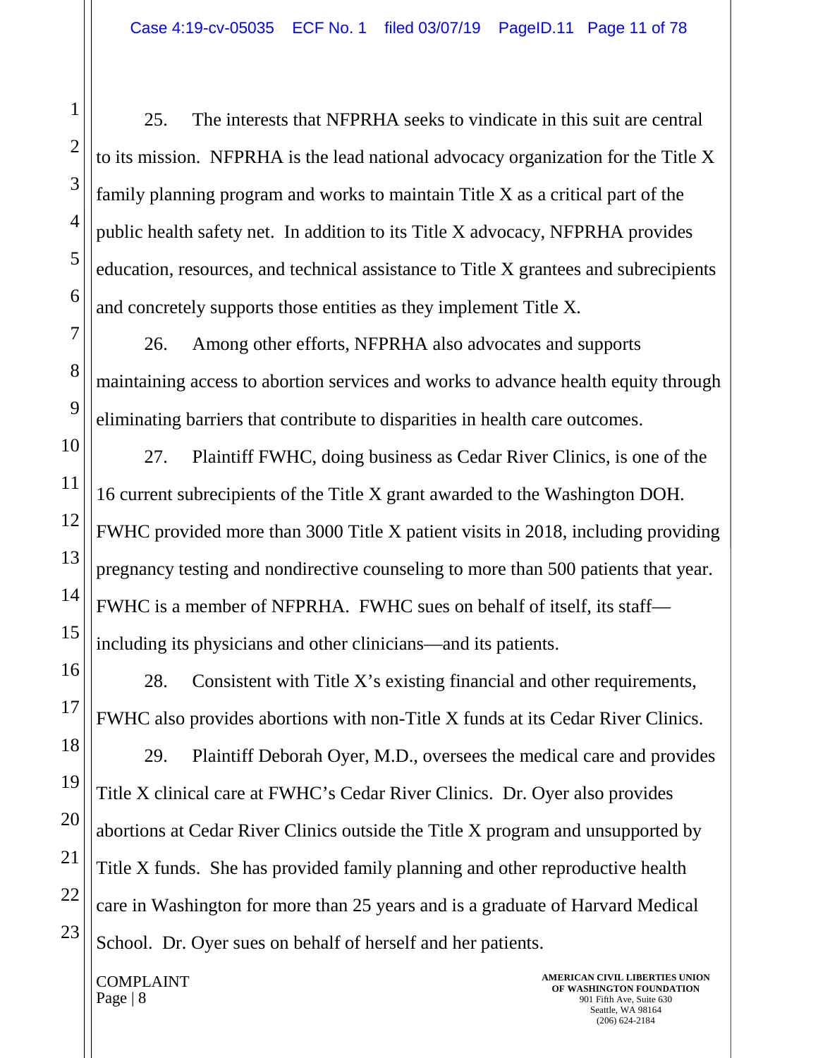25. The interests that NFPRHA seeks to vindicate in this suit are central to its mission. NFPRHA is the lead national advocacy organization for the Title X family planning program and works to maintain Title X as a critical part of the public health safety net. In addition to its Title X advocacy, NFPRHA provides education, resources, and technical assistance to Title X grantees and subrecipients and concretely supports those entities as they implement Title X.

26. Among other efforts, NFPRHA also advocates and supports maintaining access to abortion services and works to advance health equity through eliminating barriers that contribute to disparities in health care outcomes.

27. Plaintiff FWHC, doing business as Cedar River Clinics, is one of the 16 current subrecipients of the Title X grant awarded to the Washington DOH. FWHC provided more than 3000 Title X patient visits in 2018, including providing pregnancy testing and nondirective counseling to more than 500 patients that year. FWHC is a member of NFPRHA. FWHC sues on behalf of itself, its staff—including its physicians and other clinicians—and its patients.

28. Consistent with Title X's existing financial and other requirements, FWHC also provides abortions with non-Title X funds at its Cedar River Clinics.

29. Plaintiff Deborah Oyer, M.D., oversees the medical care and provides Title X clinical care at FWHC's Cedar River Clinics. Dr. Oyer also provides abortions at Cedar River Clinics outside the Title X program and unsupported by Title X funds. She has provided family planning and other reproductive health care in Washington for more than 25 years and is a graduate of Harvard Medical School. Dr. Oyer sues on behalf of herself and her patients.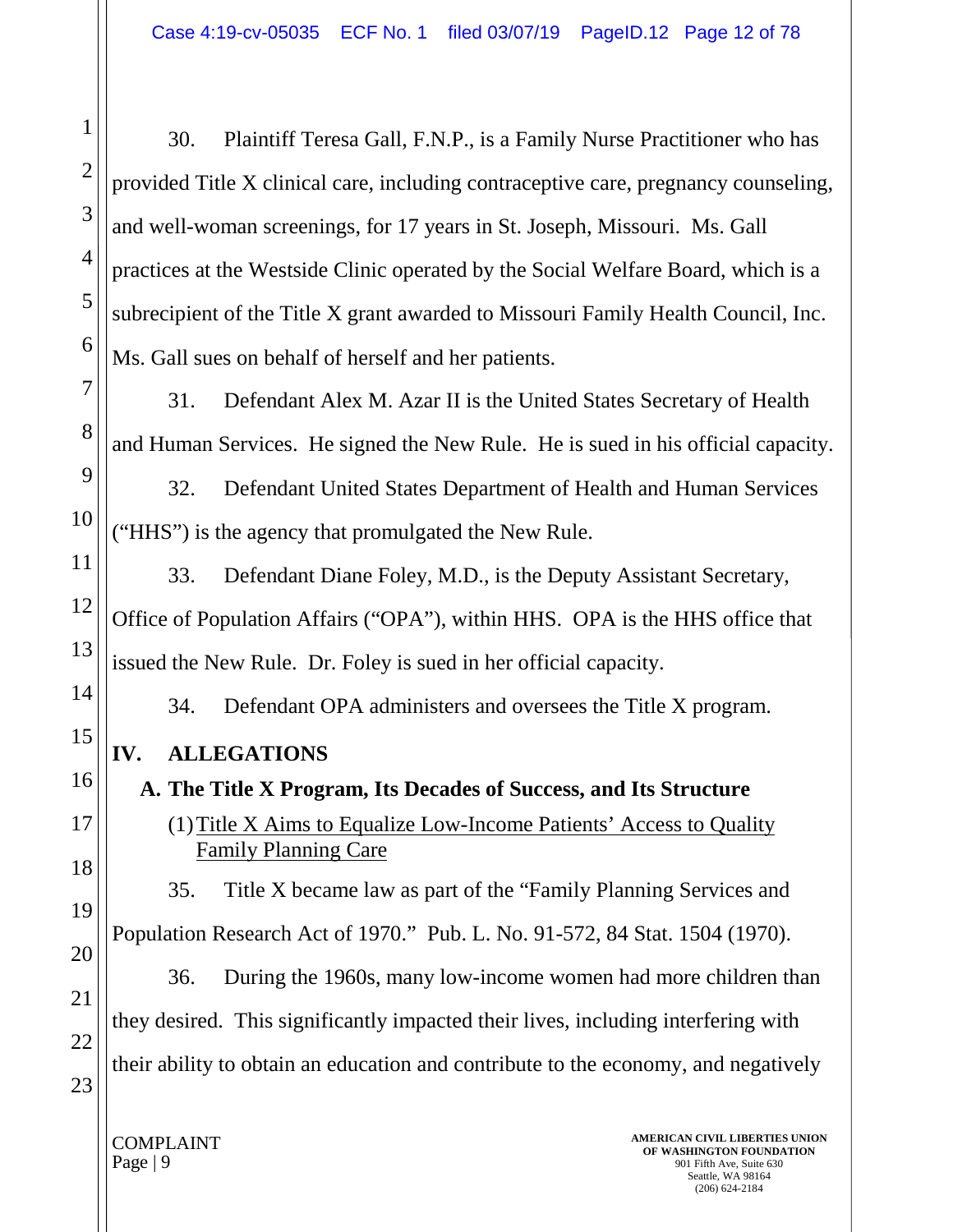30. Plaintiff Teresa Gall, F.N.P., is a Family Nurse Practitioner who has provided Title X clinical care, including contraceptive care, pregnancy counseling, and well-woman screenings, for 17 years in St. Joseph, Missouri. Ms. Gall practices at the Westside Clinic operated by the Social Welfare Board, which is a subrecipient of the Title X grant awarded to Missouri Family Health Council, Inc. Ms. Gall sues on behalf of herself and her patients.

31. Defendant Alex M. Azar II is the United States Secretary of Health and Human Services. He signed the New Rule. He is sued in his official capacity.

32. Defendant United States Department of Health and Human Services ("HHS") is the agency that promulgated the New Rule.

33. Defendant Diane Foley, M.D., is the Deputy Assistant Secretary, Office of Population Affairs ("OPA"), within HHS. OPA is the HHS office that issued the New Rule. Dr. Foley is sued in her official capacity.

34. Defendant OPA administers and oversees the Title X program.

## IV. ALLEGATIONS

### A. The Title X Program, Its Decades of Success, and Its Structure

#### (1) Title X Aims to Equalize Low-Income Patients' Access to Quality Family Planning Care

35. Title X became law as part of the "Family Planning Services and Population Research Act of 1970." Pub. L. No. 91-572, 84 Stat. 1504 (1970).

36. During the 1960s, many low-income women had more children than they desired. This significantly impacted their lives, including interfering with their ability to obtain an education and contribute to the economy, and negatively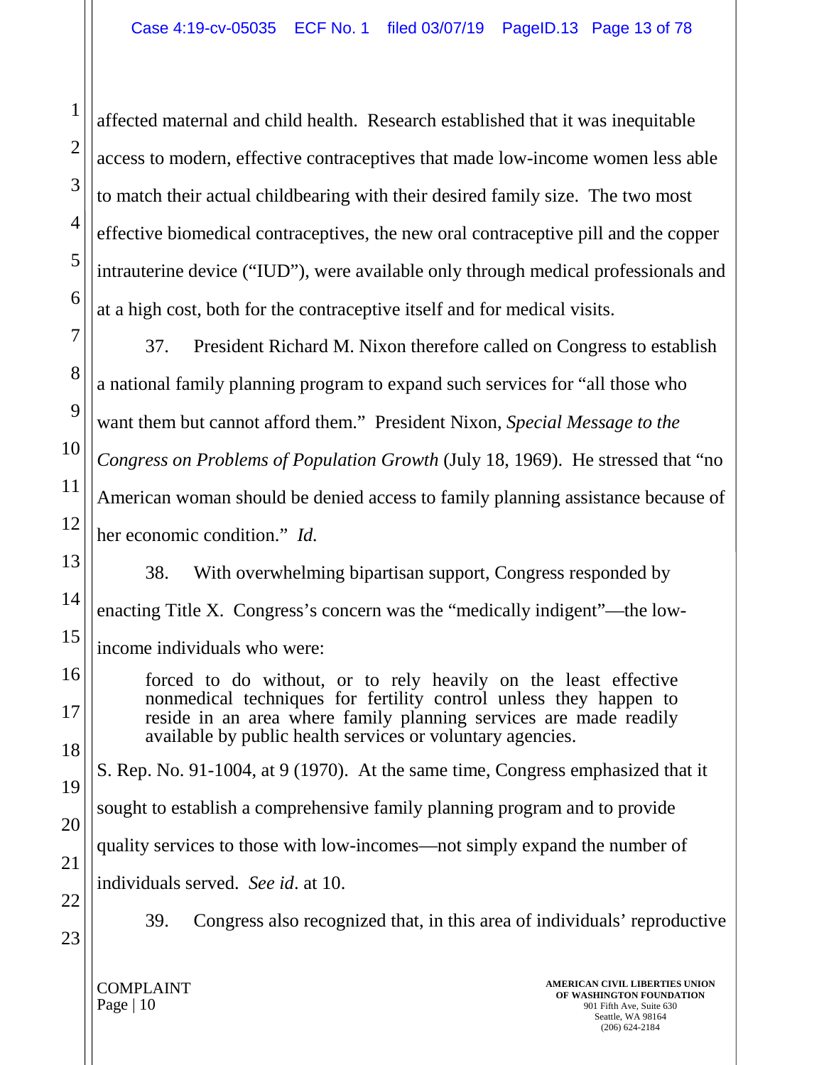affected maternal and child health. Research established that it was inequitable access to modern, effective contraceptives that made low-income women less able to match their actual childbearing with their desired family size. The two most effective biomedical contraceptives, the new oral contraceptive pill and the copper intrauterine device ("IUD"), were available only through medical professionals and at a high cost, both for the contraceptive itself and for medical visits.

37. President Richard M. Nixon therefore called on Congress to establish a national family planning program to expand such services for "all those who want them but cannot afford them." President Nixon, *Special Message to the Congress on Problems of Population Growth* (July 18, 1969). He stressed that "no American woman should be denied access to family planning assistance because of her economic condition." *Id.*

38. With overwhelming bipartisan support, Congress responded by enacting Title X. Congress's concern was the "medically indigent"—the low-income individuals who were:

> forced to do without, or to rely heavily on the least effective nonmedical techniques for fertility control unless they happen to reside in an area where family planning services are made readily available by public health services or voluntary agencies.

S. Rep. No. 91-1004, at 9 (1970). At the same time, Congress emphasized that it sought to establish a comprehensive family planning program and to provide quality services to those with low-incomes—not simply expand the number of individuals served. *See id*. at 10.

39. Congress also recognized that, in this area of individuals' reproductive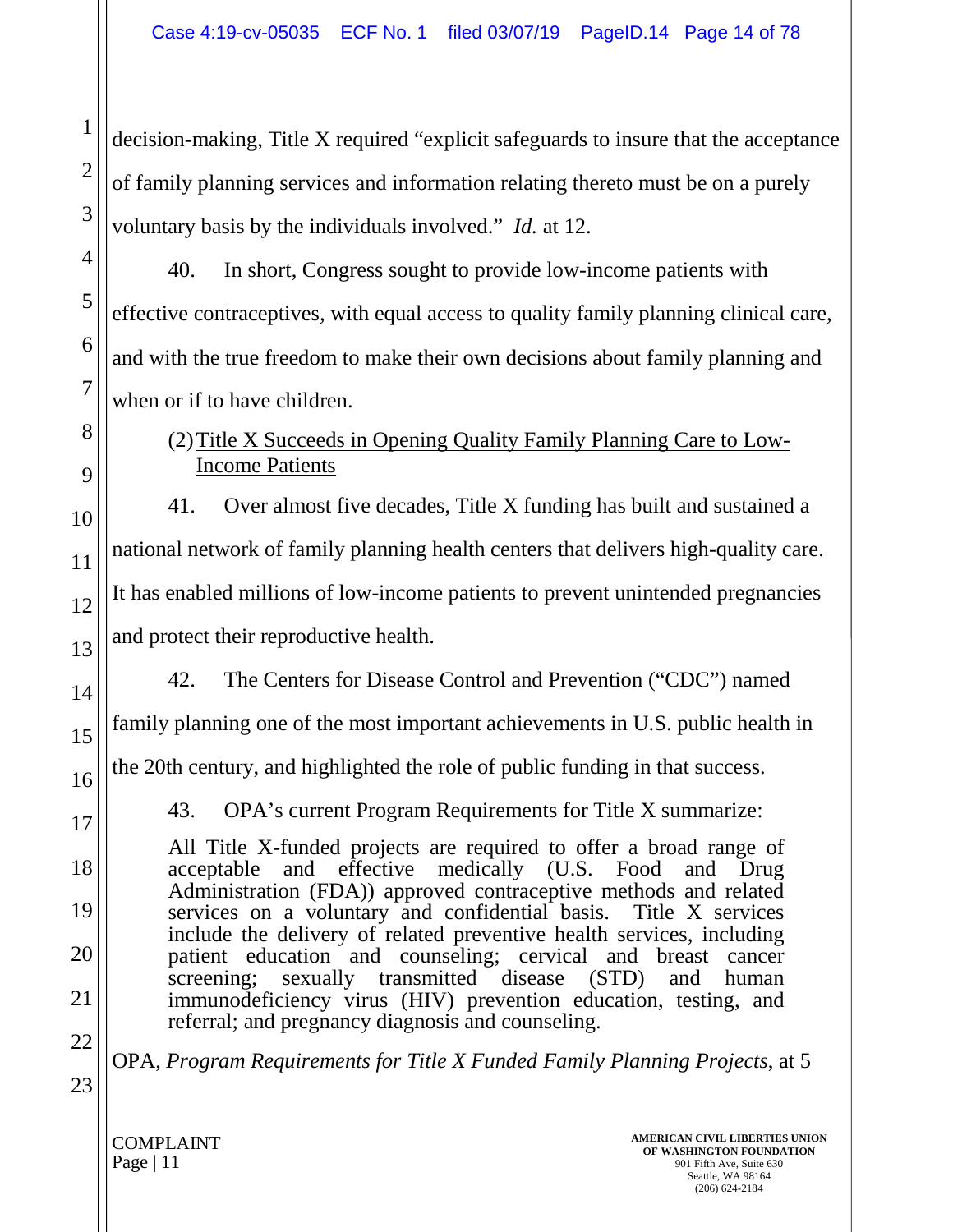decision-making, Title X required "explicit safeguards to insure that the acceptance of family planning services and information relating thereto must be on a purely voluntary basis by the individuals involved." *Id.* at 12.

40. In short, Congress sought to provide low-income patients with effective contraceptives, with equal access to quality family planning clinical care, and with the true freedom to make their own decisions about family planning and when or if to have children.

(2) Title X Succeeds in Opening Quality Family Planning Care to Low-Income Patients

41. Over almost five decades, Title X funding has built and sustained a national network of family planning health centers that delivers high-quality care. It has enabled millions of low-income patients to prevent unintended pregnancies and protect their reproductive health.

42. The Centers for Disease Control and Prevention ("CDC") named family planning one of the most important achievements in U.S. public health in the 20th century, and highlighted the role of public funding in that success.

43. OPA's current Program Requirements for Title X summarize:

> All Title X-funded projects are required to offer a broad range of acceptable and effective medically (U.S. Food and Drug Administration (FDA)) approved contraceptive methods and related services on a voluntary and confidential basis. Title X services include the delivery of related preventive health services, including patient education and counseling; cervical and breast cancer screening; sexually transmitted disease (STD) and human immunodeficiency virus (HIV) prevention education, testing, and referral; and pregnancy diagnosis and counseling.

OPA, *Program Requirements for Title X Funded Family Planning Projects*, at 5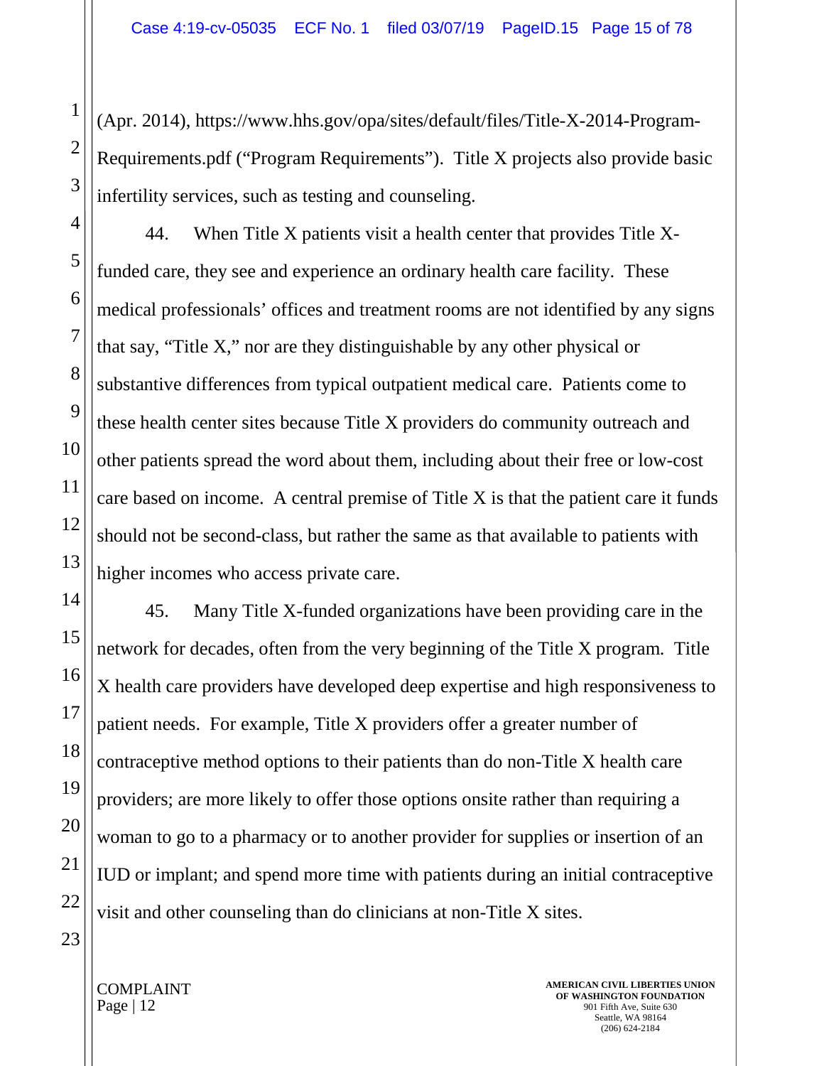(Apr. 2014), https://www.hhs.gov/opa/sites/default/files/Title-X-2014-Program-Requirements.pdf ("Program Requirements"). Title X projects also provide basic infertility services, such as testing and counseling.

44. When Title X patients visit a health center that provides Title X-funded care, they see and experience an ordinary health care facility. These medical professionals' offices and treatment rooms are not identified by any signs that say, "Title X," nor are they distinguishable by any other physical or substantive differences from typical outpatient medical care. Patients come to these health center sites because Title X providers do community outreach and other patients spread the word about them, including about their free or low-cost care based on income. A central premise of Title X is that the patient care it funds should not be second-class, but rather the same as that available to patients with higher incomes who access private care.

45. Many Title X-funded organizations have been providing care in the network for decades, often from the very beginning of the Title X program. Title X health care providers have developed deep expertise and high responsiveness to patient needs. For example, Title X providers offer a greater number of contraceptive method options to their patients than do non-Title X health care providers; are more likely to offer those options onsite rather than requiring a woman to go to a pharmacy or to another provider for supplies or insertion of an IUD or implant; and spend more time with patients during an initial contraceptive visit and other counseling than do clinicians at non-Title X sites.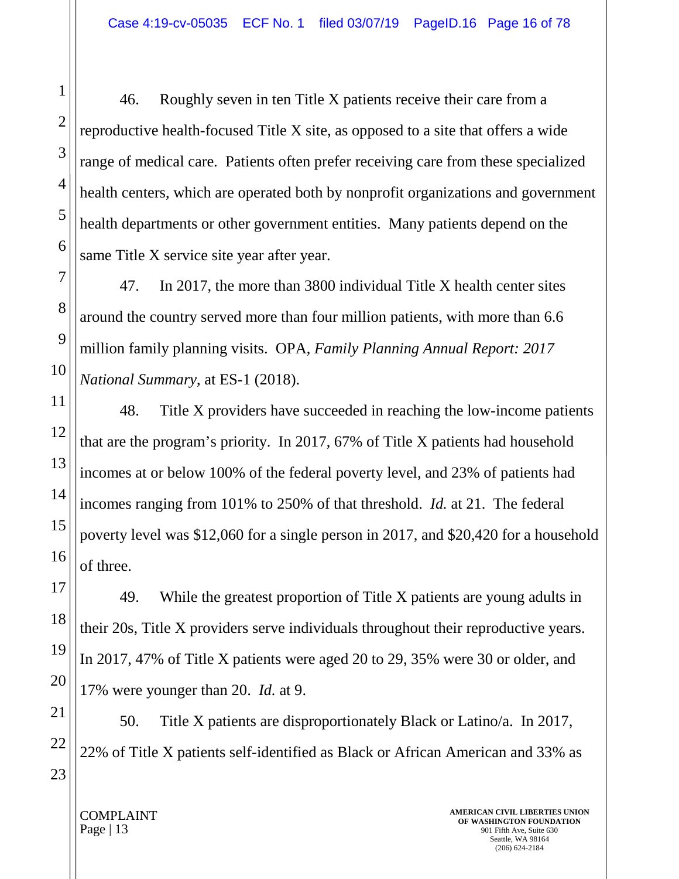46. Roughly seven in ten Title X patients receive their care from a reproductive health-focused Title X site, as opposed to a site that offers a wide range of medical care. Patients often prefer receiving care from these specialized health centers, which are operated both by nonprofit organizations and government health departments or other government entities. Many patients depend on the same Title X service site year after year.

47. In 2017, the more than 3800 individual Title X health center sites around the country served more than four million patients, with more than 6.6 million family planning visits. OPA, *Family Planning Annual Report: 2017 National Summary*, at ES-1 (2018).

48. Title X providers have succeeded in reaching the low-income patients that are the program's priority. In 2017, 67% of Title X patients had household incomes at or below 100% of the federal poverty level, and 23% of patients had incomes ranging from 101% to 250% of that threshold. *Id.* at 21. The federal poverty level was $12,060 for a single person in 2017, and $20,420 for a household of three.

49. While the greatest proportion of Title X patients are young adults in their 20s, Title X providers serve individuals throughout their reproductive years. In 2017, 47% of Title X patients were aged 20 to 29, 35% were 30 or older, and 17% were younger than 20. *Id.* at 9.

50. Title X patients are disproportionately Black or Latino/a. In 2017, 22% of Title X patients self-identified as Black or African American and 33% as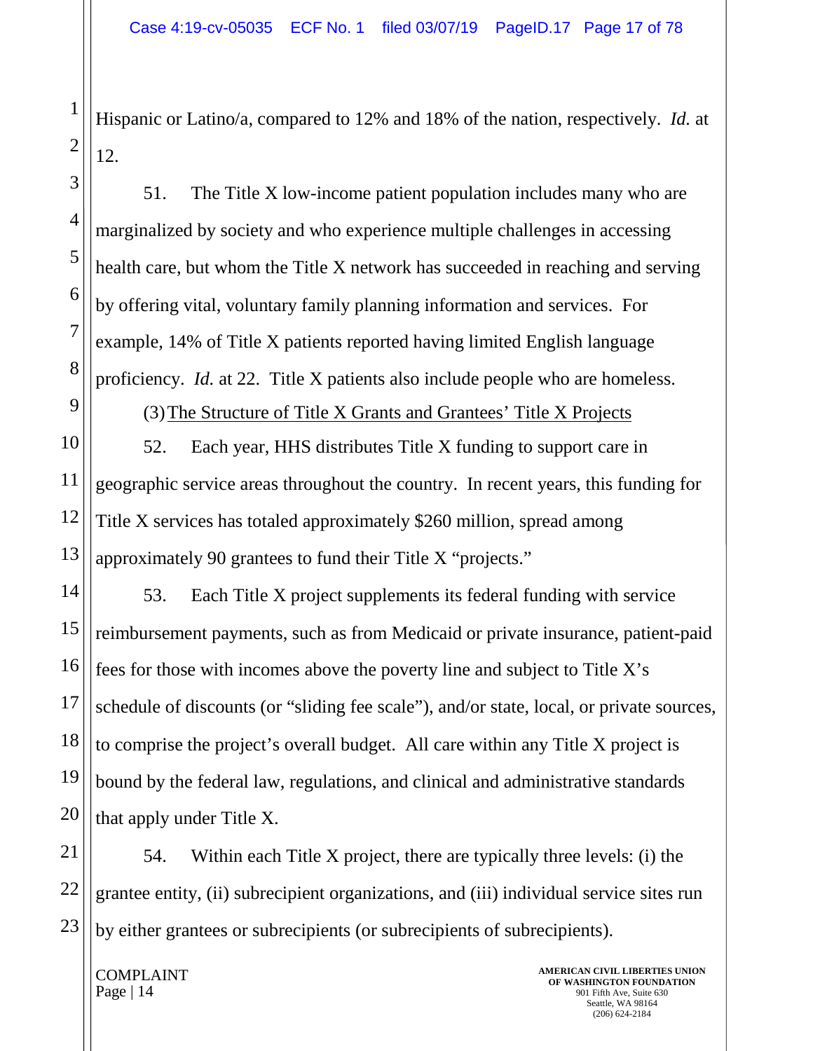Hispanic or Latino/a, compared to 12% and 18% of the nation, respectively. *Id.* at 12.

51. The Title X low-income patient population includes many who are marginalized by society and who experience multiple challenges in accessing health care, but whom the Title X network has succeeded in reaching and serving by offering vital, voluntary family planning information and services. For example, 14% of Title X patients reported having limited English language proficiency. *Id.* at 22. Title X patients also include people who are homeless.

(3) The Structure of Title X Grants and Grantees' Title X Projects

52. Each year, HHS distributes Title X funding to support care in geographic service areas throughout the country. In recent years, this funding for Title X services has totaled approximately $260 million, spread among approximately 90 grantees to fund their Title X "projects."

53. Each Title X project supplements its federal funding with service reimbursement payments, such as from Medicaid or private insurance, patient-paid fees for those with incomes above the poverty line and subject to Title X's schedule of discounts (or "sliding fee scale"), and/or state, local, or private sources, to comprise the project's overall budget. All care within any Title X project is bound by the federal law, regulations, and clinical and administrative standards that apply under Title X.

54. Within each Title X project, there are typically three levels: (i) the grantee entity, (ii) subrecipient organizations, and (iii) individual service sites run by either grantees or subrecipients (or subrecipients of subrecipients).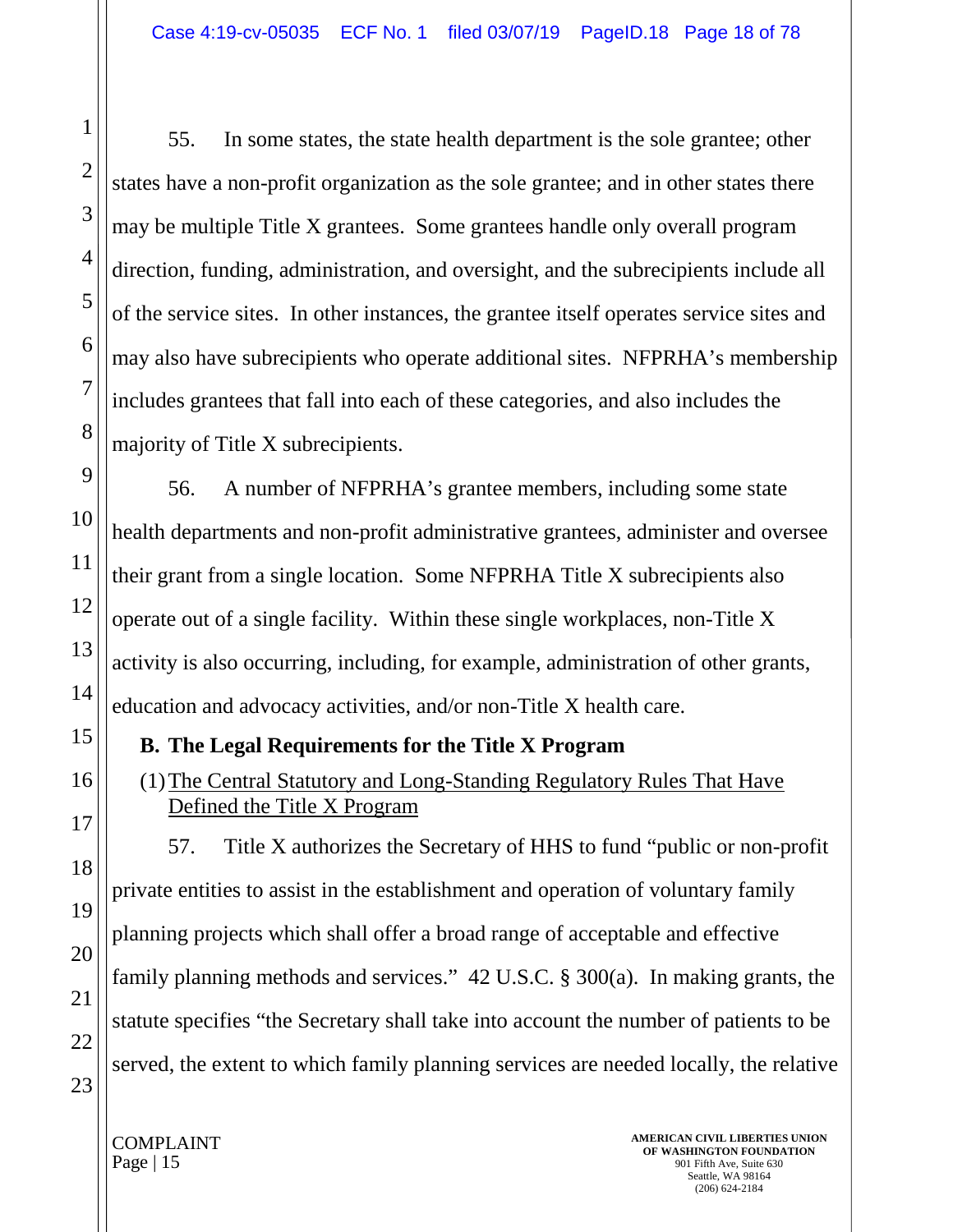55. In some states, the state health department is the sole grantee; other states have a non-profit organization as the sole grantee; and in other states there may be multiple Title X grantees. Some grantees handle only overall program direction, funding, administration, and oversight, and the subrecipients include all of the service sites. In other instances, the grantee itself operates service sites and may also have subrecipients who operate additional sites. NFPRHA's membership includes grantees that fall into each of these categories, and also includes the majority of Title X subrecipients.

56. A number of NFPRHA's grantee members, including some state health departments and non-profit administrative grantees, administer and oversee their grant from a single location. Some NFPRHA Title X subrecipients also operate out of a single facility. Within these single workplaces, non-Title X activity is also occurring, including, for example, administration of other grants, education and advocacy activities, and/or non-Title X health care.

### B. The Legal Requirements for the Title X Program

#### (1) The Central Statutory and Long-Standing Regulatory Rules That Have Defined the Title X Program

57. Title X authorizes the Secretary of HHS to fund "public or non-profit private entities to assist in the establishment and operation of voluntary family planning projects which shall offer a broad range of acceptable and effective family planning methods and services." 42 U.S.C. § 300(a). In making grants, the statute specifies "the Secretary shall take into account the number of patients to be served, the extent to which family planning services are needed locally, the relative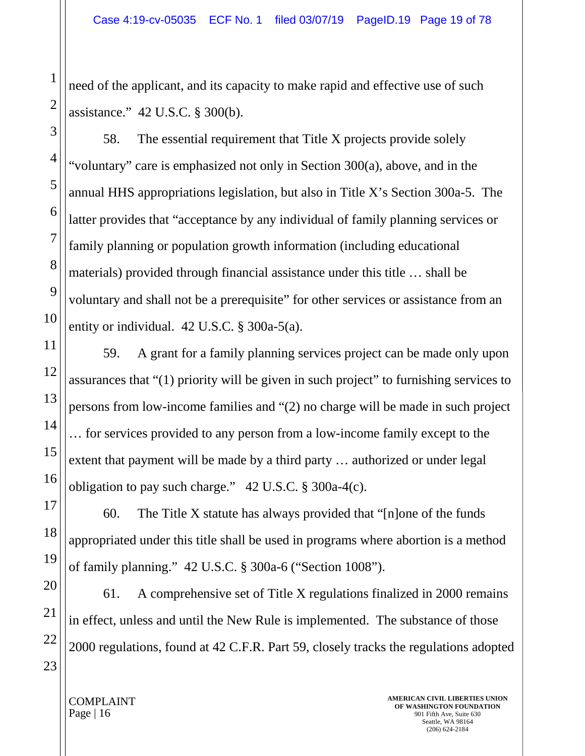need of the applicant, and its capacity to make rapid and effective use of such assistance." 42 U.S.C. § 300(b).

58. The essential requirement that Title X projects provide solely "voluntary" care is emphasized not only in Section 300(a), above, and in the annual HHS appropriations legislation, but also in Title X's Section 300a-5. The latter provides that "acceptance by any individual of family planning services or family planning or population growth information (including educational materials) provided through financial assistance under this title … shall be voluntary and shall not be a prerequisite" for other services or assistance from an entity or individual. 42 U.S.C. § 300a-5(a).

59. A grant for a family planning services project can be made only upon assurances that "(1) priority will be given in such project" to furnishing services to persons from low-income families and "(2) no charge will be made in such project … for services provided to any person from a low-income family except to the extent that payment will be made by a third party … authorized or under legal obligation to pay such charge." 42 U.S.C. § 300a-4(c).

60. The Title X statute has always provided that "[n]one of the funds appropriated under this title shall be used in programs where abortion is a method of family planning." 42 U.S.C. § 300a-6 ("Section 1008").

61. A comprehensive set of Title X regulations finalized in 2000 remains in effect, unless and until the New Rule is implemented. The substance of those 2000 regulations, found at 42 C.F.R. Part 59, closely tracks the regulations adopted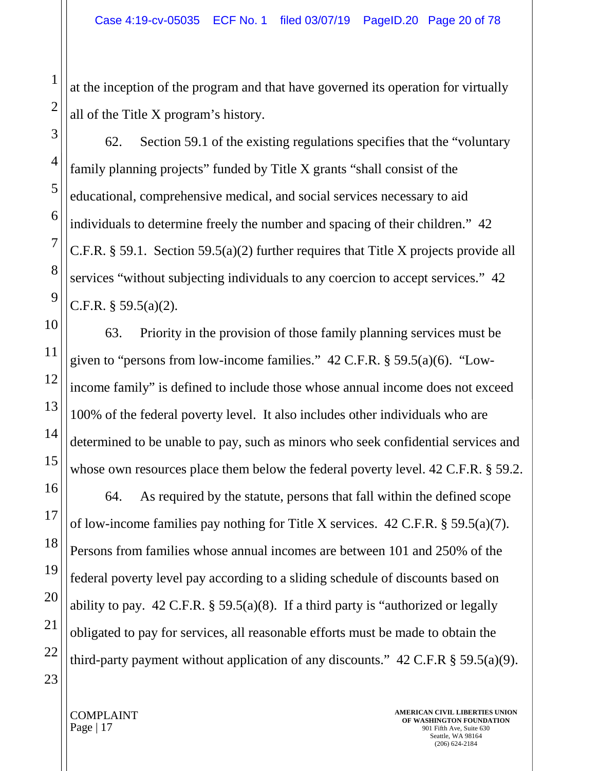at the inception of the program and that have governed its operation for virtually all of the Title X program's history.

62. Section 59.1 of the existing regulations specifies that the "voluntary family planning projects" funded by Title X grants "shall consist of the educational, comprehensive medical, and social services necessary to aid individuals to determine freely the number and spacing of their children." 42 C.F.R. § 59.1. Section 59.5(a)(2) further requires that Title X projects provide all services "without subjecting individuals to any coercion to accept services." 42 C.F.R. § 59.5(a)(2).

63. Priority in the provision of those family planning services must be given to "persons from low-income families." 42 C.F.R. § 59.5(a)(6). "Low-income family" is defined to include those whose annual income does not exceed 100% of the federal poverty level. It also includes other individuals who are determined to be unable to pay, such as minors who seek confidential services and whose own resources place them below the federal poverty level. 42 C.F.R. § 59.2.

64. As required by the statute, persons that fall within the defined scope of low-income families pay nothing for Title X services. 42 C.F.R. § 59.5(a)(7). Persons from families whose annual incomes are between 101 and 250% of the federal poverty level pay according to a sliding schedule of discounts based on ability to pay. 42 C.F.R. § 59.5(a)(8). If a third party is "authorized or legally obligated to pay for services, all reasonable efforts must be made to obtain the third-party payment without application of any discounts." 42 C.F.R § 59.5(a)(9).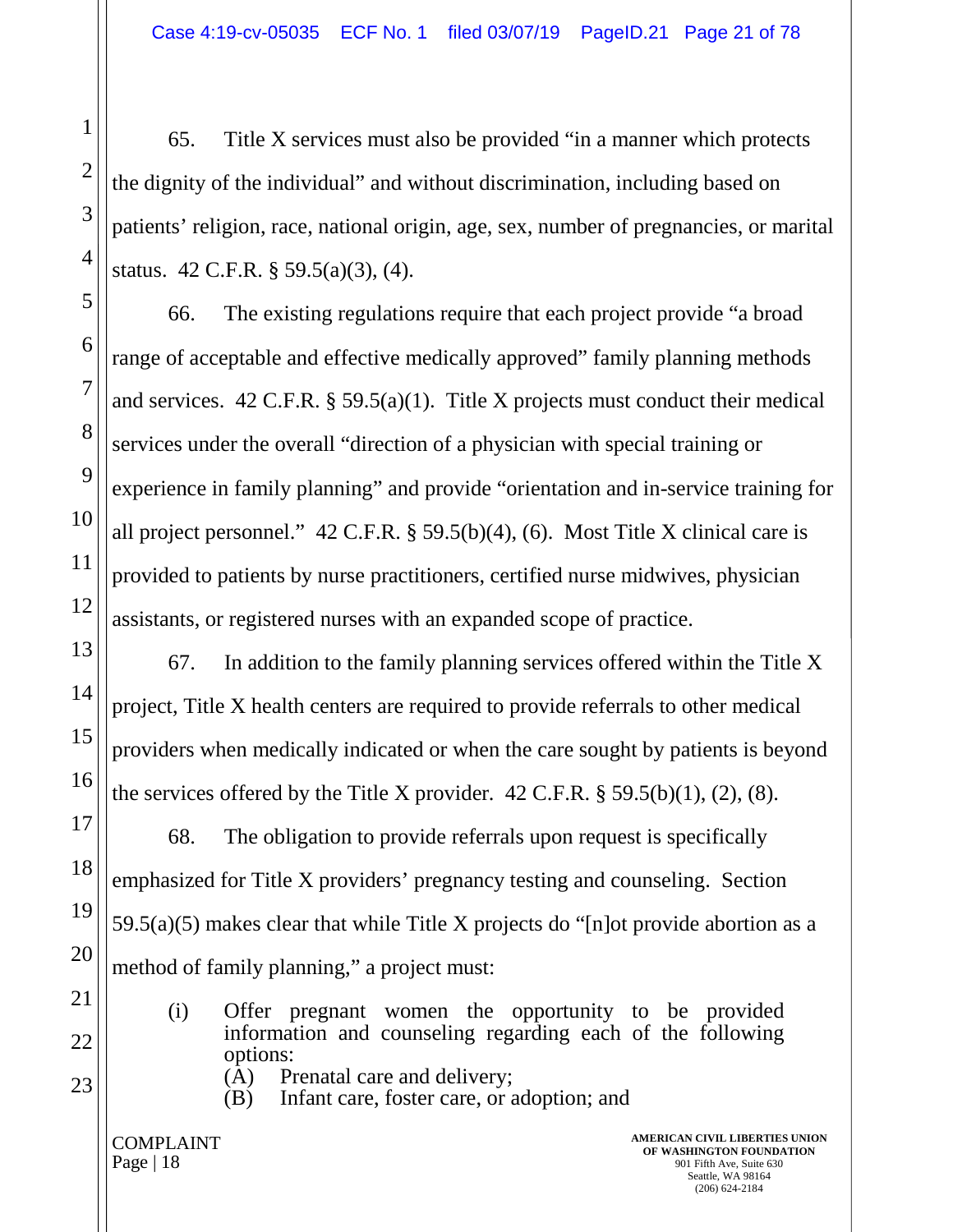65. Title X services must also be provided "in a manner which protects the dignity of the individual" and without discrimination, including based on patients' religion, race, national origin, age, sex, number of pregnancies, or marital status. 42 C.F.R. § 59.5(a)(3), (4).

66. The existing regulations require that each project provide "a broad range of acceptable and effective medically approved" family planning methods and services. 42 C.F.R. § 59.5(a)(1). Title X projects must conduct their medical services under the overall "direction of a physician with special training or experience in family planning" and provide "orientation and in-service training for all project personnel." 42 C.F.R. § 59.5(b)(4), (6). Most Title X clinical care is provided to patients by nurse practitioners, certified nurse midwives, physician assistants, or registered nurses with an expanded scope of practice.

67. In addition to the family planning services offered within the Title X project, Title X health centers are required to provide referrals to other medical providers when medically indicated or when the care sought by patients is beyond the services offered by the Title X provider. 42 C.F.R. § 59.5(b)(1), (2), (8).

68. The obligation to provide referrals upon request is specifically emphasized for Title X providers' pregnancy testing and counseling. Section 59.5(a)(5) makes clear that while Title X projects do "[n]ot provide abortion as a method of family planning," a project must:

> (i) Offer pregnant women the opportunity to be provided information and counseling regarding each of the following options:
> (A) Prenatal care and delivery;
> (B) Infant care, foster care, or adoption; and

COMPLAINT
Page | 18

AMERICAN CIVIL LIBERTIES UNION OF WASHINGTON FOUNDATION
901 Fifth Ave, Suite 630
Seattle, WA 98164
(206) 624-2184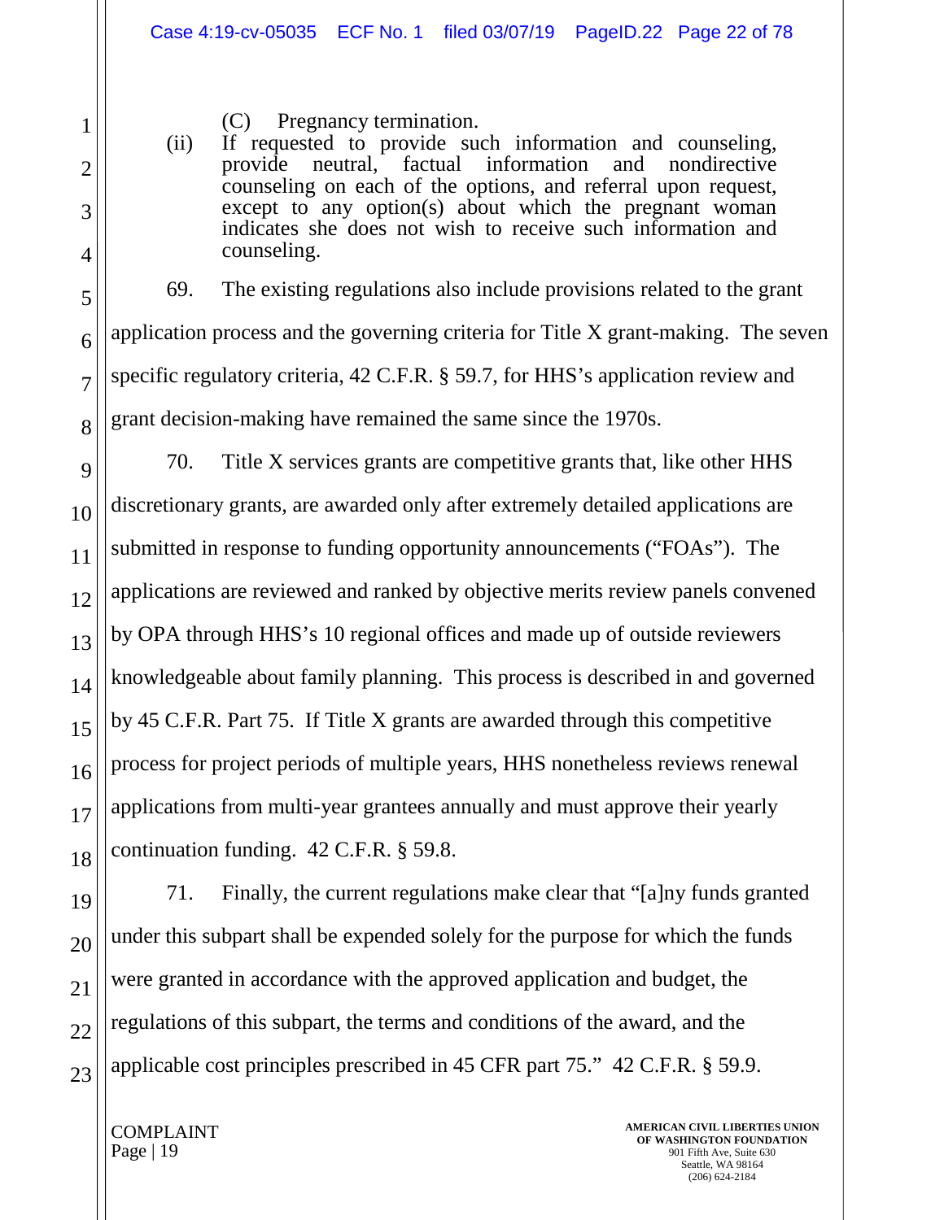(C) Pregnancy termination.

(ii) If requested to provide such information and counseling, provide neutral, factual information and nondirective counseling on each of the options, and referral upon request, except to any option(s) about which the pregnant woman indicates she does not wish to receive such information and counseling.

69. The existing regulations also include provisions related to the grant application process and the governing criteria for Title X grant-making. The seven specific regulatory criteria, 42 C.F.R. § 59.7, for HHS's application review and grant decision-making have remained the same since the 1970s.

70. Title X services grants are competitive grants that, like other HHS discretionary grants, are awarded only after extremely detailed applications are submitted in response to funding opportunity announcements ("FOAs"). The applications are reviewed and ranked by objective merits review panels convened by OPA through HHS's 10 regional offices and made up of outside reviewers knowledgeable about family planning. This process is described in and governed by 45 C.F.R. Part 75. If Title X grants are awarded through this competitive process for project periods of multiple years, HHS nonetheless reviews renewal applications from multi-year grantees annually and must approve their yearly continuation funding. 42 C.F.R. § 59.8.

71. Finally, the current regulations make clear that "[a]ny funds granted under this subpart shall be expended solely for the purpose for which the funds were granted in accordance with the approved application and budget, the regulations of this subpart, the terms and conditions of the award, and the applicable cost principles prescribed in 45 CFR part 75." 42 C.F.R. § 59.9.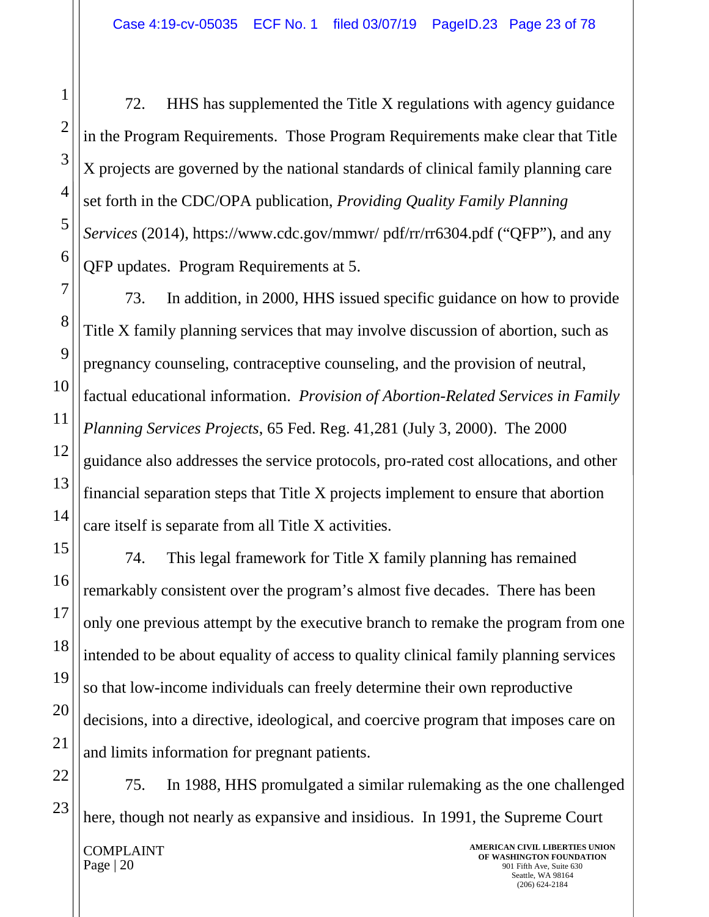72. HHS has supplemented the Title X regulations with agency guidance in the Program Requirements. Those Program Requirements make clear that Title X projects are governed by the national standards of clinical family planning care set forth in the CDC/OPA publication, *Providing Quality Family Planning Services* (2014), https://www.cdc.gov/mmwr/ pdf/rr/rr6304.pdf ("QFP"), and any QFP updates. Program Requirements at 5.

73. In addition, in 2000, HHS issued specific guidance on how to provide Title X family planning services that may involve discussion of abortion, such as pregnancy counseling, contraceptive counseling, and the provision of neutral, factual educational information. *Provision of Abortion-Related Services in Family Planning Services Projects*, 65 Fed. Reg. 41,281 (July 3, 2000). The 2000 guidance also addresses the service protocols, pro-rated cost allocations, and other financial separation steps that Title X projects implement to ensure that abortion care itself is separate from all Title X activities.

74. This legal framework for Title X family planning has remained remarkably consistent over the program's almost five decades. There has been only one previous attempt by the executive branch to remake the program from one intended to be about equality of access to quality clinical family planning services so that low-income individuals can freely determine their own reproductive decisions, into a directive, ideological, and coercive program that imposes care on and limits information for pregnant patients.

75. In 1988, HHS promulgated a similar rulemaking as the one challenged here, though not nearly as expansive and insidious. In 1991, the Supreme Court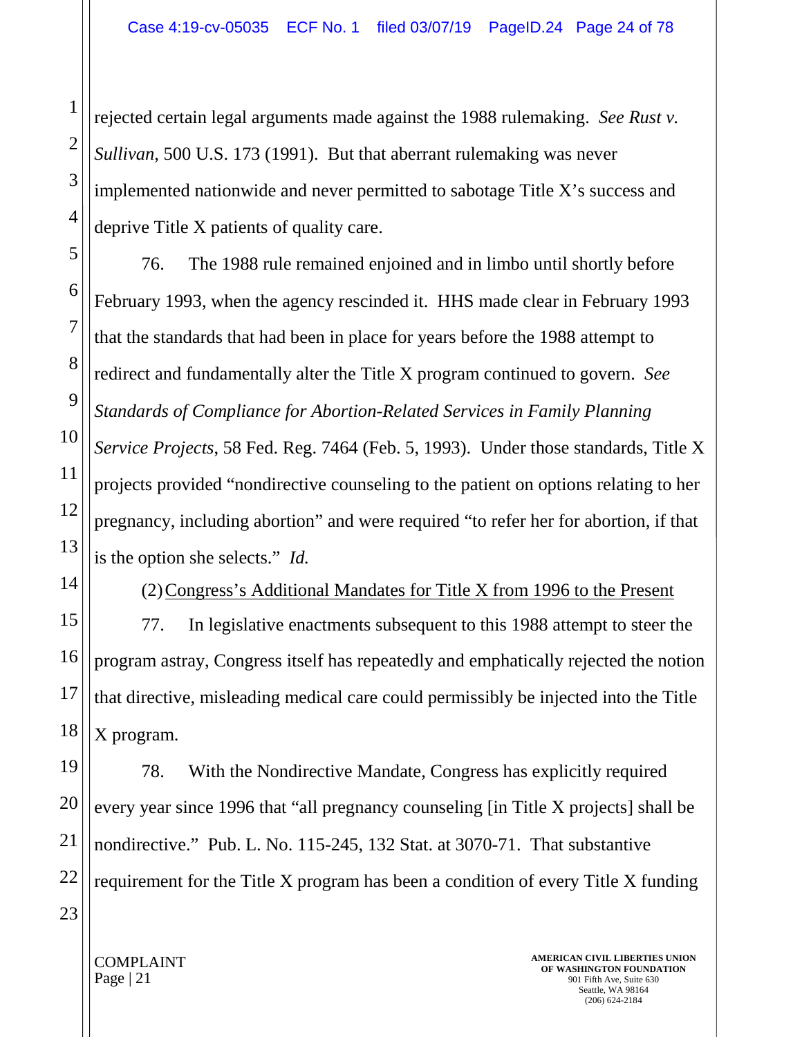rejected certain legal arguments made against the 1988 rulemaking. *See Rust v. Sullivan*, 500 U.S. 173 (1991). But that aberrant rulemaking was never implemented nationwide and never permitted to sabotage Title X's success and deprive Title X patients of quality care.

76. The 1988 rule remained enjoined and in limbo until shortly before February 1993, when the agency rescinded it. HHS made clear in February 1993 that the standards that had been in place for years before the 1988 attempt to redirect and fundamentally alter the Title X program continued to govern. *See Standards of Compliance for Abortion-Related Services in Family Planning Service Projects*, 58 Fed. Reg. 7464 (Feb. 5, 1993). Under those standards, Title X projects provided "nondirective counseling to the patient on options relating to her pregnancy, including abortion" and were required "to refer her for abortion, if that is the option she selects." *Id.*

(2) Congress's Additional Mandates for Title X from 1996 to the Present

77. In legislative enactments subsequent to this 1988 attempt to steer the program astray, Congress itself has repeatedly and emphatically rejected the notion that directive, misleading medical care could permissibly be injected into the Title X program.

78. With the Nondirective Mandate, Congress has explicitly required every year since 1996 that "all pregnancy counseling [in Title X projects] shall be nondirective." Pub. L. No. 115-245, 132 Stat. at 3070-71. That substantive requirement for the Title X program has been a condition of every Title X funding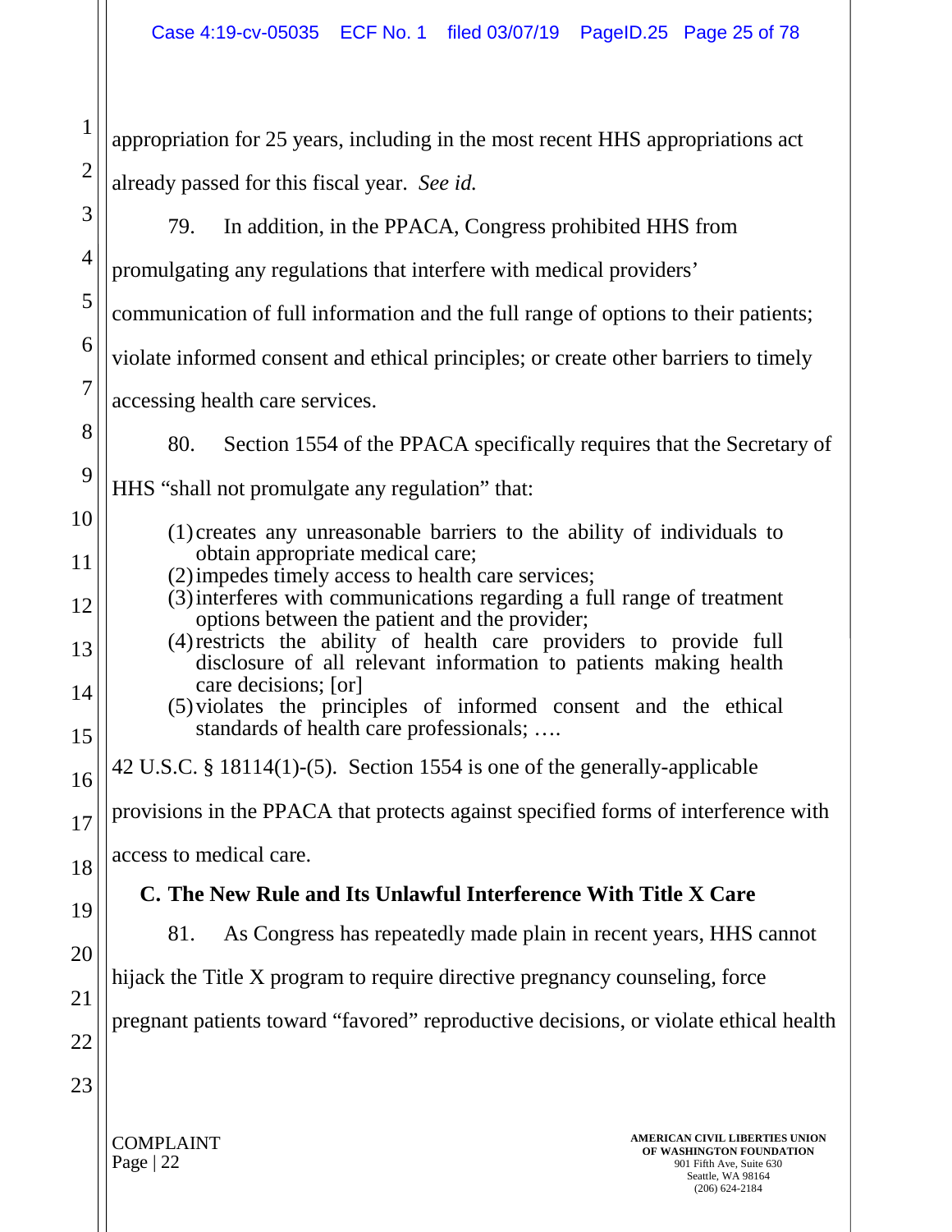appropriation for 25 years, including in the most recent HHS appropriations act already passed for this fiscal year. *See id.*

79. In addition, in the PPACA, Congress prohibited HHS from promulgating any regulations that interfere with medical providers' communication of full information and the full range of options to their patients; violate informed consent and ethical principles; or create other barriers to timely accessing health care services.

80. Section 1554 of the PPACA specifically requires that the Secretary of HHS "shall not promulgate any regulation" that:

> (1) creates any unreasonable barriers to the ability of individuals to obtain appropriate medical care;
> (2) impedes timely access to health care services;
> (3) interferes with communications regarding a full range of treatment options between the patient and the provider;
> (4) restricts the ability of health care providers to provide full disclosure of all relevant information to patients making health care decisions; [or]
> (5) violates the principles of informed consent and the ethical standards of health care professionals; ….

42 U.S.C. § 18114(1)-(5). Section 1554 is one of the generally-applicable provisions in the PPACA that protects against specified forms of interference with access to medical care.

### C. The New Rule and Its Unlawful Interference With Title X Care

81. As Congress has repeatedly made plain in recent years, HHS cannot hijack the Title X program to require directive pregnancy counseling, force pregnant patients toward "favored" reproductive decisions, or violate ethical health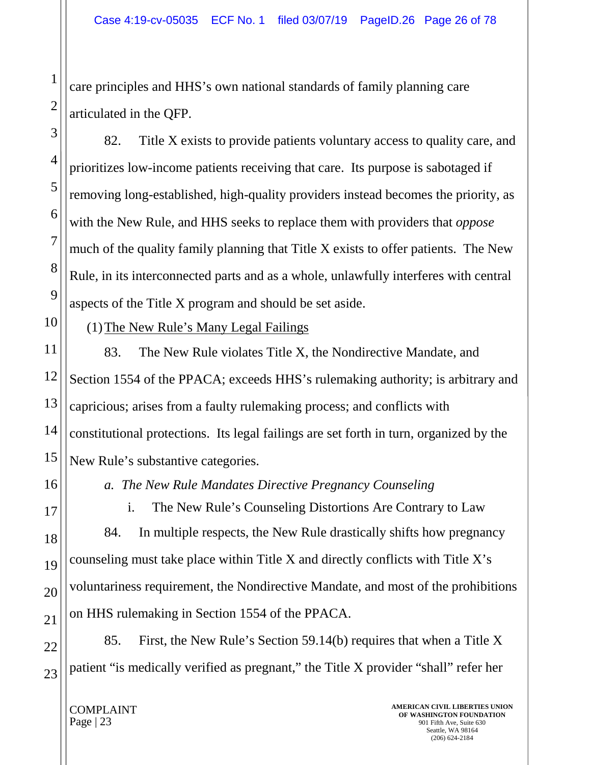care principles and HHS's own national standards of family planning care articulated in the QFP.

82. Title X exists to provide patients voluntary access to quality care, and prioritizes low-income patients receiving that care. Its purpose is sabotaged if removing long-established, high-quality providers instead becomes the priority, as with the New Rule, and HHS seeks to replace them with providers that *oppose* much of the quality family planning that Title X exists to offer patients. The New Rule, in its interconnected parts and as a whole, unlawfully interferes with central aspects of the Title X program and should be set aside.

(1) The New Rule's Many Legal Failings

83. The New Rule violates Title X, the Nondirective Mandate, and Section 1554 of the PPACA; exceeds HHS's rulemaking authority; is arbitrary and capricious; arises from a faulty rulemaking process; and conflicts with constitutional protections. Its legal failings are set forth in turn, organized by the New Rule's substantive categories.

*a. The New Rule Mandates Directive Pregnancy Counseling*

i. The New Rule's Counseling Distortions Are Contrary to Law

84. In multiple respects, the New Rule drastically shifts how pregnancy counseling must take place within Title X and directly conflicts with Title X's voluntariness requirement, the Nondirective Mandate, and most of the prohibitions on HHS rulemaking in Section 1554 of the PPACA.

85. First, the New Rule's Section 59.14(b) requires that when a Title X patient "is medically verified as pregnant," the Title X provider "shall" refer her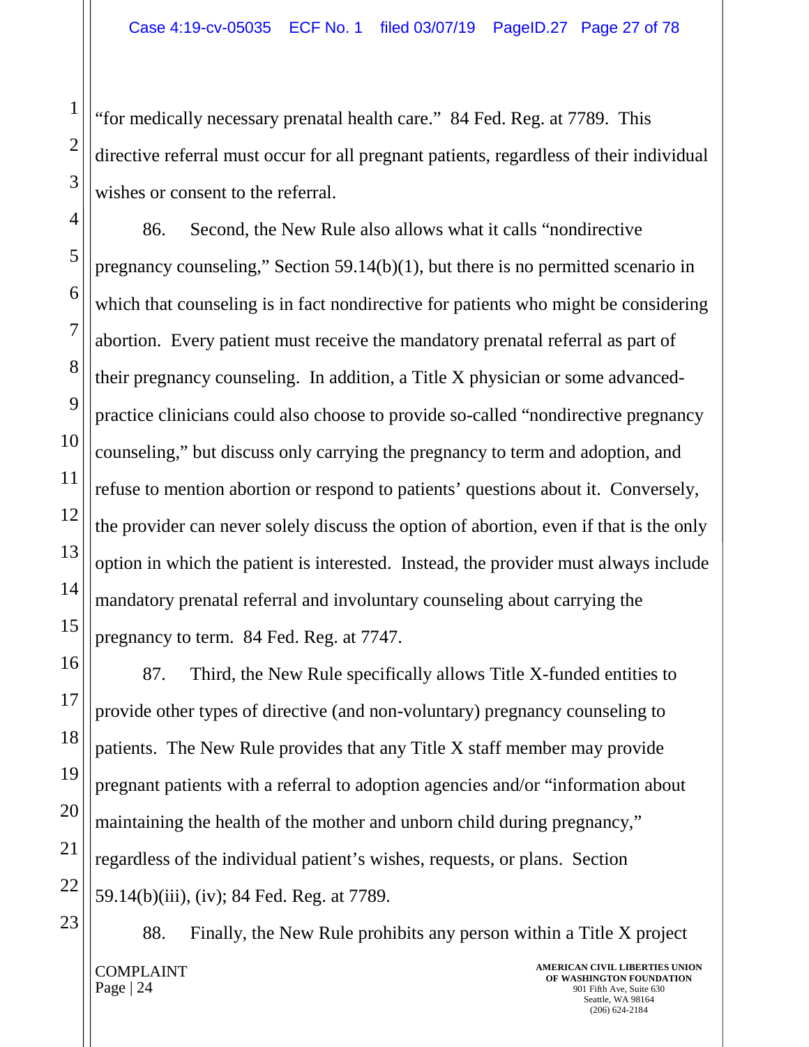"for medically necessary prenatal health care." 84 Fed. Reg. at 7789. This directive referral must occur for all pregnant patients, regardless of their individual wishes or consent to the referral.

86. Second, the New Rule also allows what it calls "nondirective pregnancy counseling," Section 59.14(b)(1), but there is no permitted scenario in which that counseling is in fact nondirective for patients who might be considering abortion. Every patient must receive the mandatory prenatal referral as part of their pregnancy counseling. In addition, a Title X physician or some advanced-practice clinicians could also choose to provide so-called "nondirective pregnancy counseling," but discuss only carrying the pregnancy to term and adoption, and refuse to mention abortion or respond to patients' questions about it. Conversely, the provider can never solely discuss the option of abortion, even if that is the only option in which the patient is interested. Instead, the provider must always include mandatory prenatal referral and involuntary counseling about carrying the pregnancy to term. 84 Fed. Reg. at 7747.

87. Third, the New Rule specifically allows Title X-funded entities to provide other types of directive (and non-voluntary) pregnancy counseling to patients. The New Rule provides that any Title X staff member may provide pregnant patients with a referral to adoption agencies and/or "information about maintaining the health of the mother and unborn child during pregnancy," regardless of the individual patient's wishes, requests, or plans. Section 59.14(b)(iii), (iv); 84 Fed. Reg. at 7789.

88. Finally, the New Rule prohibits any person within a Title X project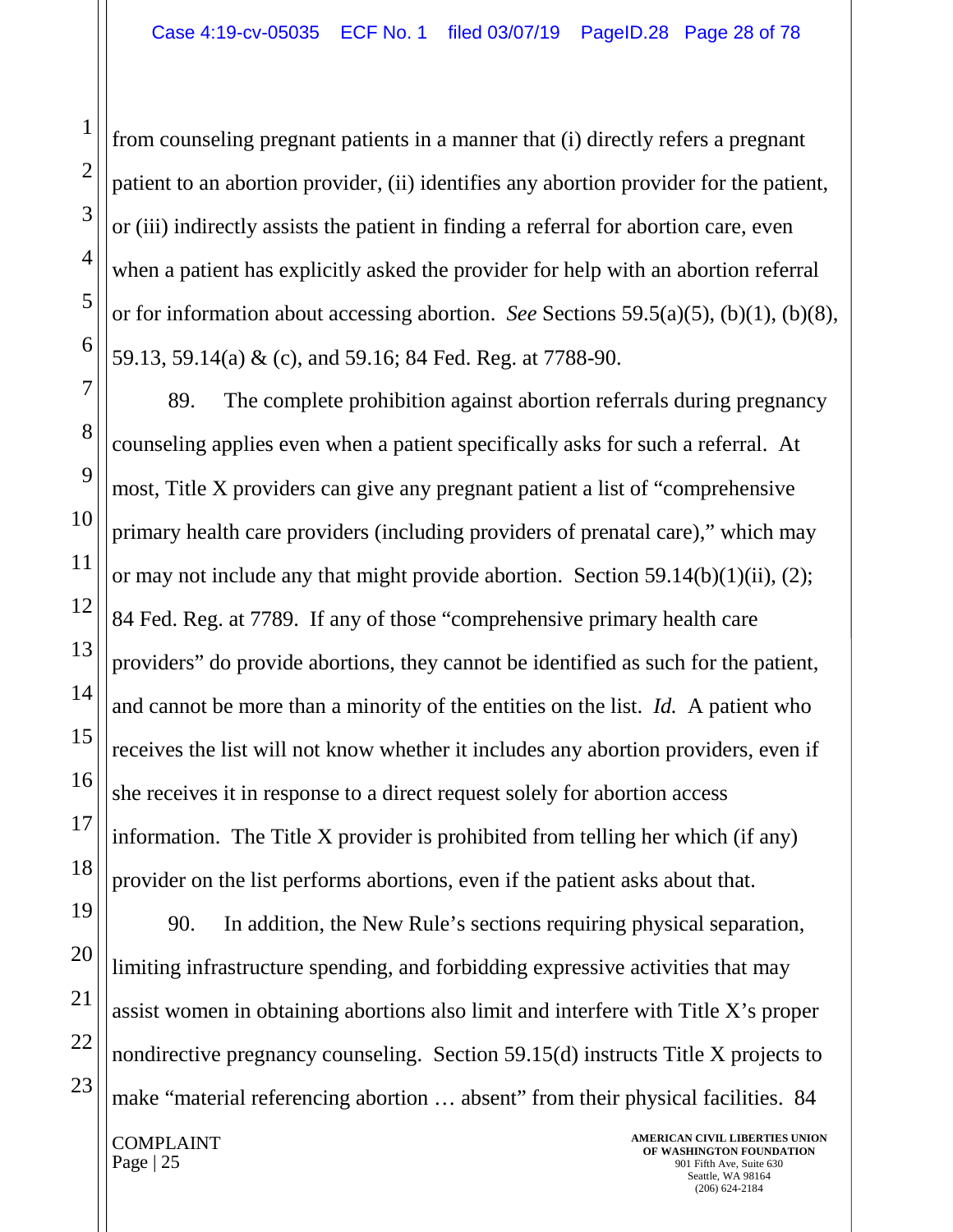from counseling pregnant patients in a manner that (i) directly refers a pregnant patient to an abortion provider, (ii) identifies any abortion provider for the patient, or (iii) indirectly assists the patient in finding a referral for abortion care, even when a patient has explicitly asked the provider for help with an abortion referral or for information about accessing abortion. *See* Sections 59.5(a)(5), (b)(1), (b)(8), 59.13, 59.14(a) & (c), and 59.16; 84 Fed. Reg. at 7788-90.

89. The complete prohibition against abortion referrals during pregnancy counseling applies even when a patient specifically asks for such a referral. At most, Title X providers can give any pregnant patient a list of "comprehensive primary health care providers (including providers of prenatal care)," which may or may not include any that might provide abortion. Section 59.14(b)(1)(ii), (2); 84 Fed. Reg. at 7789. If any of those "comprehensive primary health care providers" do provide abortions, they cannot be identified as such for the patient, and cannot be more than a minority of the entities on the list. *Id.* A patient who receives the list will not know whether it includes any abortion providers, even if she receives it in response to a direct request solely for abortion access information. The Title X provider is prohibited from telling her which (if any) provider on the list performs abortions, even if the patient asks about that.

90. In addition, the New Rule's sections requiring physical separation, limiting infrastructure spending, and forbidding expressive activities that may assist women in obtaining abortions also limit and interfere with Title X's proper nondirective pregnancy counseling. Section 59.15(d) instructs Title X projects to make "material referencing abortion … absent" from their physical facilities. 84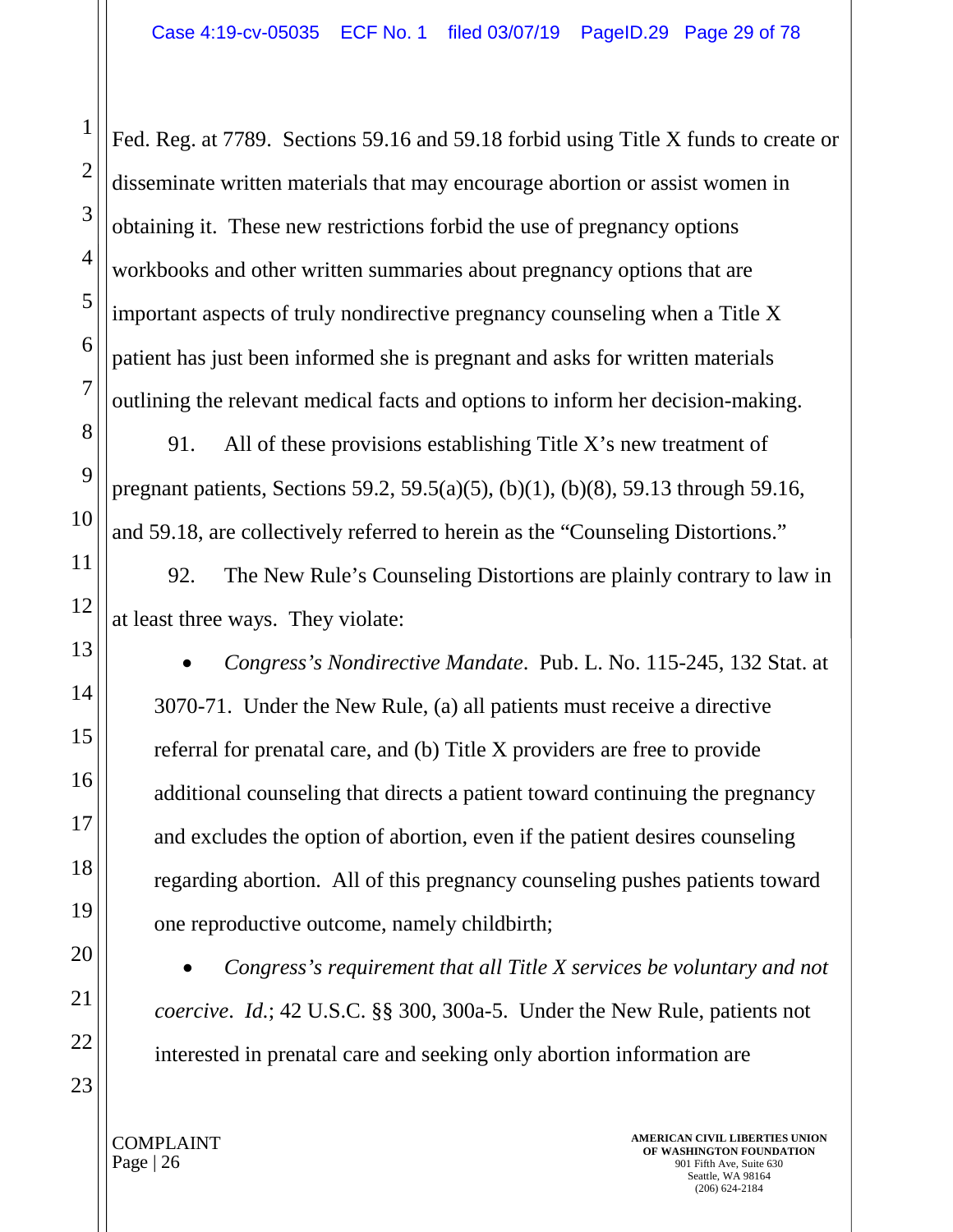Fed. Reg. at 7789. Sections 59.16 and 59.18 forbid using Title X funds to create or disseminate written materials that may encourage abortion or assist women in obtaining it. These new restrictions forbid the use of pregnancy options workbooks and other written summaries about pregnancy options that are important aspects of truly nondirective pregnancy counseling when a Title X patient has just been informed she is pregnant and asks for written materials outlining the relevant medical facts and options to inform her decision-making.

91. All of these provisions establishing Title X's new treatment of pregnant patients, Sections 59.2, 59.5(a)(5), (b)(1), (b)(8), 59.13 through 59.16, and 59.18, are collectively referred to herein as the "Counseling Distortions."

92. The New Rule's Counseling Distortions are plainly contrary to law in at least three ways. They violate:

- *Congress's Nondirective Mandate*. Pub. L. No. 115-245, 132 Stat. at 3070-71. Under the New Rule, (a) all patients must receive a directive referral for prenatal care, and (b) Title X providers are free to provide additional counseling that directs a patient toward continuing the pregnancy and excludes the option of abortion, even if the patient desires counseling regarding abortion. All of this pregnancy counseling pushes patients toward one reproductive outcome, namely childbirth;

- *Congress's requirement that all Title X services be voluntary and not coercive*. *Id.*; 42 U.S.C. §§ 300, 300a-5. Under the New Rule, patients not interested in prenatal care and seeking only abortion information are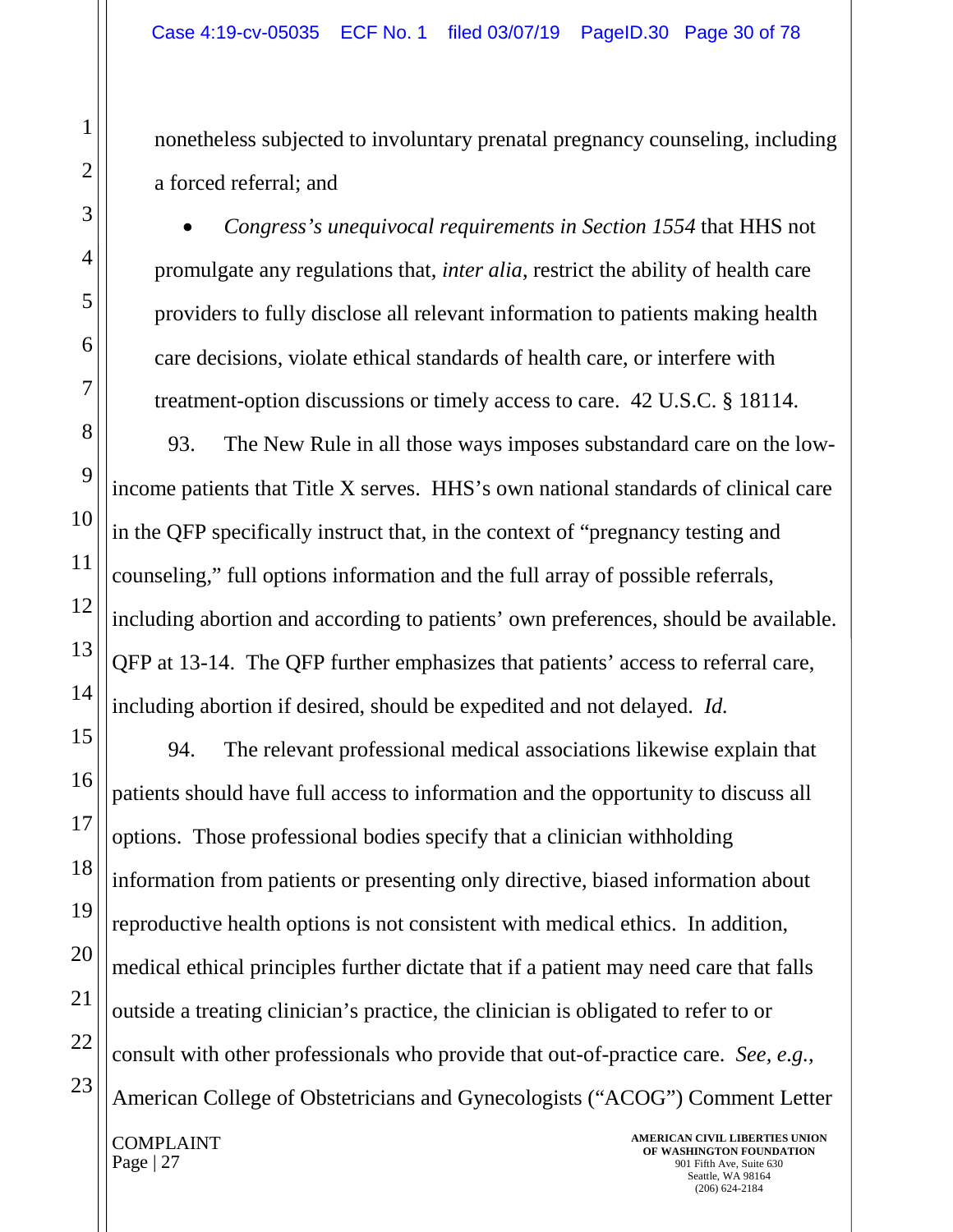nonetheless subjected to involuntary prenatal pregnancy counseling, including a forced referral; and

- *Congress's unequivocal requirements in Section 1554* that HHS not promulgate any regulations that, *inter alia*, restrict the ability of health care providers to fully disclose all relevant information to patients making health care decisions, violate ethical standards of health care, or interfere with treatment-option discussions or timely access to care. 42 U.S.C. § 18114.

93. The New Rule in all those ways imposes substandard care on the low-income patients that Title X serves. HHS's own national standards of clinical care in the QFP specifically instruct that, in the context of "pregnancy testing and counseling," full options information and the full array of possible referrals, including abortion and according to patients' own preferences, should be available. QFP at 13-14. The QFP further emphasizes that patients' access to referral care, including abortion if desired, should be expedited and not delayed. *Id.*

94. The relevant professional medical associations likewise explain that patients should have full access to information and the opportunity to discuss all options. Those professional bodies specify that a clinician withholding information from patients or presenting only directive, biased information about reproductive health options is not consistent with medical ethics. In addition, medical ethical principles further dictate that if a patient may need care that falls outside a treating clinician's practice, the clinician is obligated to refer to or consult with other professionals who provide that out-of-practice care. *See, e.g.*, American College of Obstetricians and Gynecologists ("ACOG") Comment Letter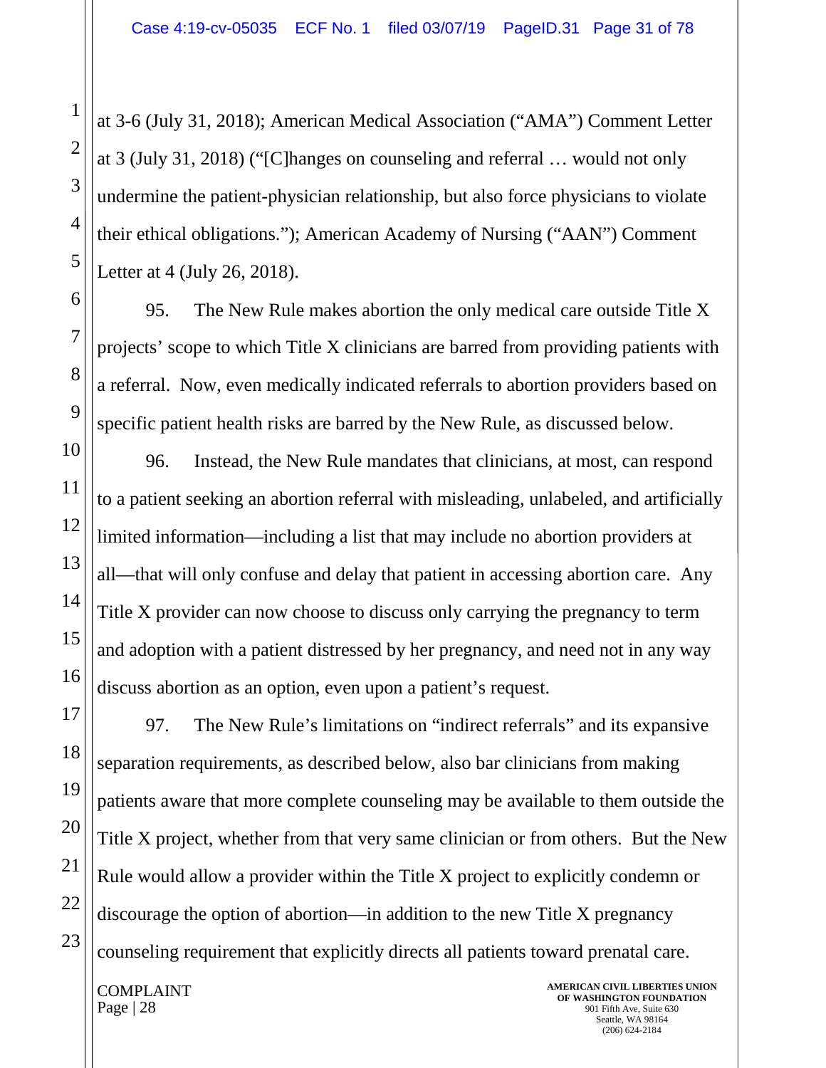at 3-6 (July 31, 2018); American Medical Association ("AMA") Comment Letter at 3 (July 31, 2018) ("[C]hanges on counseling and referral … would not only undermine the patient-physician relationship, but also force physicians to violate their ethical obligations."); American Academy of Nursing ("AAN") Comment Letter at 4 (July 26, 2018).

95. The New Rule makes abortion the only medical care outside Title X projects' scope to which Title X clinicians are barred from providing patients with a referral. Now, even medically indicated referrals to abortion providers based on specific patient health risks are barred by the New Rule, as discussed below.

96. Instead, the New Rule mandates that clinicians, at most, can respond to a patient seeking an abortion referral with misleading, unlabeled, and artificially limited information—including a list that may include no abortion providers at all—that will only confuse and delay that patient in accessing abortion care. Any Title X provider can now choose to discuss only carrying the pregnancy to term and adoption with a patient distressed by her pregnancy, and need not in any way discuss abortion as an option, even upon a patient's request.

97. The New Rule's limitations on "indirect referrals" and its expansive separation requirements, as described below, also bar clinicians from making patients aware that more complete counseling may be available to them outside the Title X project, whether from that very same clinician or from others. But the New Rule would allow a provider within the Title X project to explicitly condemn or discourage the option of abortion—in addition to the new Title X pregnancy counseling requirement that explicitly directs all patients toward prenatal care.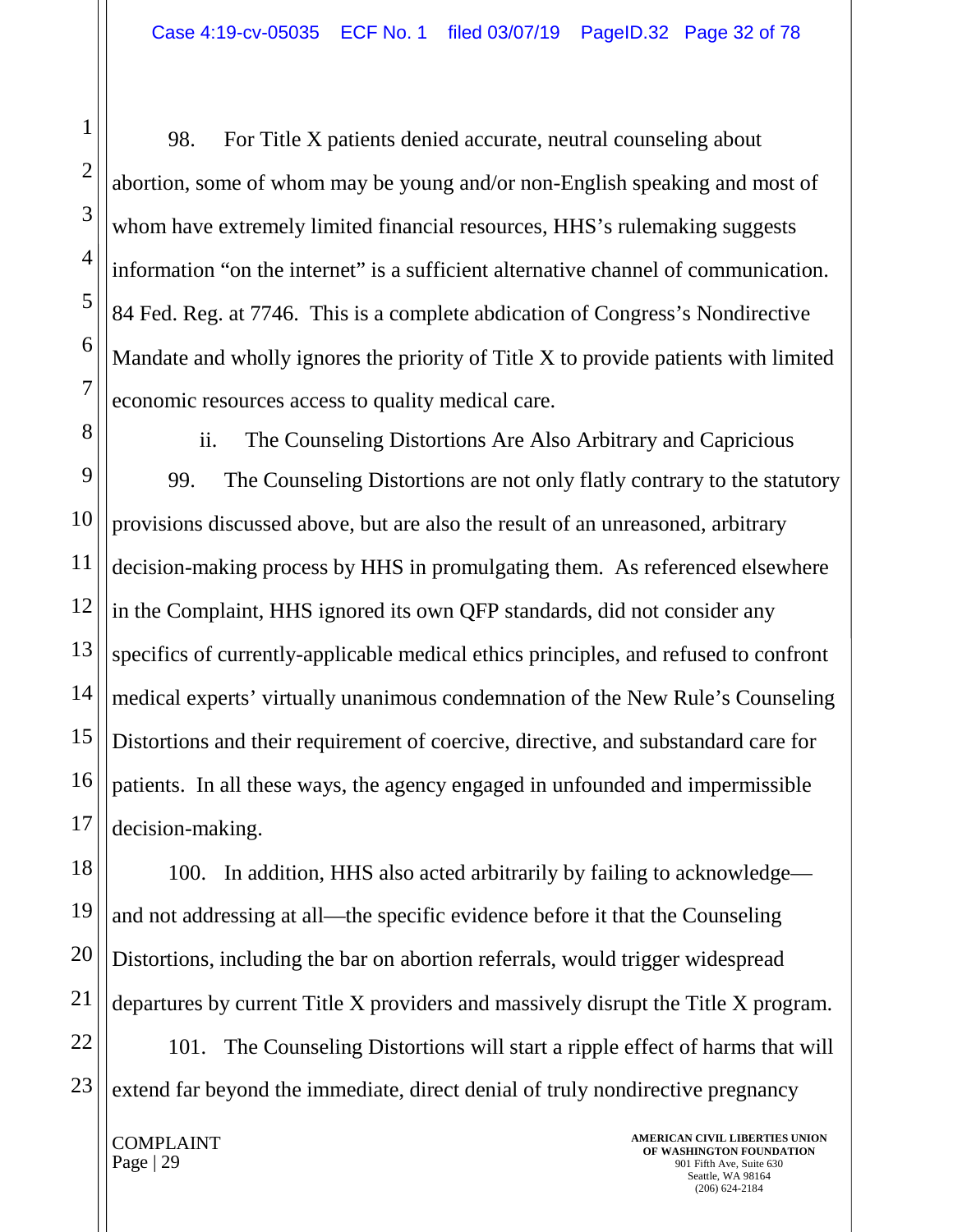98. For Title X patients denied accurate, neutral counseling about abortion, some of whom may be young and/or non-English speaking and most of whom have extremely limited financial resources, HHS's rulemaking suggests information "on the internet" is a sufficient alternative channel of communication. 84 Fed. Reg. at 7746. This is a complete abdication of Congress's Nondirective Mandate and wholly ignores the priority of Title X to provide patients with limited economic resources access to quality medical care.

ii. The Counseling Distortions Are Also Arbitrary and Capricious

99. The Counseling Distortions are not only flatly contrary to the statutory provisions discussed above, but are also the result of an unreasoned, arbitrary decision-making process by HHS in promulgating them. As referenced elsewhere in the Complaint, HHS ignored its own QFP standards, did not consider any specifics of currently-applicable medical ethics principles, and refused to confront medical experts' virtually unanimous condemnation of the New Rule's Counseling Distortions and their requirement of coercive, directive, and substandard care for patients. In all these ways, the agency engaged in unfounded and impermissible decision-making.

100. In addition, HHS also acted arbitrarily by failing to acknowledge—and not addressing at all—the specific evidence before it that the Counseling Distortions, including the bar on abortion referrals, would trigger widespread departures by current Title X providers and massively disrupt the Title X program.

101. The Counseling Distortions will start a ripple effect of harms that will extend far beyond the immediate, direct denial of truly nondirective pregnancy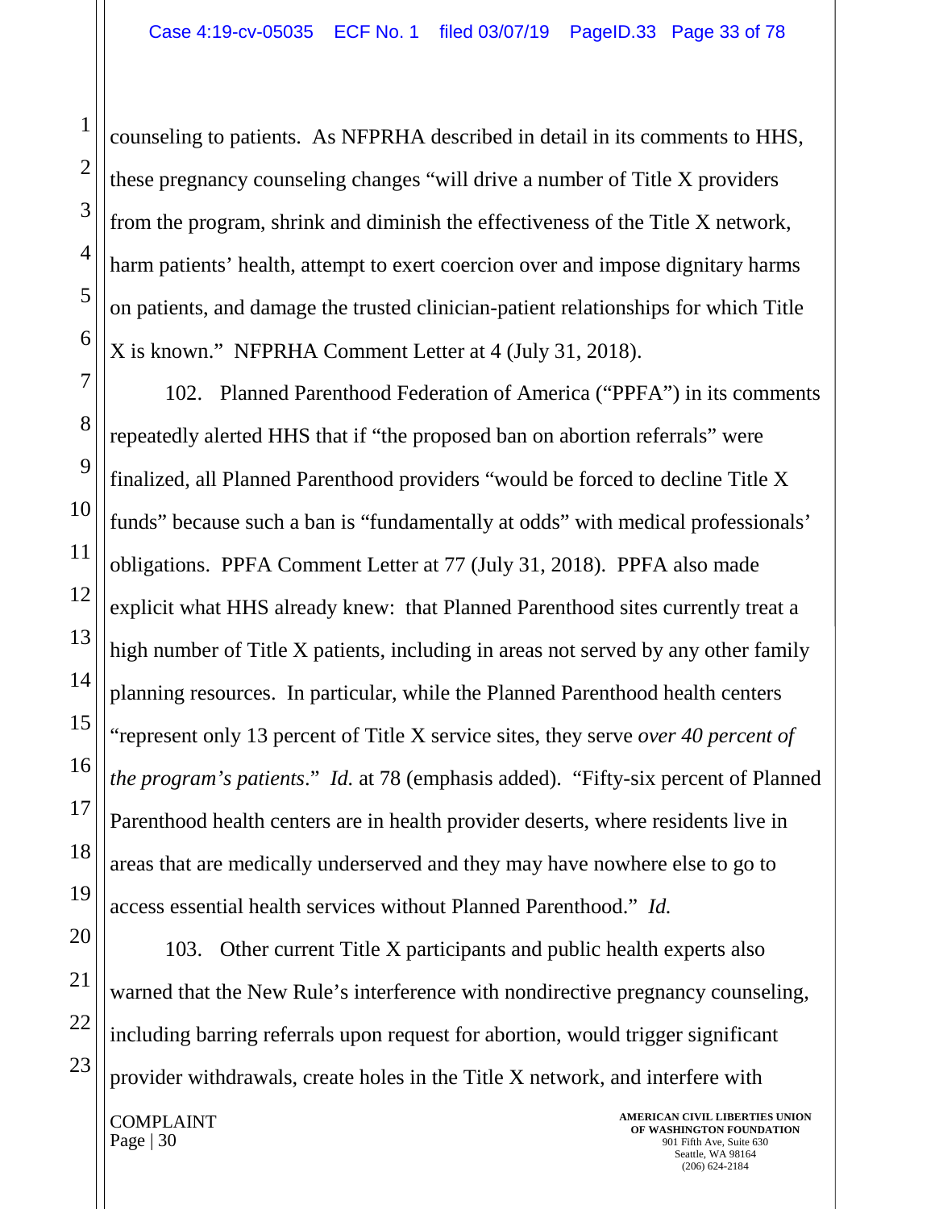counseling to patients. As NFPRHA described in detail in its comments to HHS, these pregnancy counseling changes "will drive a number of Title X providers from the program, shrink and diminish the effectiveness of the Title X network, harm patients' health, attempt to exert coercion over and impose dignitary harms on patients, and damage the trusted clinician-patient relationships for which Title X is known." NFPRHA Comment Letter at 4 (July 31, 2018).

102. Planned Parenthood Federation of America ("PPFA") in its comments repeatedly alerted HHS that if "the proposed ban on abortion referrals" were finalized, all Planned Parenthood providers "would be forced to decline Title X funds" because such a ban is "fundamentally at odds" with medical professionals' obligations. PPFA Comment Letter at 77 (July 31, 2018). PPFA also made explicit what HHS already knew: that Planned Parenthood sites currently treat a high number of Title X patients, including in areas not served by any other family planning resources. In particular, while the Planned Parenthood health centers "represent only 13 percent of Title X service sites, they serve *over 40 percent of the program's patients*." *Id.* at 78 (emphasis added). "Fifty-six percent of Planned Parenthood health centers are in health provider deserts, where residents live in areas that are medically underserved and they may have nowhere else to go to access essential health services without Planned Parenthood." *Id.*

103. Other current Title X participants and public health experts also warned that the New Rule's interference with nondirective pregnancy counseling, including barring referrals upon request for abortion, would trigger significant provider withdrawals, create holes in the Title X network, and interfere with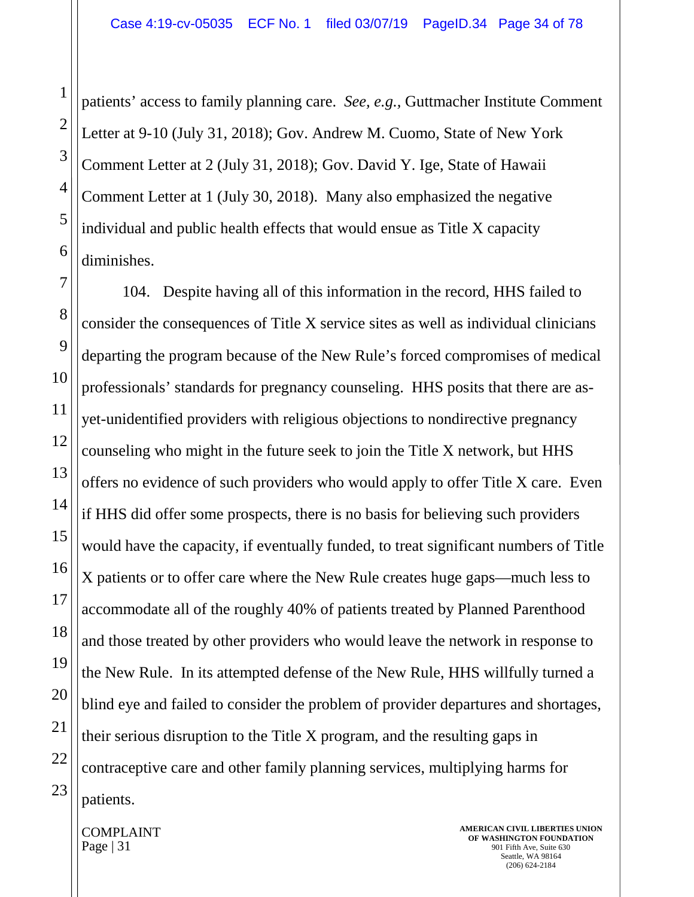patients' access to family planning care. *See, e.g.*, Guttmacher Institute Comment Letter at 9-10 (July 31, 2018); Gov. Andrew M. Cuomo, State of New York Comment Letter at 2 (July 31, 2018); Gov. David Y. Ige, State of Hawaii Comment Letter at 1 (July 30, 2018). Many also emphasized the negative individual and public health effects that would ensue as Title X capacity diminishes.

104. Despite having all of this information in the record, HHS failed to consider the consequences of Title X service sites as well as individual clinicians departing the program because of the New Rule's forced compromises of medical professionals' standards for pregnancy counseling. HHS posits that there are as-yet-unidentified providers with religious objections to nondirective pregnancy counseling who might in the future seek to join the Title X network, but HHS offers no evidence of such providers who would apply to offer Title X care. Even if HHS did offer some prospects, there is no basis for believing such providers would have the capacity, if eventually funded, to treat significant numbers of Title X patients or to offer care where the New Rule creates huge gaps—much less to accommodate all of the roughly 40% of patients treated by Planned Parenthood and those treated by other providers who would leave the network in response to the New Rule. In its attempted defense of the New Rule, HHS willfully turned a blind eye and failed to consider the problem of provider departures and shortages, their serious disruption to the Title X program, and the resulting gaps in contraceptive care and other family planning services, multiplying harms for patients.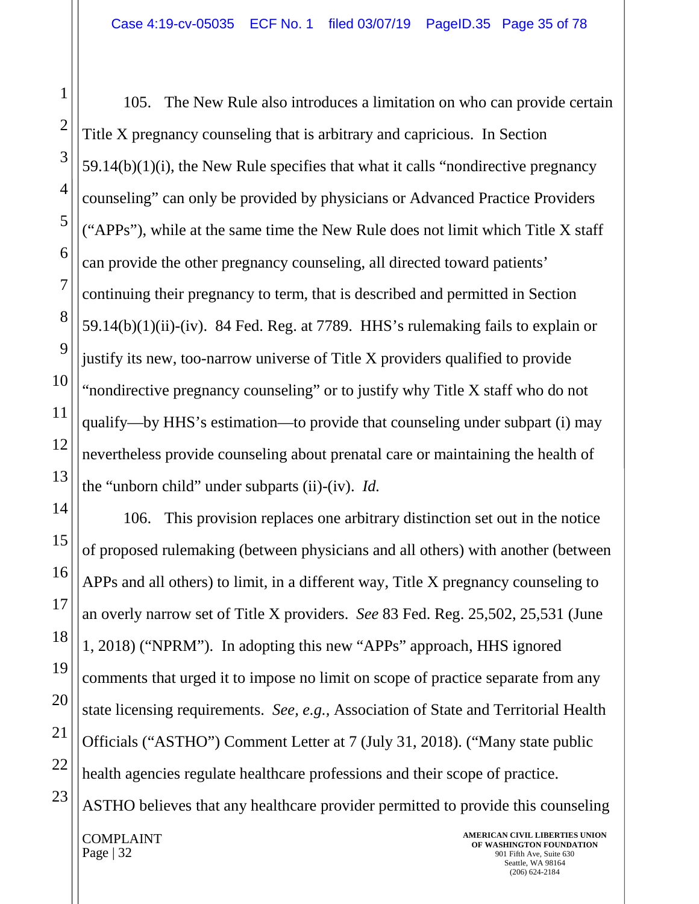105. The New Rule also introduces a limitation on who can provide certain Title X pregnancy counseling that is arbitrary and capricious. In Section 59.14(b)(1)(i), the New Rule specifies that what it calls "nondirective pregnancy counseling" can only be provided by physicians or Advanced Practice Providers ("APPs"), while at the same time the New Rule does not limit which Title X staff can provide the other pregnancy counseling, all directed toward patients' continuing their pregnancy to term, that is described and permitted in Section 59.14(b)(1)(ii)-(iv). 84 Fed. Reg. at 7789. HHS's rulemaking fails to explain or justify its new, too-narrow universe of Title X providers qualified to provide "nondirective pregnancy counseling" or to justify why Title X staff who do not qualify—by HHS's estimation—to provide that counseling under subpart (i) may nevertheless provide counseling about prenatal care or maintaining the health of the "unborn child" under subparts (ii)-(iv). *Id.*

106. This provision replaces one arbitrary distinction set out in the notice of proposed rulemaking (between physicians and all others) with another (between APPs and all others) to limit, in a different way, Title X pregnancy counseling to an overly narrow set of Title X providers. *See* 83 Fed. Reg. 25,502, 25,531 (June 1, 2018) ("NPRM"). In adopting this new "APPs" approach, HHS ignored comments that urged it to impose no limit on scope of practice separate from any state licensing requirements. *See, e.g.,* Association of State and Territorial Health Officials ("ASTHO") Comment Letter at 7 (July 31, 2018). ("Many state public health agencies regulate healthcare professions and their scope of practice. ASTHO believes that any healthcare provider permitted to provide this counseling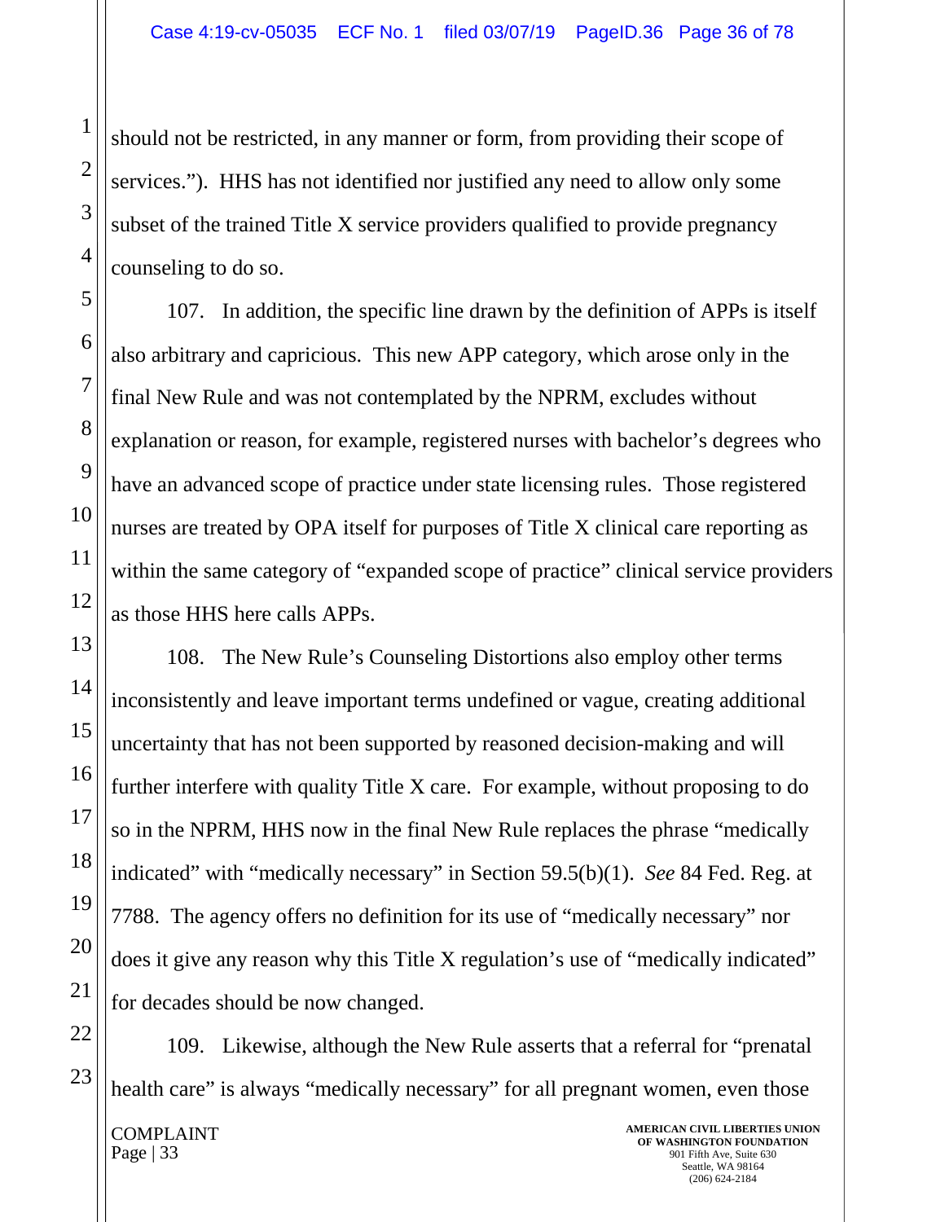should not be restricted, in any manner or form, from providing their scope of services."). HHS has not identified nor justified any need to allow only some subset of the trained Title X service providers qualified to provide pregnancy counseling to do so.

107. In addition, the specific line drawn by the definition of APPs is itself also arbitrary and capricious. This new APP category, which arose only in the final New Rule and was not contemplated by the NPRM, excludes without explanation or reason, for example, registered nurses with bachelor's degrees who have an advanced scope of practice under state licensing rules. Those registered nurses are treated by OPA itself for purposes of Title X clinical care reporting as within the same category of "expanded scope of practice" clinical service providers as those HHS here calls APPs.

108. The New Rule's Counseling Distortions also employ other terms inconsistently and leave important terms undefined or vague, creating additional uncertainty that has not been supported by reasoned decision-making and will further interfere with quality Title X care. For example, without proposing to do so in the NPRM, HHS now in the final New Rule replaces the phrase "medically indicated" with "medically necessary" in Section 59.5(b)(1). *See* 84 Fed. Reg. at 7788. The agency offers no definition for its use of "medically necessary" nor does it give any reason why this Title X regulation's use of "medically indicated" for decades should be now changed.

109. Likewise, although the New Rule asserts that a referral for "prenatal health care" is always "medically necessary" for all pregnant women, even those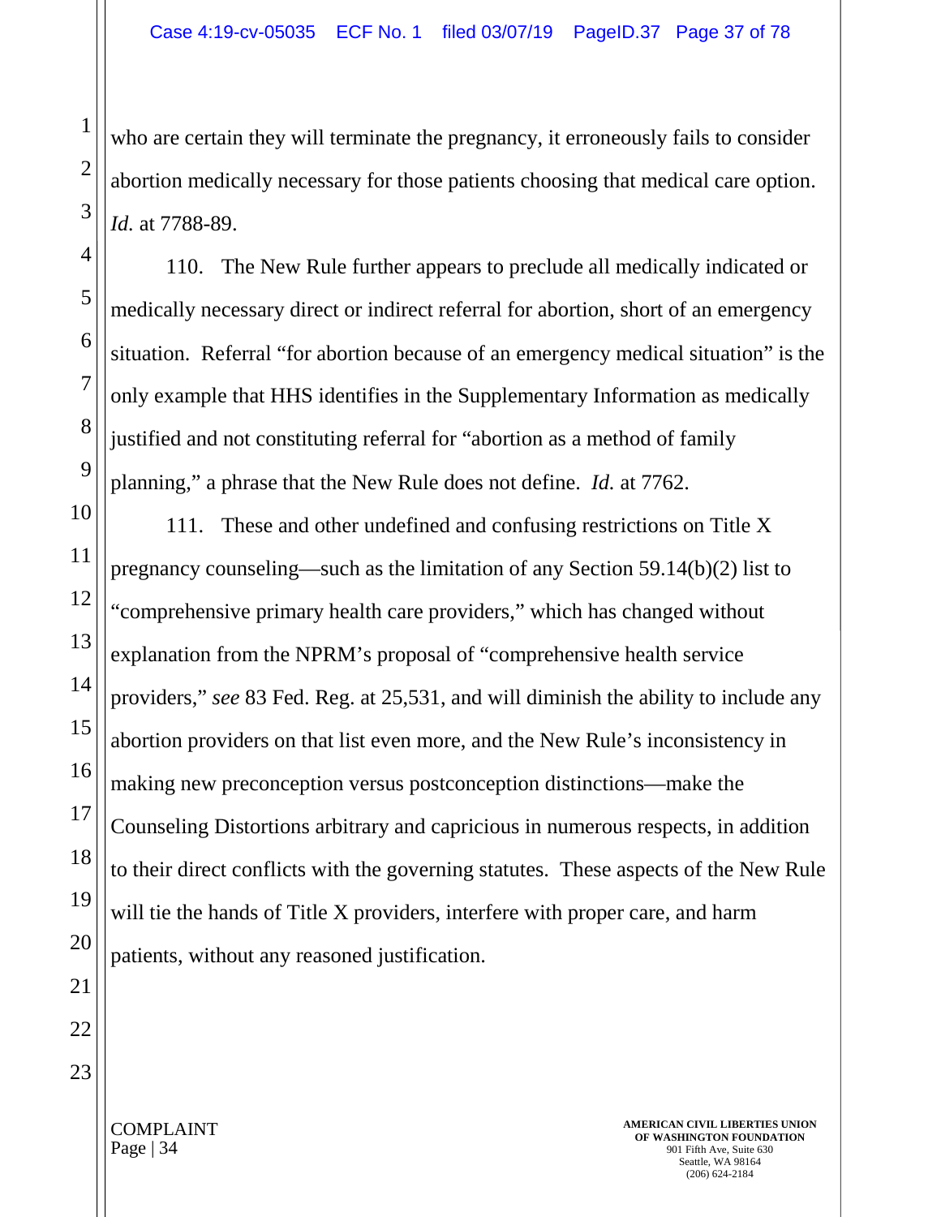who are certain they will terminate the pregnancy, it erroneously fails to consider abortion medically necessary for those patients choosing that medical care option. *Id.* at 7788-89.

110. The New Rule further appears to preclude all medically indicated or medically necessary direct or indirect referral for abortion, short of an emergency situation. Referral "for abortion because of an emergency medical situation" is the only example that HHS identifies in the Supplementary Information as medically justified and not constituting referral for "abortion as a method of family planning," a phrase that the New Rule does not define. *Id.* at 7762.

111. These and other undefined and confusing restrictions on Title X pregnancy counseling—such as the limitation of any Section 59.14(b)(2) list to "comprehensive primary health care providers," which has changed without explanation from the NPRM's proposal of "comprehensive health service providers," *see* 83 Fed. Reg. at 25,531, and will diminish the ability to include any abortion providers on that list even more, and the New Rule's inconsistency in making new preconception versus postconception distinctions—make the Counseling Distortions arbitrary and capricious in numerous respects, in addition to their direct conflicts with the governing statutes. These aspects of the New Rule will tie the hands of Title X providers, interfere with proper care, and harm patients, without any reasoned justification.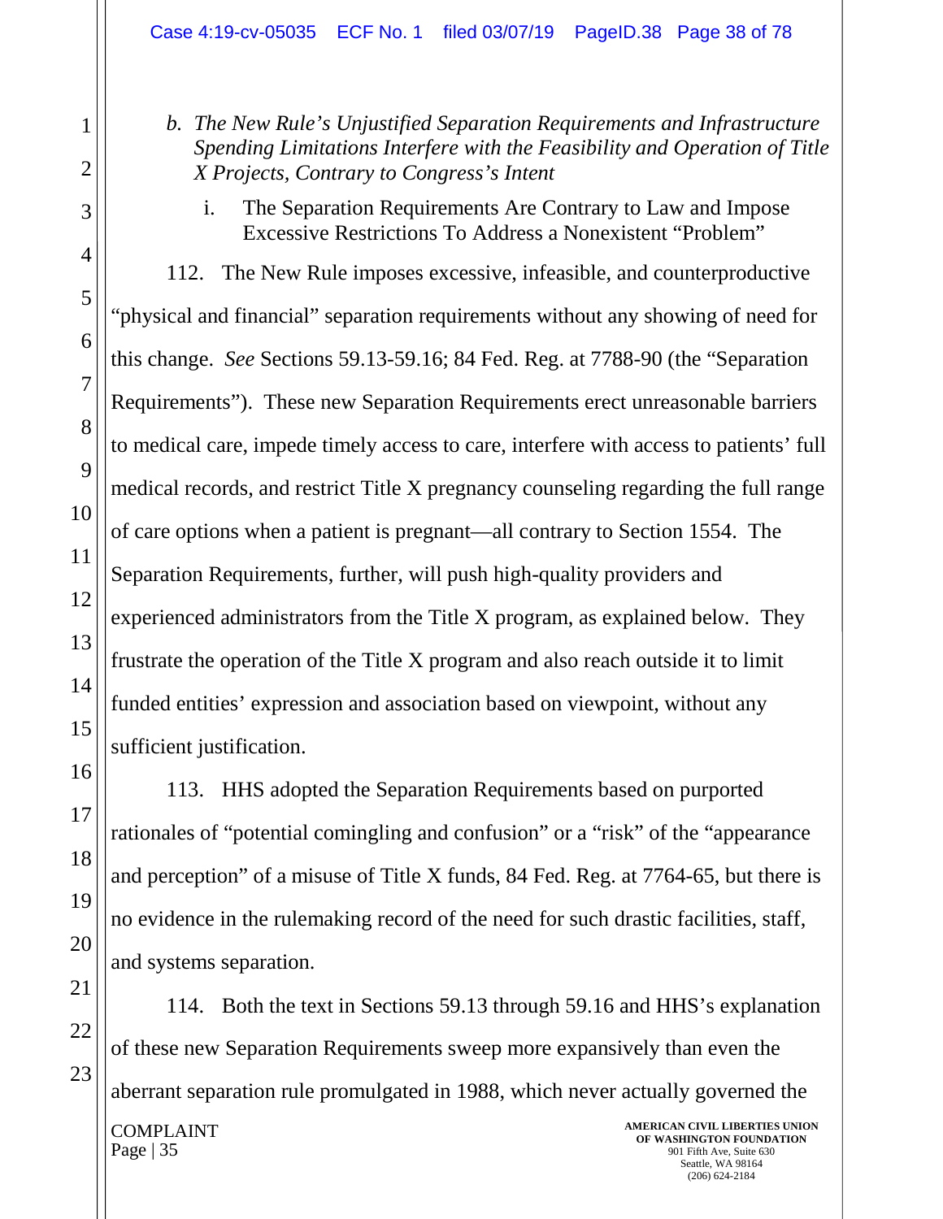*b. The New Rule's Unjustified Separation Requirements and Infrastructure Spending Limitations Interfere with the Feasibility and Operation of Title X Projects, Contrary to Congress's Intent*

i. The Separation Requirements Are Contrary to Law and Impose Excessive Restrictions To Address a Nonexistent "Problem"

112. The New Rule imposes excessive, infeasible, and counterproductive "physical and financial" separation requirements without any showing of need for this change. *See* Sections 59.13-59.16; 84 Fed. Reg. at 7788-90 (the "Separation Requirements"). These new Separation Requirements erect unreasonable barriers to medical care, impede timely access to care, interfere with access to patients' full medical records, and restrict Title X pregnancy counseling regarding the full range of care options when a patient is pregnant—all contrary to Section 1554. The Separation Requirements, further, will push high-quality providers and experienced administrators from the Title X program, as explained below. They frustrate the operation of the Title X program and also reach outside it to limit funded entities' expression and association based on viewpoint, without any sufficient justification.

113. HHS adopted the Separation Requirements based on purported rationales of "potential comingling and confusion" or a "risk" of the "appearance and perception" of a misuse of Title X funds, 84 Fed. Reg. at 7764-65, but there is no evidence in the rulemaking record of the need for such drastic facilities, staff, and systems separation.

114. Both the text in Sections 59.13 through 59.16 and HHS's explanation of these new Separation Requirements sweep more expansively than even the aberrant separation rule promulgated in 1988, which never actually governed the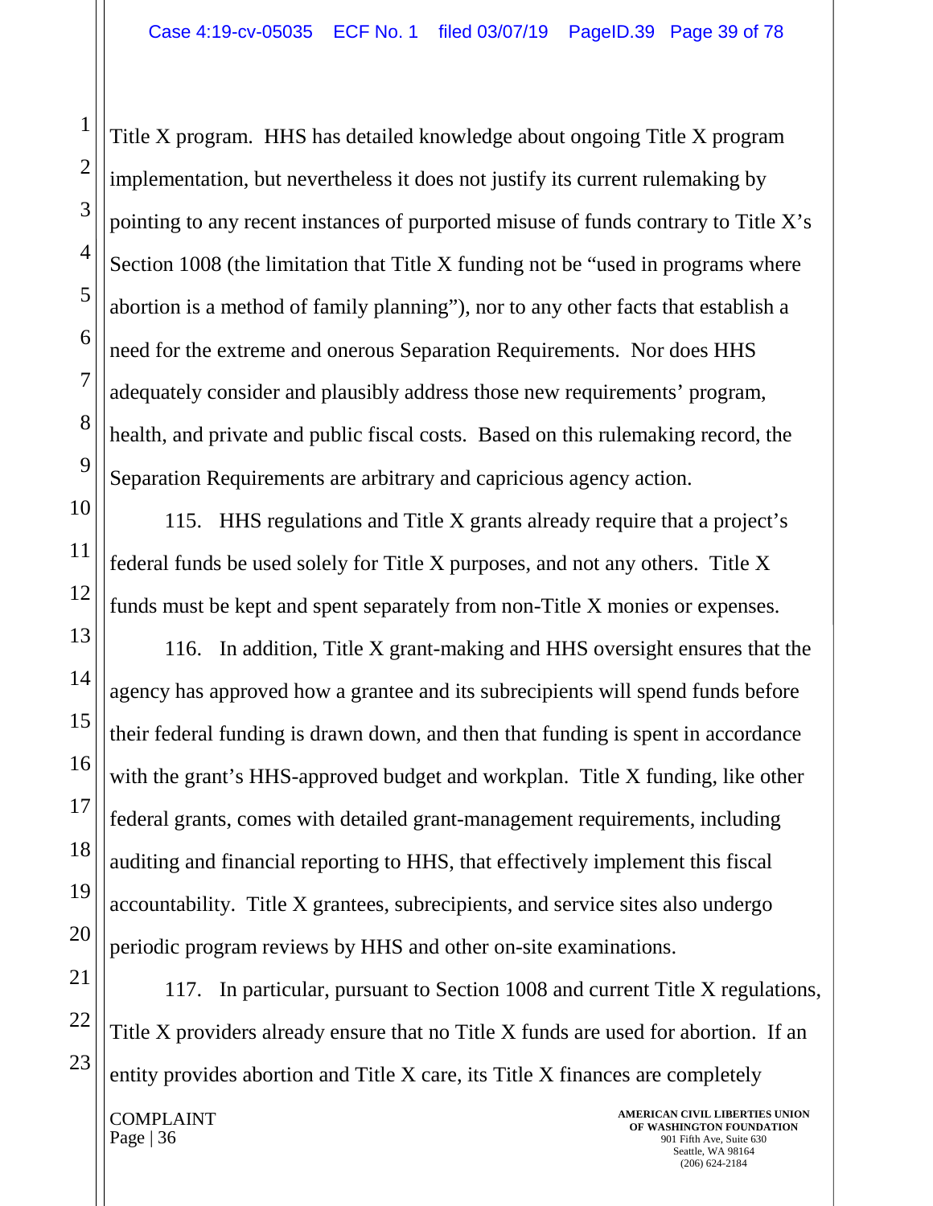Title X program. HHS has detailed knowledge about ongoing Title X program implementation, but nevertheless it does not justify its current rulemaking by pointing to any recent instances of purported misuse of funds contrary to Title X's Section 1008 (the limitation that Title X funding not be "used in programs where abortion is a method of family planning"), nor to any other facts that establish a need for the extreme and onerous Separation Requirements. Nor does HHS adequately consider and plausibly address those new requirements' program, health, and private and public fiscal costs. Based on this rulemaking record, the Separation Requirements are arbitrary and capricious agency action.

115. HHS regulations and Title X grants already require that a project's federal funds be used solely for Title X purposes, and not any others. Title X funds must be kept and spent separately from non-Title X monies or expenses.

116. In addition, Title X grant-making and HHS oversight ensures that the agency has approved how a grantee and its subrecipients will spend funds before their federal funding is drawn down, and then that funding is spent in accordance with the grant's HHS-approved budget and workplan. Title X funding, like other federal grants, comes with detailed grant-management requirements, including auditing and financial reporting to HHS, that effectively implement this fiscal accountability. Title X grantees, subrecipients, and service sites also undergo periodic program reviews by HHS and other on-site examinations.

117. In particular, pursuant to Section 1008 and current Title X regulations, Title X providers already ensure that no Title X funds are used for abortion. If an entity provides abortion and Title X care, its Title X finances are completely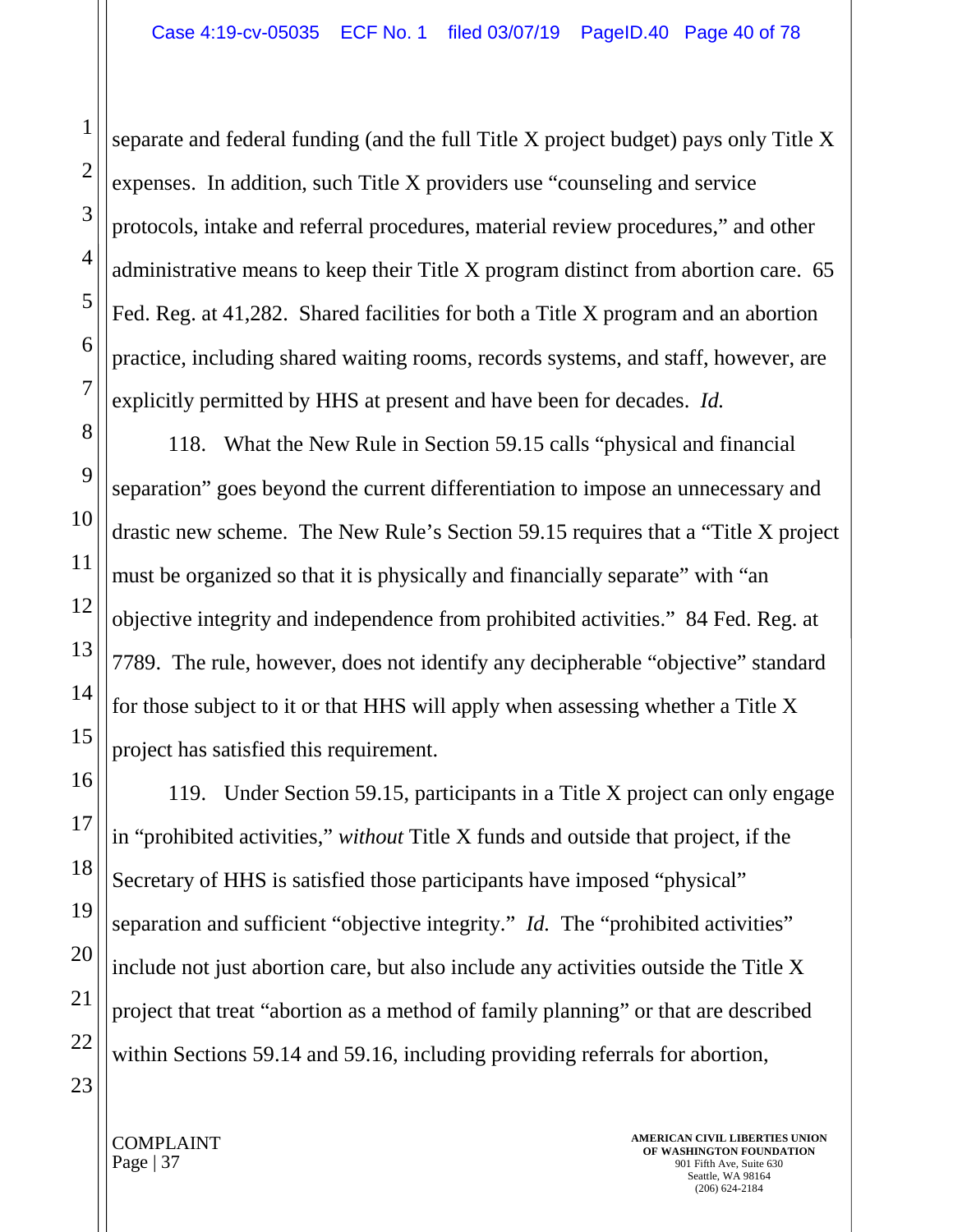separate and federal funding (and the full Title X project budget) pays only Title X expenses. In addition, such Title X providers use "counseling and service protocols, intake and referral procedures, material review procedures," and other administrative means to keep their Title X program distinct from abortion care. 65 Fed. Reg. at 41,282. Shared facilities for both a Title X program and an abortion practice, including shared waiting rooms, records systems, and staff, however, are explicitly permitted by HHS at present and have been for decades. *Id.*

118. What the New Rule in Section 59.15 calls "physical and financial separation" goes beyond the current differentiation to impose an unnecessary and drastic new scheme. The New Rule's Section 59.15 requires that a "Title X project must be organized so that it is physically and financially separate" with "an objective integrity and independence from prohibited activities." 84 Fed. Reg. at 7789. The rule, however, does not identify any decipherable "objective" standard for those subject to it or that HHS will apply when assessing whether a Title X project has satisfied this requirement.

119. Under Section 59.15, participants in a Title X project can only engage in "prohibited activities," *without* Title X funds and outside that project, if the Secretary of HHS is satisfied those participants have imposed "physical" separation and sufficient "objective integrity." *Id.* The "prohibited activities" include not just abortion care, but also include any activities outside the Title X project that treat "abortion as a method of family planning" or that are described within Sections 59.14 and 59.16, including providing referrals for abortion,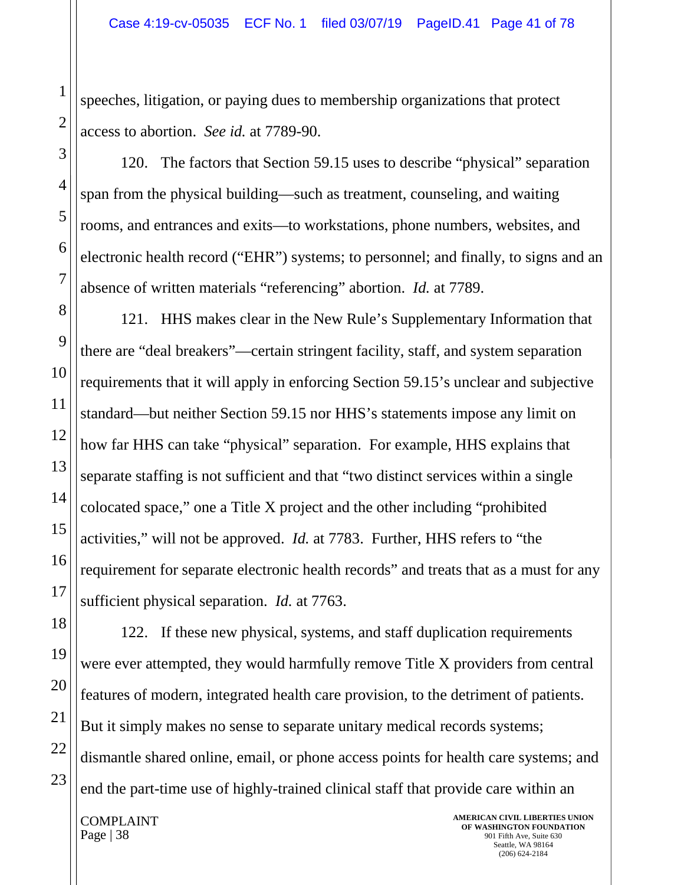speeches, litigation, or paying dues to membership organizations that protect access to abortion. *See id.* at 7789-90.

120. The factors that Section 59.15 uses to describe "physical" separation span from the physical building—such as treatment, counseling, and waiting rooms, and entrances and exits—to workstations, phone numbers, websites, and electronic health record ("EHR") systems; to personnel; and finally, to signs and an absence of written materials "referencing" abortion. *Id.* at 7789.

121. HHS makes clear in the New Rule's Supplementary Information that there are "deal breakers"—certain stringent facility, staff, and system separation requirements that it will apply in enforcing Section 59.15's unclear and subjective standard—but neither Section 59.15 nor HHS's statements impose any limit on how far HHS can take "physical" separation. For example, HHS explains that separate staffing is not sufficient and that "two distinct services within a single colocated space," one a Title X project and the other including "prohibited activities," will not be approved. *Id.* at 7783. Further, HHS refers to "the requirement for separate electronic health records" and treats that as a must for any sufficient physical separation. *Id.* at 7763.

122. If these new physical, systems, and staff duplication requirements were ever attempted, they would harmfully remove Title X providers from central features of modern, integrated health care provision, to the detriment of patients. But it simply makes no sense to separate unitary medical records systems; dismantle shared online, email, or phone access points for health care systems; and end the part-time use of highly-trained clinical staff that provide care within an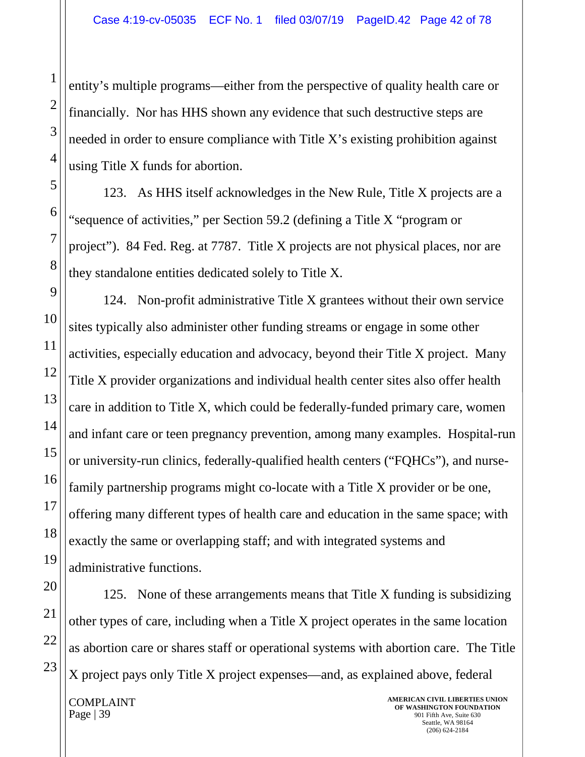entity's multiple programs—either from the perspective of quality health care or financially. Nor has HHS shown any evidence that such destructive steps are needed in order to ensure compliance with Title X's existing prohibition against using Title X funds for abortion.

123. As HHS itself acknowledges in the New Rule, Title X projects are a "sequence of activities," per Section 59.2 (defining a Title X "program or project"). 84 Fed. Reg. at 7787. Title X projects are not physical places, nor are they standalone entities dedicated solely to Title X.

124. Non-profit administrative Title X grantees without their own service sites typically also administer other funding streams or engage in some other activities, especially education and advocacy, beyond their Title X project. Many Title X provider organizations and individual health center sites also offer health care in addition to Title X, which could be federally-funded primary care, women and infant care or teen pregnancy prevention, among many examples. Hospital-run or university-run clinics, federally-qualified health centers ("FQHCs"), and nurse-family partnership programs might co-locate with a Title X provider or be one, offering many different types of health care and education in the same space; with exactly the same or overlapping staff; and with integrated systems and administrative functions.

125. None of these arrangements means that Title X funding is subsidizing other types of care, including when a Title X project operates in the same location as abortion care or shares staff or operational systems with abortion care. The Title X project pays only Title X project expenses—and, as explained above, federal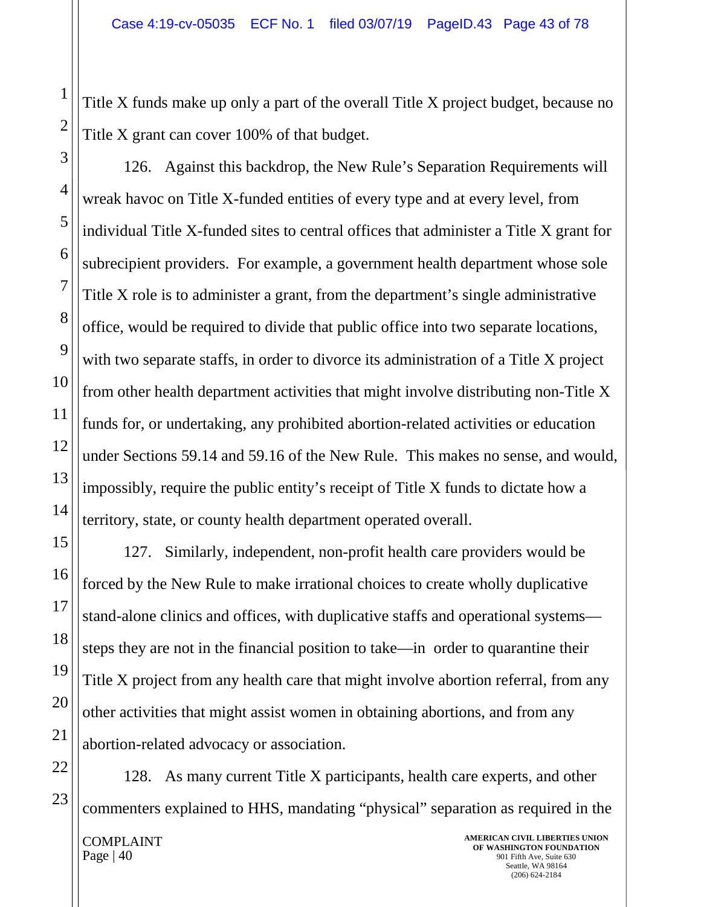Title X funds make up only a part of the overall Title X project budget, because no Title X grant can cover 100% of that budget.

126. Against this backdrop, the New Rule's Separation Requirements will wreak havoc on Title X-funded entities of every type and at every level, from individual Title X-funded sites to central offices that administer a Title X grant for subrecipient providers. For example, a government health department whose sole Title X role is to administer a grant, from the department's single administrative office, would be required to divide that public office into two separate locations, with two separate staffs, in order to divorce its administration of a Title X project from other health department activities that might involve distributing non-Title X funds for, or undertaking, any prohibited abortion-related activities or education under Sections 59.14 and 59.16 of the New Rule. This makes no sense, and would, impossibly, require the public entity's receipt of Title X funds to dictate how a territory, state, or county health department operated overall.

127. Similarly, independent, non-profit health care providers would be forced by the New Rule to make irrational choices to create wholly duplicative stand-alone clinics and offices, with duplicative staffs and operational systems—steps they are not in the financial position to take—in order to quarantine their Title X project from any health care that might involve abortion referral, from any other activities that might assist women in obtaining abortions, and from any abortion-related advocacy or association.

128. As many current Title X participants, health care experts, and other commenters explained to HHS, mandating "physical" separation as required in the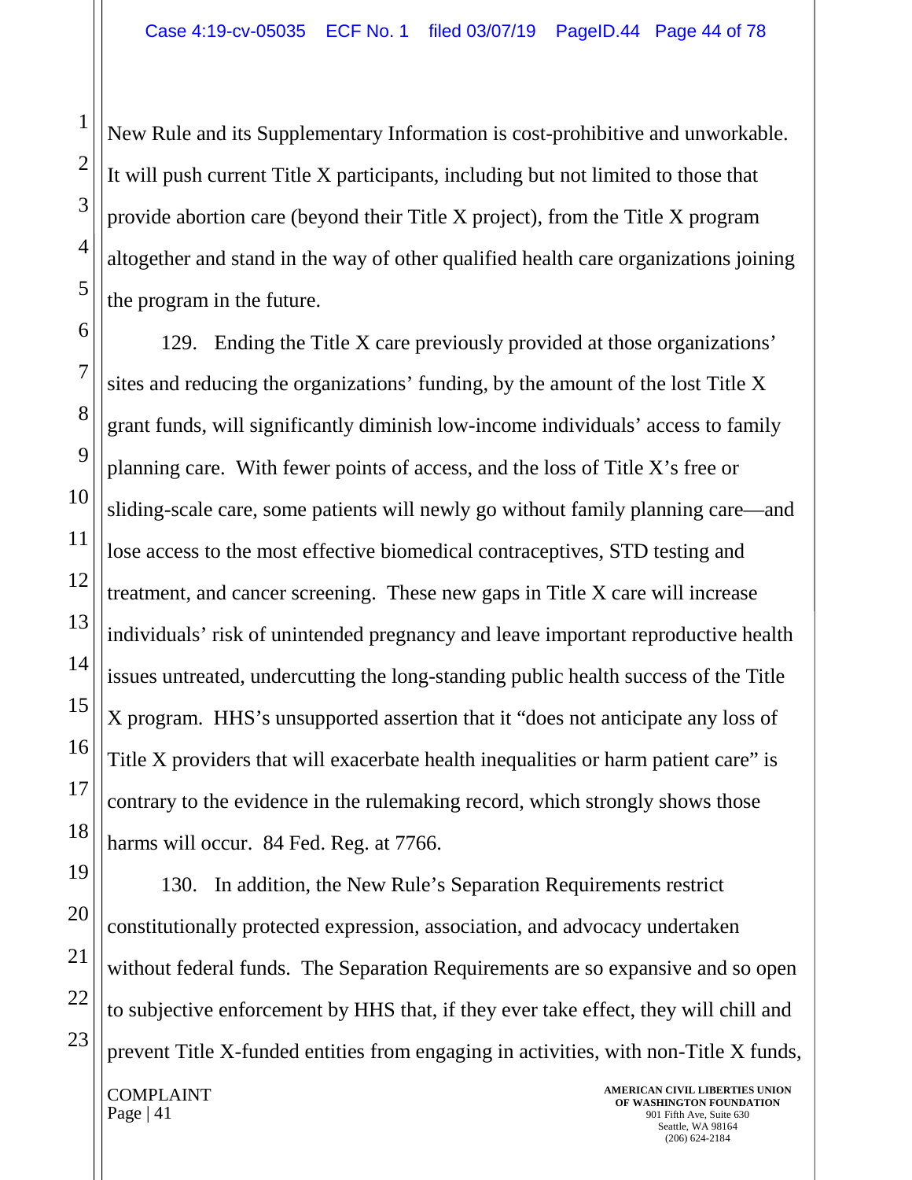New Rule and its Supplementary Information is cost-prohibitive and unworkable. It will push current Title X participants, including but not limited to those that provide abortion care (beyond their Title X project), from the Title X program altogether and stand in the way of other qualified health care organizations joining the program in the future.

129. Ending the Title X care previously provided at those organizations' sites and reducing the organizations' funding, by the amount of the lost Title X grant funds, will significantly diminish low-income individuals' access to family planning care. With fewer points of access, and the loss of Title X's free or sliding-scale care, some patients will newly go without family planning care—and lose access to the most effective biomedical contraceptives, STD testing and treatment, and cancer screening. These new gaps in Title X care will increase individuals' risk of unintended pregnancy and leave important reproductive health issues untreated, undercutting the long-standing public health success of the Title X program. HHS's unsupported assertion that it "does not anticipate any loss of Title X providers that will exacerbate health inequalities or harm patient care" is contrary to the evidence in the rulemaking record, which strongly shows those harms will occur. 84 Fed. Reg. at 7766.

130. In addition, the New Rule's Separation Requirements restrict constitutionally protected expression, association, and advocacy undertaken without federal funds. The Separation Requirements are so expansive and so open to subjective enforcement by HHS that, if they ever take effect, they will chill and prevent Title X-funded entities from engaging in activities, with non-Title X funds,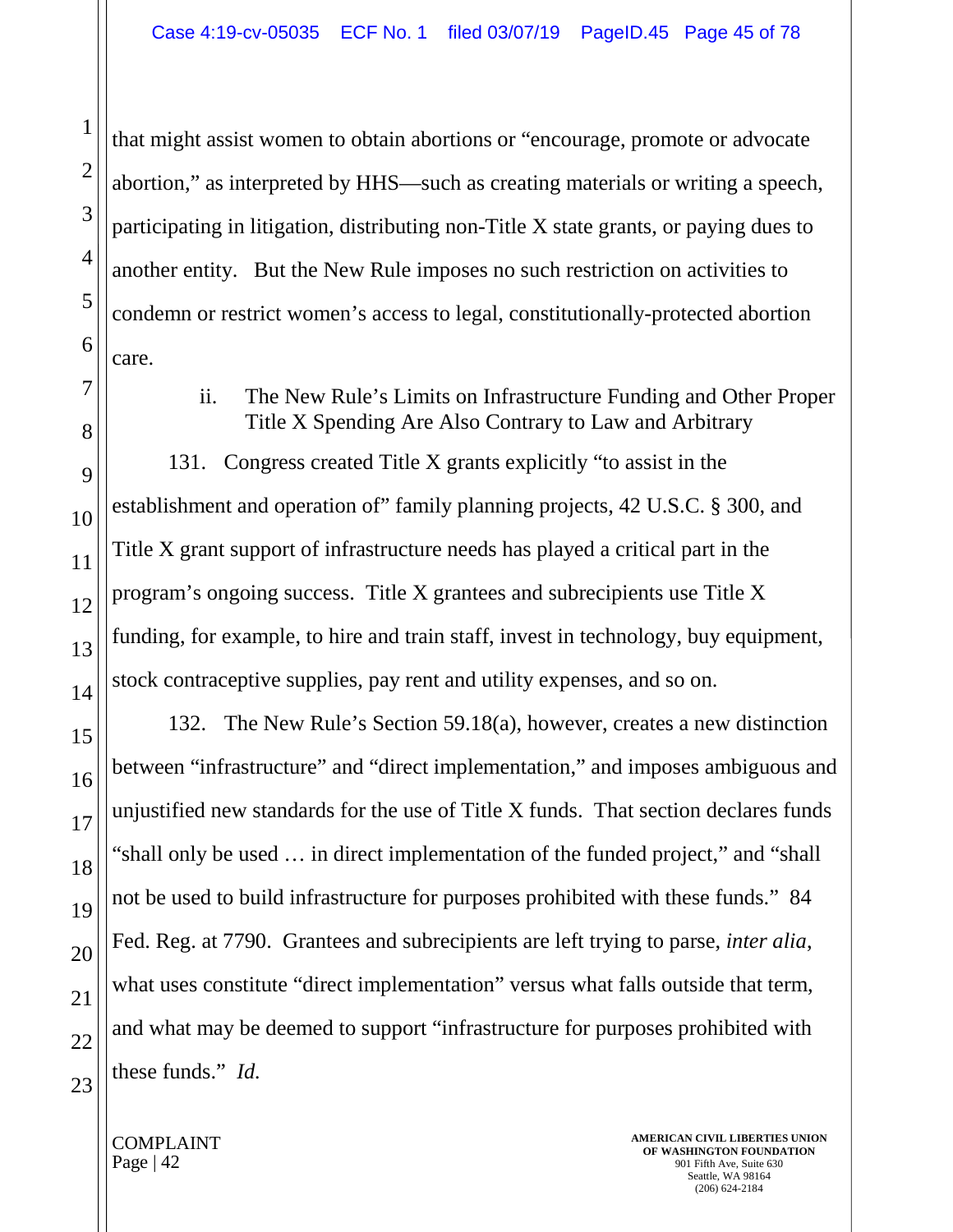that might assist women to obtain abortions or "encourage, promote or advocate abortion," as interpreted by HHS—such as creating materials or writing a speech, participating in litigation, distributing non-Title X state grants, or paying dues to another entity. But the New Rule imposes no such restriction on activities to condemn or restrict women's access to legal, constitutionally-protected abortion care.

#### ii. The New Rule's Limits on Infrastructure Funding and Other Proper Title X Spending Are Also Contrary to Law and Arbitrary

131. Congress created Title X grants explicitly "to assist in the establishment and operation of" family planning projects, 42 U.S.C. § 300, and Title X grant support of infrastructure needs has played a critical part in the program's ongoing success. Title X grantees and subrecipients use Title X funding, for example, to hire and train staff, invest in technology, buy equipment, stock contraceptive supplies, pay rent and utility expenses, and so on.

132. The New Rule's Section 59.18(a), however, creates a new distinction between "infrastructure" and "direct implementation," and imposes ambiguous and unjustified new standards for the use of Title X funds. That section declares funds "shall only be used … in direct implementation of the funded project," and "shall not be used to build infrastructure for purposes prohibited with these funds." 84 Fed. Reg. at 7790. Grantees and subrecipients are left trying to parse, *inter alia*, what uses constitute "direct implementation" versus what falls outside that term, and what may be deemed to support "infrastructure for purposes prohibited with these funds." *Id.*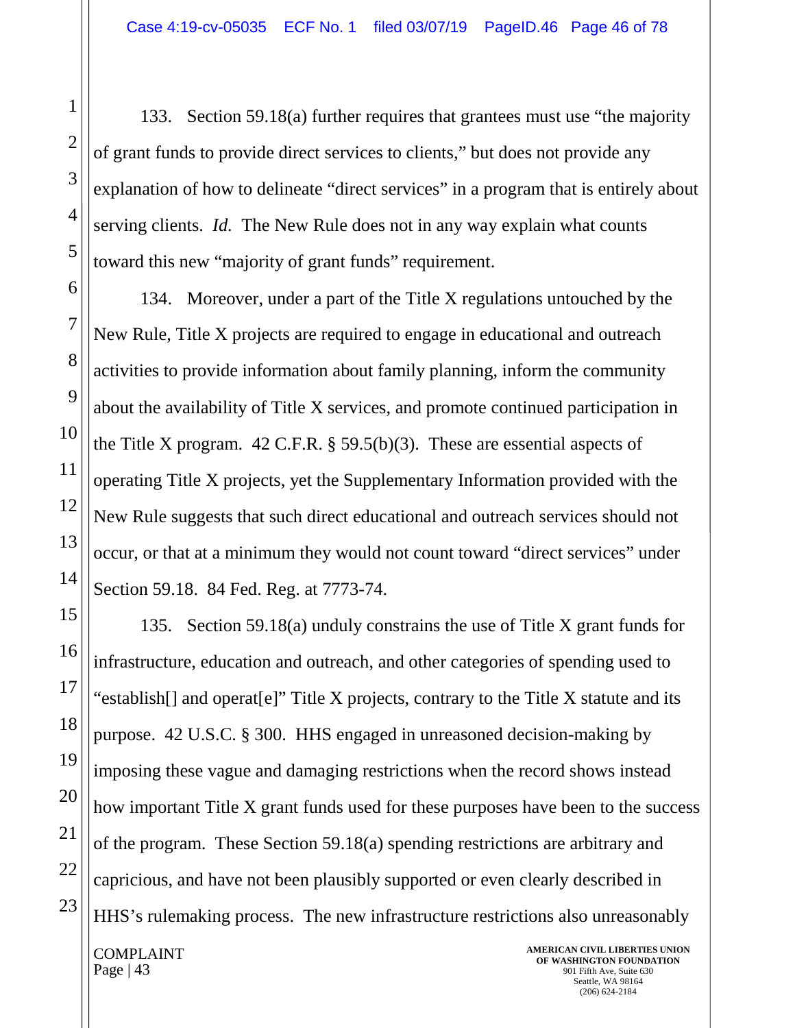133. Section 59.18(a) further requires that grantees must use "the majority of grant funds to provide direct services to clients," but does not provide any explanation of how to delineate "direct services" in a program that is entirely about serving clients. *Id.* The New Rule does not in any way explain what counts toward this new "majority of grant funds" requirement.

134. Moreover, under a part of the Title X regulations untouched by the New Rule, Title X projects are required to engage in educational and outreach activities to provide information about family planning, inform the community about the availability of Title X services, and promote continued participation in the Title X program. 42 C.F.R. § 59.5(b)(3). These are essential aspects of operating Title X projects, yet the Supplementary Information provided with the New Rule suggests that such direct educational and outreach services should not occur, or that at a minimum they would not count toward "direct services" under Section 59.18. 84 Fed. Reg. at 7773-74.

135. Section 59.18(a) unduly constrains the use of Title X grant funds for infrastructure, education and outreach, and other categories of spending used to "establish[] and operat[e]" Title X projects, contrary to the Title X statute and its purpose. 42 U.S.C. § 300. HHS engaged in unreasoned decision-making by imposing these vague and damaging restrictions when the record shows instead how important Title X grant funds used for these purposes have been to the success of the program. These Section 59.18(a) spending restrictions are arbitrary and capricious, and have not been plausibly supported or even clearly described in HHS's rulemaking process. The new infrastructure restrictions also unreasonably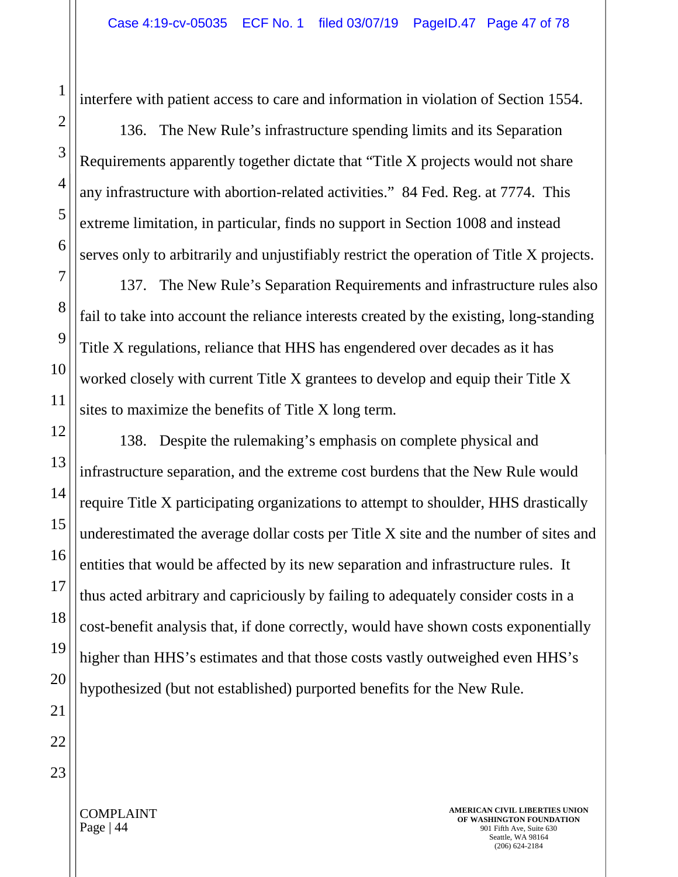interfere with patient access to care and information in violation of Section 1554.

136. The New Rule's infrastructure spending limits and its Separation Requirements apparently together dictate that "Title X projects would not share any infrastructure with abortion-related activities." 84 Fed. Reg. at 7774. This extreme limitation, in particular, finds no support in Section 1008 and instead serves only to arbitrarily and unjustifiably restrict the operation of Title X projects.

137. The New Rule's Separation Requirements and infrastructure rules also fail to take into account the reliance interests created by the existing, long-standing Title X regulations, reliance that HHS has engendered over decades as it has worked closely with current Title X grantees to develop and equip their Title X sites to maximize the benefits of Title X long term.

138. Despite the rulemaking's emphasis on complete physical and infrastructure separation, and the extreme cost burdens that the New Rule would require Title X participating organizations to attempt to shoulder, HHS drastically underestimated the average dollar costs per Title X site and the number of sites and entities that would be affected by its new separation and infrastructure rules. It thus acted arbitrary and capriciously by failing to adequately consider costs in a cost-benefit analysis that, if done correctly, would have shown costs exponentially higher than HHS's estimates and that those costs vastly outweighed even HHS's hypothesized (but not established) purported benefits for the New Rule.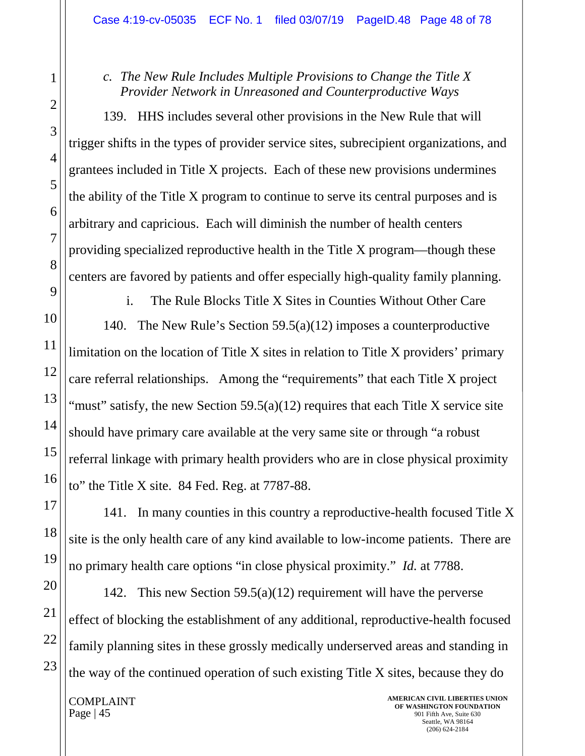*c. The New Rule Includes Multiple Provisions to Change the Title X Provider Network in Unreasoned and Counterproductive Ways*

139. HHS includes several other provisions in the New Rule that will trigger shifts in the types of provider service sites, subrecipient organizations, and grantees included in Title X projects. Each of these new provisions undermines the ability of the Title X program to continue to serve its central purposes and is arbitrary and capricious. Each will diminish the number of health centers providing specialized reproductive health in the Title X program—though these centers are favored by patients and offer especially high-quality family planning.

i. The Rule Blocks Title X Sites in Counties Without Other Care

140. The New Rule's Section 59.5(a)(12) imposes a counterproductive limitation on the location of Title X sites in relation to Title X providers' primary care referral relationships. Among the "requirements" that each Title X project "must" satisfy, the new Section 59.5(a)(12) requires that each Title X service site should have primary care available at the very same site or through "a robust referral linkage with primary health providers who are in close physical proximity to" the Title X site. 84 Fed. Reg. at 7787-88.

141. In many counties in this country a reproductive-health focused Title X site is the only health care of any kind available to low-income patients. There are no primary health care options "in close physical proximity." *Id.* at 7788.

142. This new Section 59.5(a)(12) requirement will have the perverse effect of blocking the establishment of any additional, reproductive-health focused family planning sites in these grossly medically underserved areas and standing in the way of the continued operation of such existing Title X sites, because they do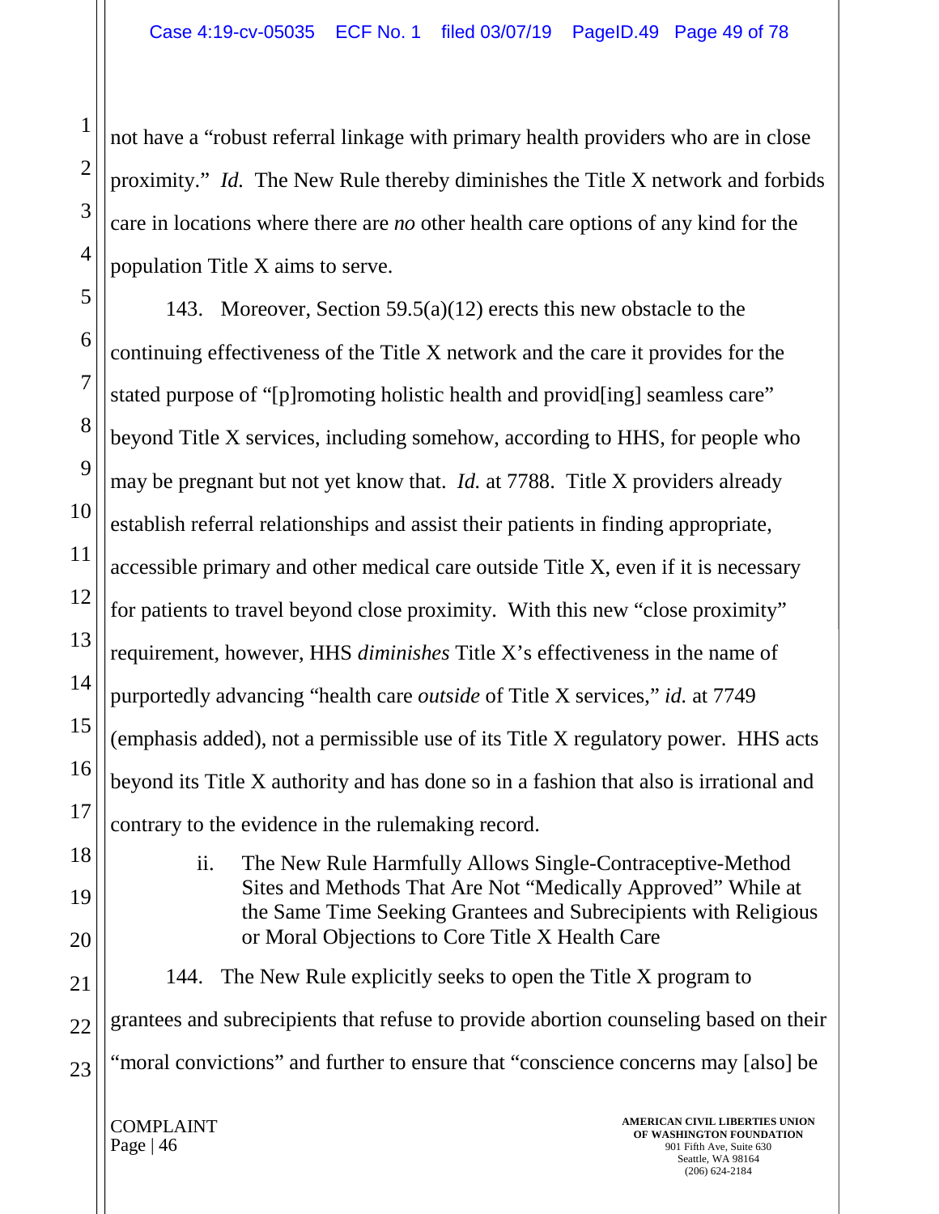not have a "robust referral linkage with primary health providers who are in close proximity." *Id.* The New Rule thereby diminishes the Title X network and forbids care in locations where there are *no* other health care options of any kind for the population Title X aims to serve.

143. Moreover, Section 59.5(a)(12) erects this new obstacle to the continuing effectiveness of the Title X network and the care it provides for the stated purpose of "[p]romoting holistic health and provid[ing] seamless care" beyond Title X services, including somehow, according to HHS, for people who may be pregnant but not yet know that. *Id.* at 7788. Title X providers already establish referral relationships and assist their patients in finding appropriate, accessible primary and other medical care outside Title X, even if it is necessary for patients to travel beyond close proximity. With this new "close proximity" requirement, however, HHS *diminishes* Title X's effectiveness in the name of purportedly advancing "health care *outside* of Title X services," *id.* at 7749 (emphasis added), not a permissible use of its Title X regulatory power. HHS acts beyond its Title X authority and has done so in a fashion that also is irrational and contrary to the evidence in the rulemaking record.

ii. The New Rule Harmfully Allows Single-Contraceptive-Method Sites and Methods That Are Not "Medically Approved" While at the Same Time Seeking Grantees and Subrecipients with Religious or Moral Objections to Core Title X Health Care

144. The New Rule explicitly seeks to open the Title X program to grantees and subrecipients that refuse to provide abortion counseling based on their "moral convictions" and further to ensure that "conscience concerns may [also] be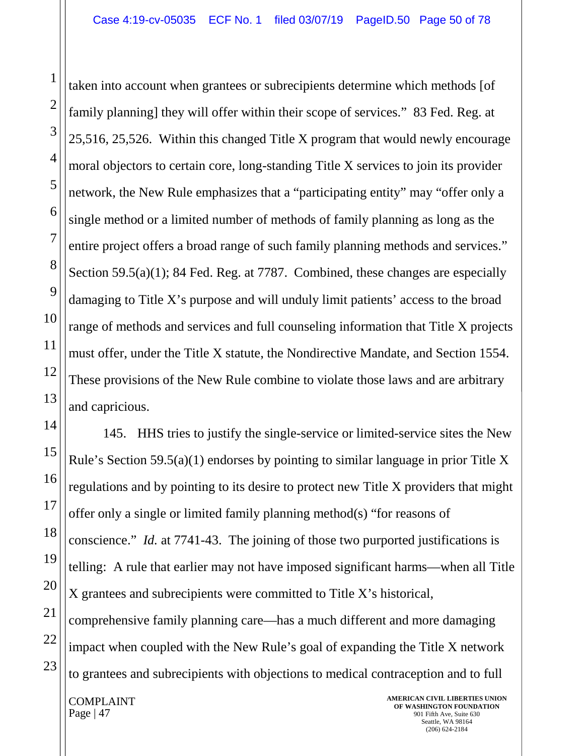taken into account when grantees or subrecipients determine which methods [of family planning] they will offer within their scope of services." 83 Fed. Reg. at 25,516, 25,526. Within this changed Title X program that would newly encourage moral objectors to certain core, long-standing Title X services to join its provider network, the New Rule emphasizes that a "participating entity" may "offer only a single method or a limited number of methods of family planning as long as the entire project offers a broad range of such family planning methods and services." Section 59.5(a)(1); 84 Fed. Reg. at 7787. Combined, these changes are especially damaging to Title X's purpose and will unduly limit patients' access to the broad range of methods and services and full counseling information that Title X projects must offer, under the Title X statute, the Nondirective Mandate, and Section 1554. These provisions of the New Rule combine to violate those laws and are arbitrary and capricious.

145. HHS tries to justify the single-service or limited-service sites the New Rule's Section 59.5(a)(1) endorses by pointing to similar language in prior Title X regulations and by pointing to its desire to protect new Title X providers that might offer only a single or limited family planning method(s) "for reasons of conscience." *Id.* at 7741-43. The joining of those two purported justifications is telling: A rule that earlier may not have imposed significant harms—when all Title X grantees and subrecipients were committed to Title X's historical, comprehensive family planning care—has a much different and more damaging impact when coupled with the New Rule's goal of expanding the Title X network to grantees and subrecipients with objections to medical contraception and to full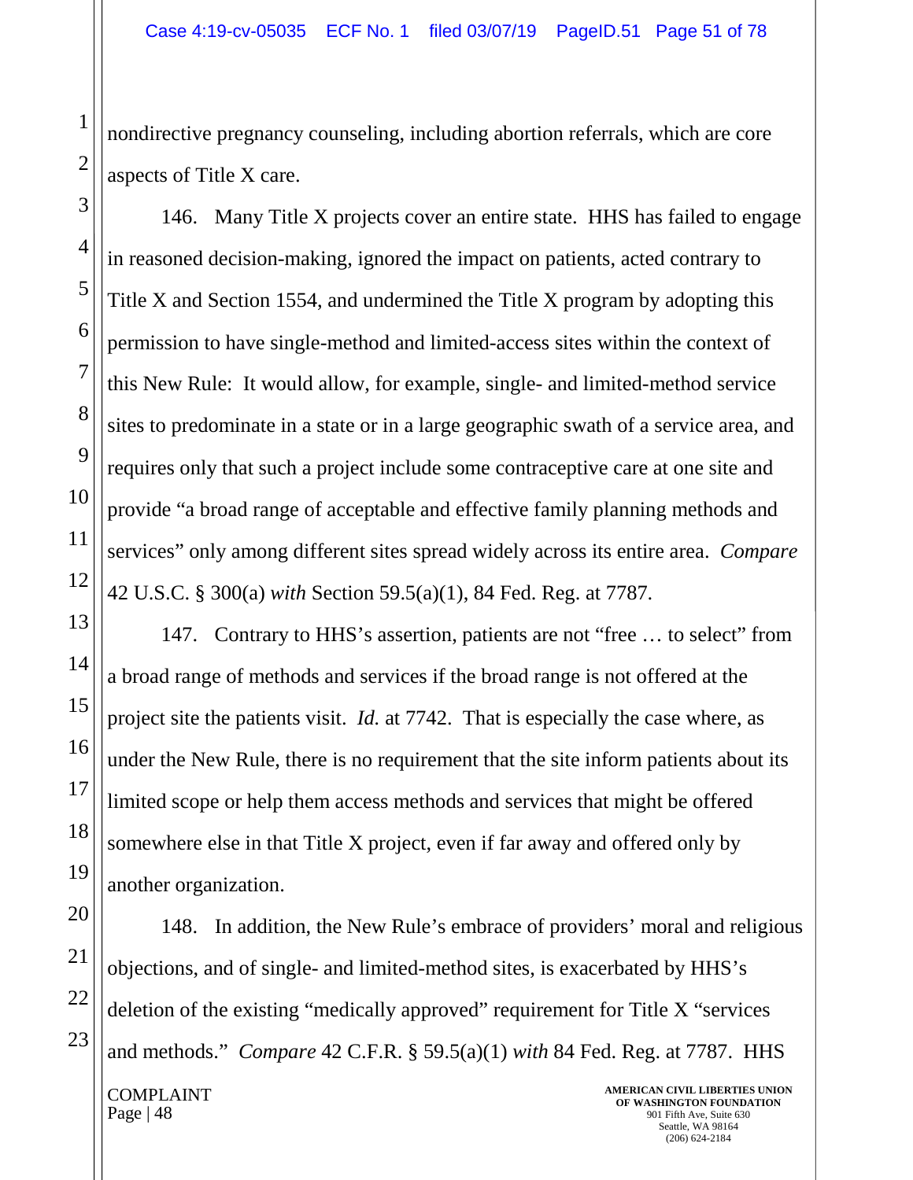nondirective pregnancy counseling, including abortion referrals, which are core aspects of Title X care.

146. Many Title X projects cover an entire state. HHS has failed to engage in reasoned decision-making, ignored the impact on patients, acted contrary to Title X and Section 1554, and undermined the Title X program by adopting this permission to have single-method and limited-access sites within the context of this New Rule: It would allow, for example, single- and limited-method service sites to predominate in a state or in a large geographic swath of a service area, and requires only that such a project include some contraceptive care at one site and provide "a broad range of acceptable and effective family planning methods and services" only among different sites spread widely across its entire area. *Compare* 42 U.S.C. § 300(a) *with* Section 59.5(a)(1), 84 Fed. Reg. at 7787.

147. Contrary to HHS's assertion, patients are not "free … to select" from a broad range of methods and services if the broad range is not offered at the project site the patients visit. *Id.* at 7742. That is especially the case where, as under the New Rule, there is no requirement that the site inform patients about its limited scope or help them access methods and services that might be offered somewhere else in that Title X project, even if far away and offered only by another organization.

148. In addition, the New Rule's embrace of providers' moral and religious objections, and of single- and limited-method sites, is exacerbated by HHS's deletion of the existing "medically approved" requirement for Title X "services and methods." *Compare* 42 C.F.R. § 59.5(a)(1) *with* 84 Fed. Reg. at 7787. HHS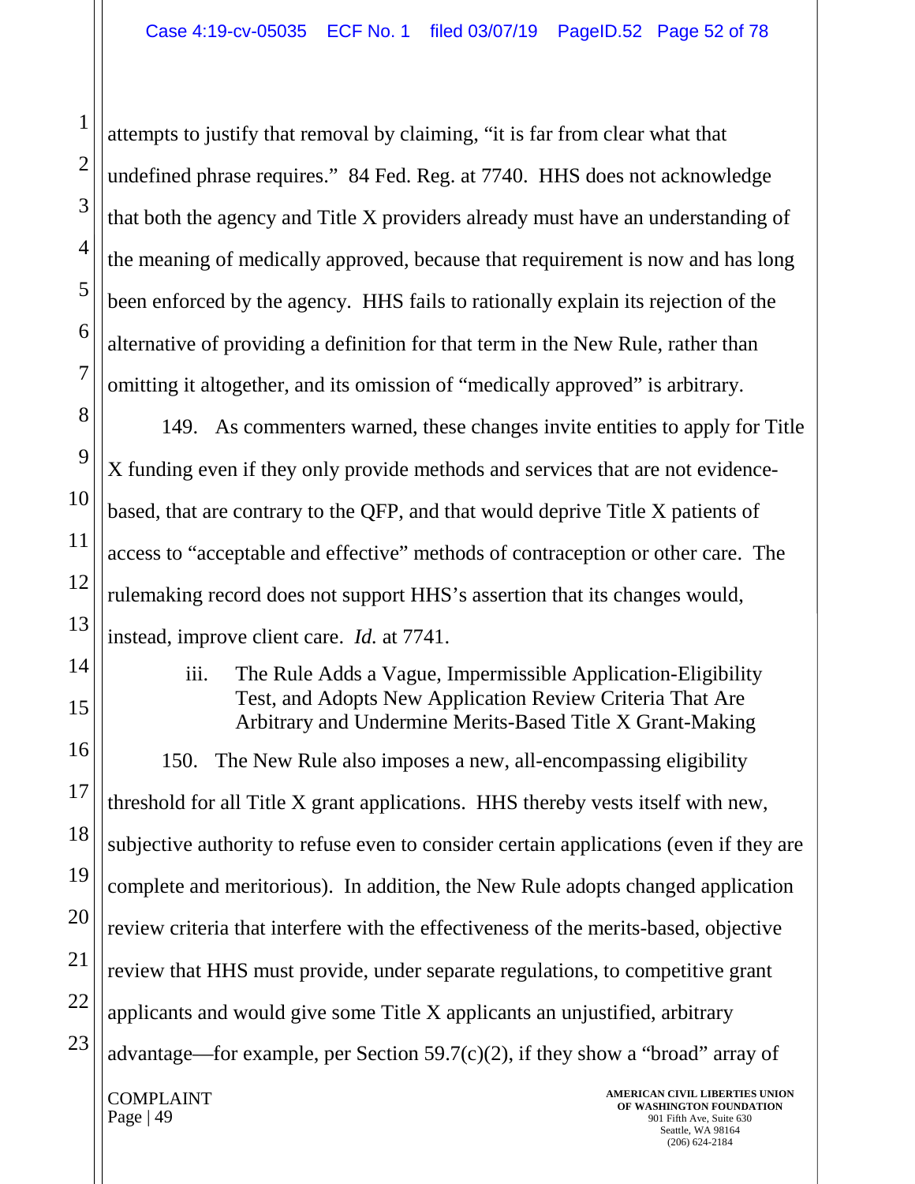attempts to justify that removal by claiming, "it is far from clear what that undefined phrase requires." 84 Fed. Reg. at 7740. HHS does not acknowledge that both the agency and Title X providers already must have an understanding of the meaning of medically approved, because that requirement is now and has long been enforced by the agency. HHS fails to rationally explain its rejection of the alternative of providing a definition for that term in the New Rule, rather than omitting it altogether, and its omission of "medically approved" is arbitrary.

149. As commenters warned, these changes invite entities to apply for Title X funding even if they only provide methods and services that are not evidence-based, that are contrary to the QFP, and that would deprive Title X patients of access to "acceptable and effective" methods of contraception or other care. The rulemaking record does not support HHS's assertion that its changes would, instead, improve client care. *Id.* at 7741.

#### iii. The Rule Adds a Vague, Impermissible Application-Eligibility Test, and Adopts New Application Review Criteria That Are Arbitrary and Undermine Merits-Based Title X Grant-Making

150. The New Rule also imposes a new, all-encompassing eligibility threshold for all Title X grant applications. HHS thereby vests itself with new, subjective authority to refuse even to consider certain applications (even if they are complete and meritorious). In addition, the New Rule adopts changed application review criteria that interfere with the effectiveness of the merits-based, objective review that HHS must provide, under separate regulations, to competitive grant applicants and would give some Title X applicants an unjustified, arbitrary advantage—for example, per Section 59.7(c)(2), if they show a "broad" array of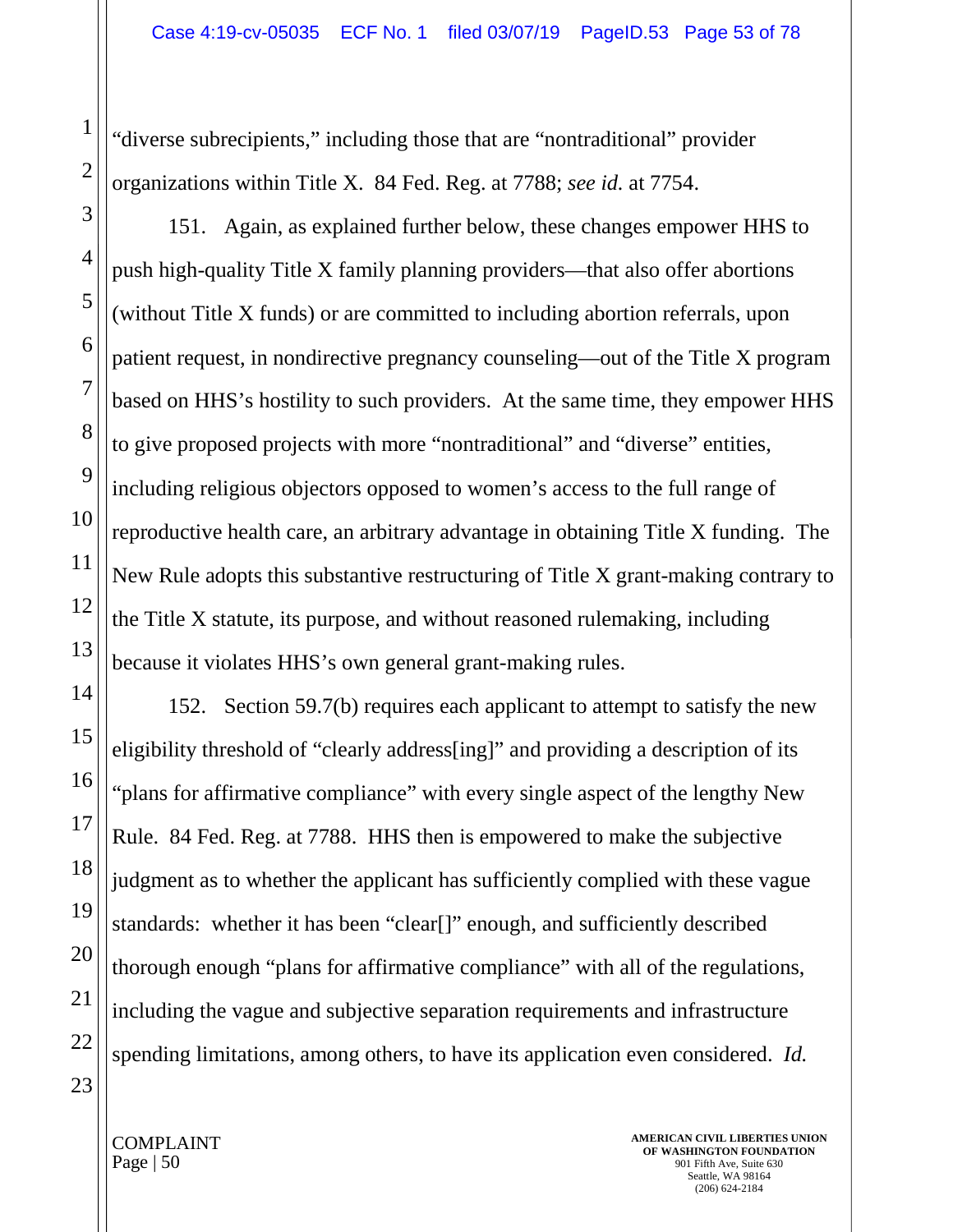"diverse subrecipients," including those that are "nontraditional" provider organizations within Title X. 84 Fed. Reg. at 7788; *see id.* at 7754.

151. Again, as explained further below, these changes empower HHS to push high-quality Title X family planning providers—that also offer abortions (without Title X funds) or are committed to including abortion referrals, upon patient request, in nondirective pregnancy counseling—out of the Title X program based on HHS's hostility to such providers. At the same time, they empower HHS to give proposed projects with more "nontraditional" and "diverse" entities, including religious objectors opposed to women's access to the full range of reproductive health care, an arbitrary advantage in obtaining Title X funding. The New Rule adopts this substantive restructuring of Title X grant-making contrary to the Title X statute, its purpose, and without reasoned rulemaking, including because it violates HHS's own general grant-making rules.

152. Section 59.7(b) requires each applicant to attempt to satisfy the new eligibility threshold of "clearly address[ing]" and providing a description of its "plans for affirmative compliance" with every single aspect of the lengthy New Rule. 84 Fed. Reg. at 7788. HHS then is empowered to make the subjective judgment as to whether the applicant has sufficiently complied with these vague standards: whether it has been "clear[]" enough, and sufficiently described thorough enough "plans for affirmative compliance" with all of the regulations, including the vague and subjective separation requirements and infrastructure spending limitations, among others, to have its application even considered. *Id.*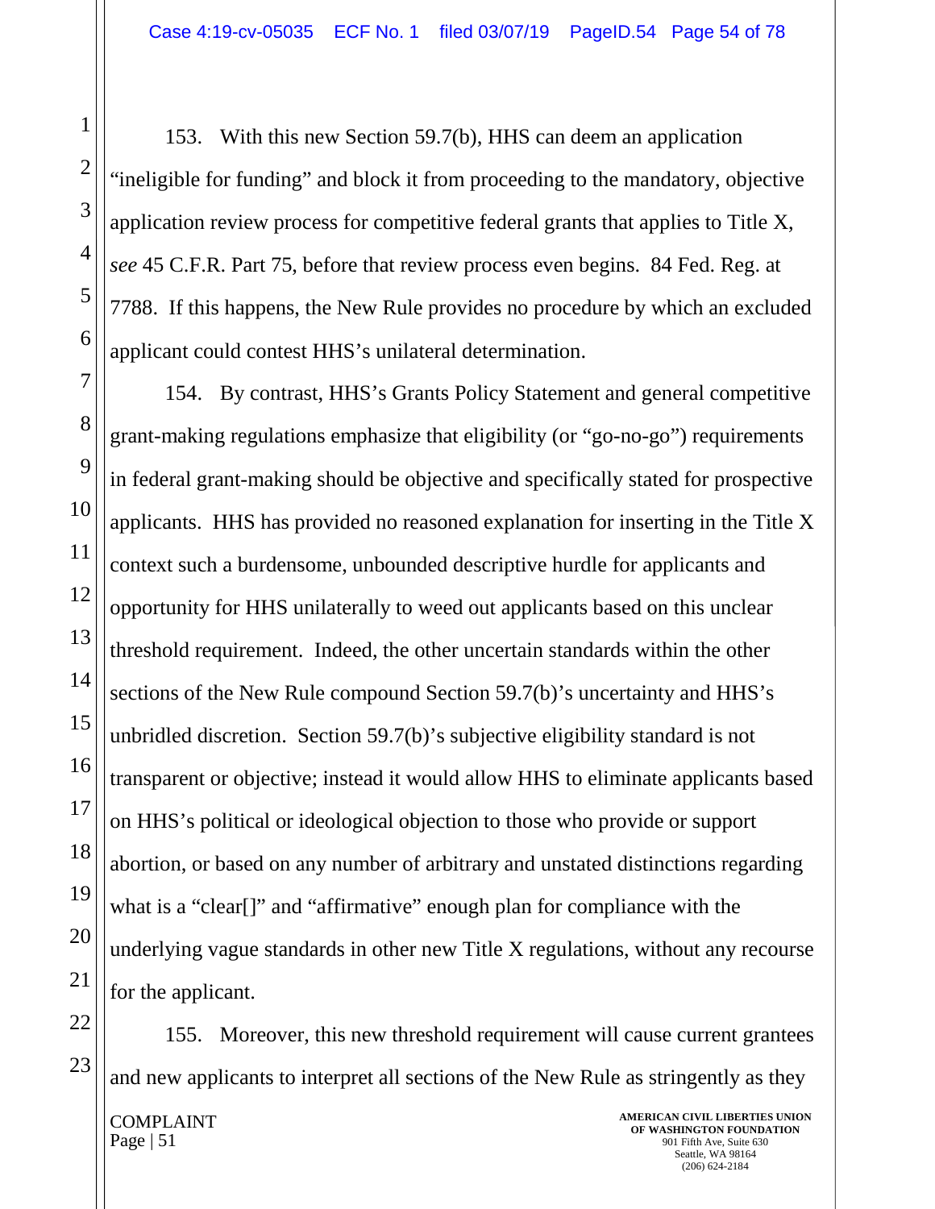153. With this new Section 59.7(b), HHS can deem an application "ineligible for funding" and block it from proceeding to the mandatory, objective application review process for competitive federal grants that applies to Title X, *see* 45 C.F.R. Part 75, before that review process even begins. 84 Fed. Reg. at 7788. If this happens, the New Rule provides no procedure by which an excluded applicant could contest HHS's unilateral determination.

154. By contrast, HHS's Grants Policy Statement and general competitive grant-making regulations emphasize that eligibility (or "go-no-go") requirements in federal grant-making should be objective and specifically stated for prospective applicants. HHS has provided no reasoned explanation for inserting in the Title X context such a burdensome, unbounded descriptive hurdle for applicants and opportunity for HHS unilaterally to weed out applicants based on this unclear threshold requirement. Indeed, the other uncertain standards within the other sections of the New Rule compound Section 59.7(b)'s uncertainty and HHS's unbridled discretion. Section 59.7(b)'s subjective eligibility standard is not transparent or objective; instead it would allow HHS to eliminate applicants based on HHS's political or ideological objection to those who provide or support abortion, or based on any number of arbitrary and unstated distinctions regarding what is a "clear[]" and "affirmative" enough plan for compliance with the underlying vague standards in other new Title X regulations, without any recourse for the applicant.

155. Moreover, this new threshold requirement will cause current grantees and new applicants to interpret all sections of the New Rule as stringently as they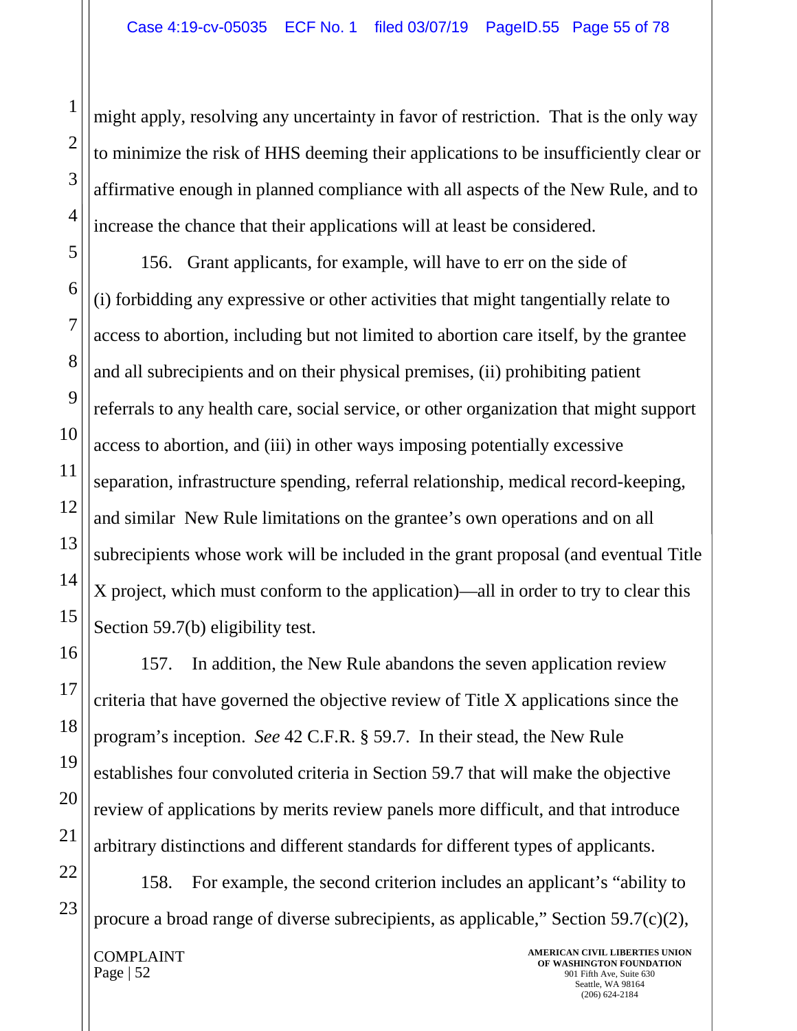might apply, resolving any uncertainty in favor of restriction. That is the only way to minimize the risk of HHS deeming their applications to be insufficiently clear or affirmative enough in planned compliance with all aspects of the New Rule, and to increase the chance that their applications will at least be considered.

156. Grant applicants, for example, will have to err on the side of (i) forbidding any expressive or other activities that might tangentially relate to access to abortion, including but not limited to abortion care itself, by the grantee and all subrecipients and on their physical premises, (ii) prohibiting patient referrals to any health care, social service, or other organization that might support access to abortion, and (iii) in other ways imposing potentially excessive separation, infrastructure spending, referral relationship, medical record-keeping, and similar New Rule limitations on the grantee's own operations and on all subrecipients whose work will be included in the grant proposal (and eventual Title X project, which must conform to the application)—all in order to try to clear this Section 59.7(b) eligibility test.

157. In addition, the New Rule abandons the seven application review criteria that have governed the objective review of Title X applications since the program's inception. *See* 42 C.F.R. § 59.7. In their stead, the New Rule establishes four convoluted criteria in Section 59.7 that will make the objective review of applications by merits review panels more difficult, and that introduce arbitrary distinctions and different standards for different types of applicants.

158. For example, the second criterion includes an applicant's "ability to procure a broad range of diverse subrecipients, as applicable," Section 59.7(c)(2),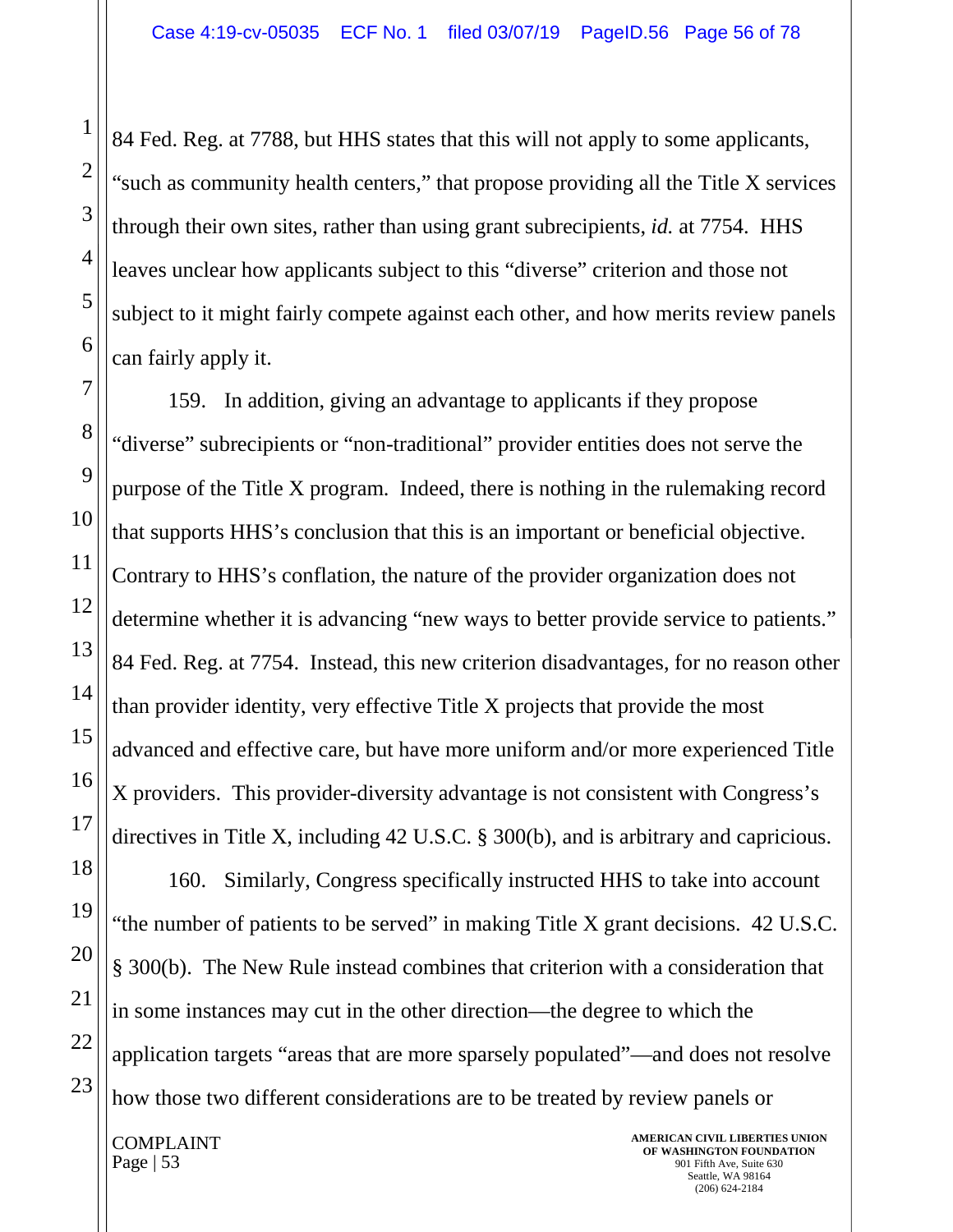84 Fed. Reg. at 7788, but HHS states that this will not apply to some applicants, "such as community health centers," that propose providing all the Title X services through their own sites, rather than using grant subrecipients, *id.* at 7754. HHS leaves unclear how applicants subject to this "diverse" criterion and those not subject to it might fairly compete against each other, and how merits review panels can fairly apply it.

159. In addition, giving an advantage to applicants if they propose "diverse" subrecipients or "non-traditional" provider entities does not serve the purpose of the Title X program. Indeed, there is nothing in the rulemaking record that supports HHS's conclusion that this is an important or beneficial objective. Contrary to HHS's conflation, the nature of the provider organization does not determine whether it is advancing "new ways to better provide service to patients." 84 Fed. Reg. at 7754. Instead, this new criterion disadvantages, for no reason other than provider identity, very effective Title X projects that provide the most advanced and effective care, but have more uniform and/or more experienced Title X providers. This provider-diversity advantage is not consistent with Congress's directives in Title X, including 42 U.S.C. § 300(b), and is arbitrary and capricious.

160. Similarly, Congress specifically instructed HHS to take into account "the number of patients to be served" in making Title X grant decisions. 42 U.S.C. § 300(b). The New Rule instead combines that criterion with a consideration that in some instances may cut in the other direction—the degree to which the application targets "areas that are more sparsely populated"—and does not resolve how those two different considerations are to be treated by review panels or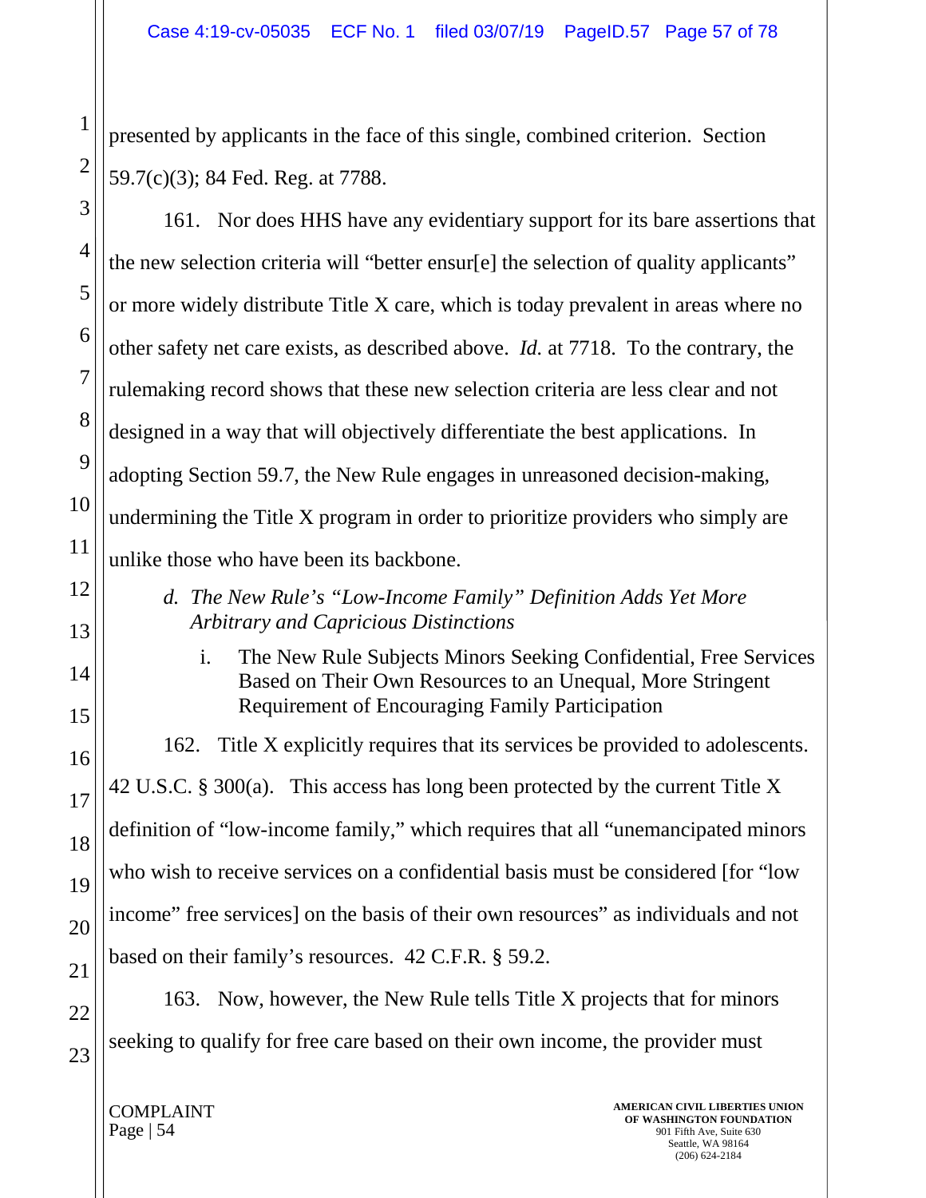presented by applicants in the face of this single, combined criterion. Section 59.7(c)(3); 84 Fed. Reg. at 7788.

161. Nor does HHS have any evidentiary support for its bare assertions that the new selection criteria will "better ensur[e] the selection of quality applicants" or more widely distribute Title X care, which is today prevalent in areas where no other safety net care exists, as described above. *Id.* at 7718. To the contrary, the rulemaking record shows that these new selection criteria are less clear and not designed in a way that will objectively differentiate the best applications. In adopting Section 59.7, the New Rule engages in unreasoned decision-making, undermining the Title X program in order to prioritize providers who simply are unlike those who have been its backbone.

*d. The New Rule's "Low-Income Family" Definition Adds Yet More Arbitrary and Capricious Distinctions*

i. The New Rule Subjects Minors Seeking Confidential, Free Services Based on Their Own Resources to an Unequal, More Stringent Requirement of Encouraging Family Participation

162. Title X explicitly requires that its services be provided to adolescents. 42 U.S.C. § 300(a). This access has long been protected by the current Title X definition of "low-income family," which requires that all "unemancipated minors who wish to receive services on a confidential basis must be considered [for "low income" free services] on the basis of their own resources" as individuals and not based on their family's resources. 42 C.F.R. § 59.2.

163. Now, however, the New Rule tells Title X projects that for minors seeking to qualify for free care based on their own income, the provider must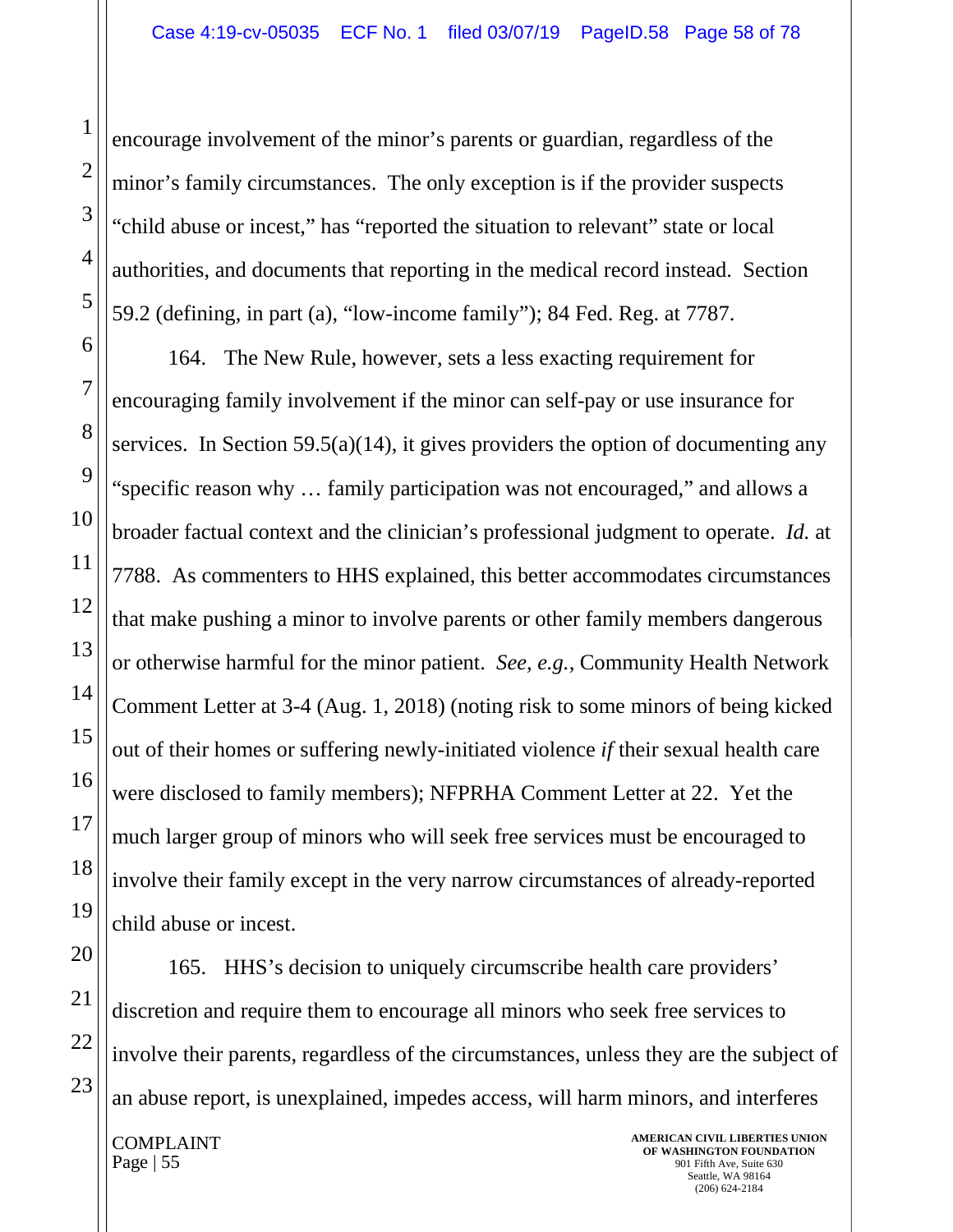encourage involvement of the minor's parents or guardian, regardless of the minor's family circumstances. The only exception is if the provider suspects "child abuse or incest," has "reported the situation to relevant" state or local authorities, and documents that reporting in the medical record instead. Section 59.2 (defining, in part (a), "low-income family"); 84 Fed. Reg. at 7787.

164. The New Rule, however, sets a less exacting requirement for encouraging family involvement if the minor can self-pay or use insurance for services. In Section 59.5(a)(14), it gives providers the option of documenting any "specific reason why … family participation was not encouraged," and allows a broader factual context and the clinician's professional judgment to operate. *Id.* at 7788. As commenters to HHS explained, this better accommodates circumstances that make pushing a minor to involve parents or other family members dangerous or otherwise harmful for the minor patient. *See, e.g.*, Community Health Network Comment Letter at 3-4 (Aug. 1, 2018) (noting risk to some minors of being kicked out of their homes or suffering newly-initiated violence *if* their sexual health care were disclosed to family members); NFPRHA Comment Letter at 22. Yet the much larger group of minors who will seek free services must be encouraged to involve their family except in the very narrow circumstances of already-reported child abuse or incest.

165. HHS's decision to uniquely circumscribe health care providers' discretion and require them to encourage all minors who seek free services to involve their parents, regardless of the circumstances, unless they are the subject of an abuse report, is unexplained, impedes access, will harm minors, and interferes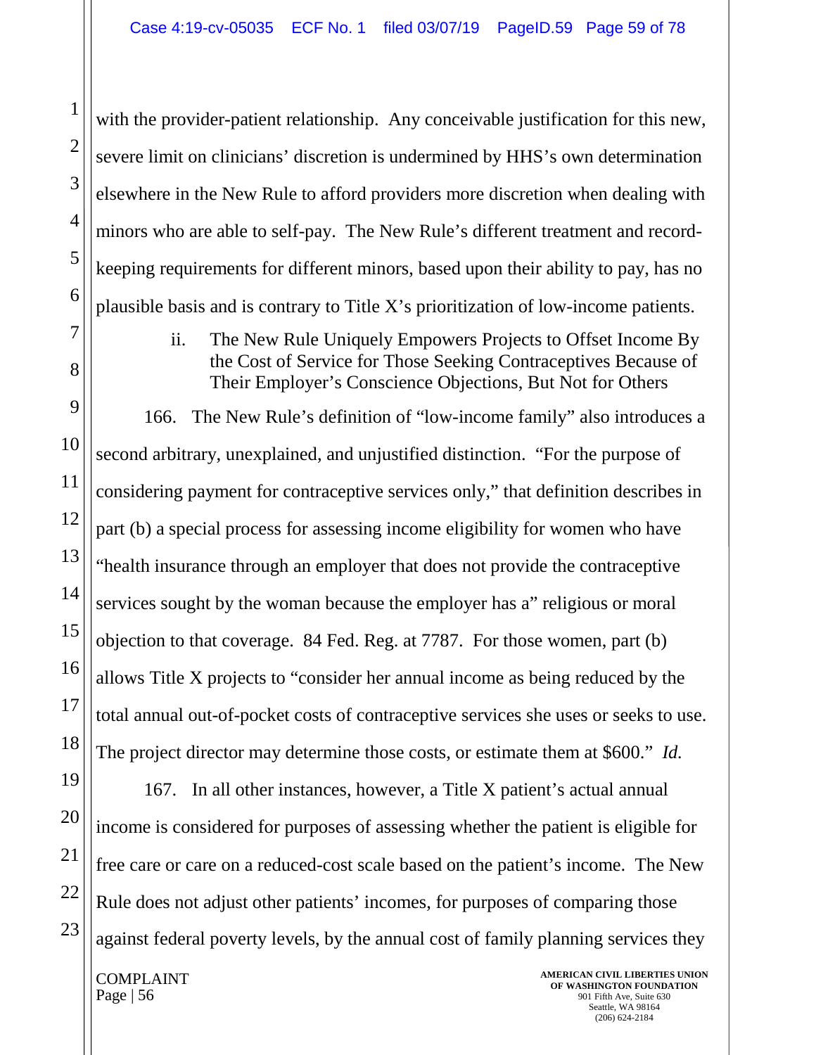with the provider-patient relationship. Any conceivable justification for this new, severe limit on clinicians' discretion is undermined by HHS's own determination elsewhere in the New Rule to afford providers more discretion when dealing with minors who are able to self-pay. The New Rule's different treatment and record-keeping requirements for different minors, based upon their ability to pay, has no plausible basis and is contrary to Title X's prioritization of low-income patients.

ii. The New Rule Uniquely Empowers Projects to Offset Income By the Cost of Service for Those Seeking Contraceptives Because of Their Employer's Conscience Objections, But Not for Others

166. The New Rule's definition of "low-income family" also introduces a second arbitrary, unexplained, and unjustified distinction. "For the purpose of considering payment for contraceptive services only," that definition describes in part (b) a special process for assessing income eligibility for women who have "health insurance through an employer that does not provide the contraceptive services sought by the woman because the employer has a" religious or moral objection to that coverage. 84 Fed. Reg. at 7787. For those women, part (b) allows Title X projects to "consider her annual income as being reduced by the total annual out-of-pocket costs of contraceptive services she uses or seeks to use. The project director may determine those costs, or estimate them at $600." *Id.*

167. In all other instances, however, a Title X patient's actual annual income is considered for purposes of assessing whether the patient is eligible for free care or care on a reduced-cost scale based on the patient's income. The New Rule does not adjust other patients' incomes, for purposes of comparing those against federal poverty levels, by the annual cost of family planning services they

COMPLAINT
Page | 56

AMERICAN CIVIL LIBERTIES UNION OF WASHINGTON FOUNDATION
901 Fifth Ave, Suite 630
Seattle, WA 98164
(206) 624-2184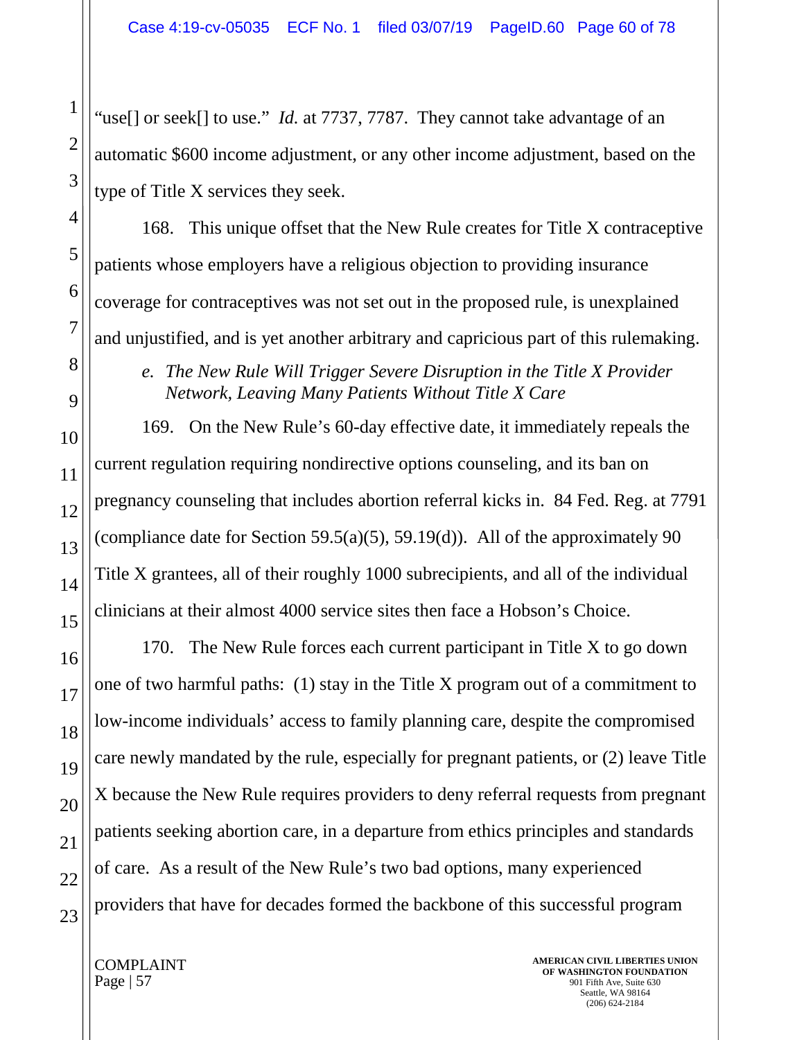"use[] or seek[] to use." *Id.* at 7737, 7787. They cannot take advantage of an automatic $600 income adjustment, or any other income adjustment, based on the type of Title X services they seek.

168. This unique offset that the New Rule creates for Title X contraceptive patients whose employers have a religious objection to providing insurance coverage for contraceptives was not set out in the proposed rule, is unexplained and unjustified, and is yet another arbitrary and capricious part of this rulemaking.

*e. The New Rule Will Trigger Severe Disruption in the Title X Provider Network, Leaving Many Patients Without Title X Care*

169. On the New Rule's 60-day effective date, it immediately repeals the current regulation requiring nondirective options counseling, and its ban on pregnancy counseling that includes abortion referral kicks in. 84 Fed. Reg. at 7791 (compliance date for Section 59.5(a)(5), 59.19(d)). All of the approximately 90 Title X grantees, all of their roughly 1000 subrecipients, and all of the individual clinicians at their almost 4000 service sites then face a Hobson's Choice.

170. The New Rule forces each current participant in Title X to go down one of two harmful paths: (1) stay in the Title X program out of a commitment to low-income individuals' access to family planning care, despite the compromised care newly mandated by the rule, especially for pregnant patients, or (2) leave Title X because the New Rule requires providers to deny referral requests from pregnant patients seeking abortion care, in a departure from ethics principles and standards of care. As a result of the New Rule's two bad options, many experienced providers that have for decades formed the backbone of this successful program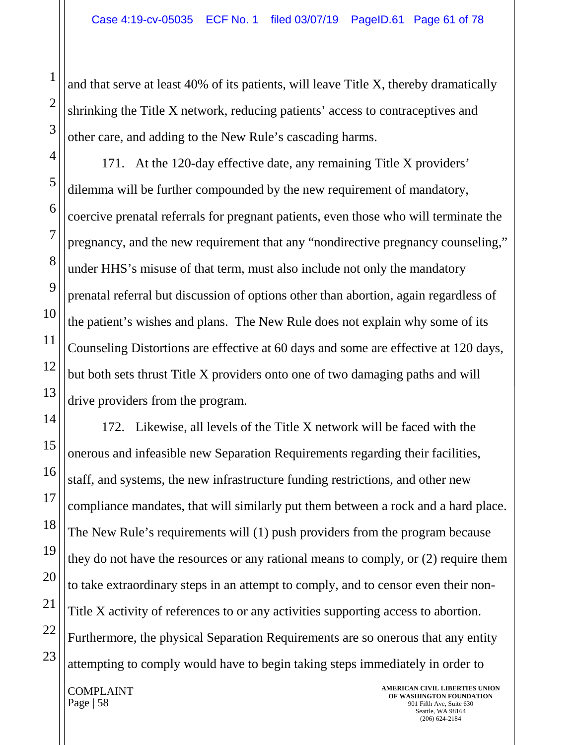and that serve at least 40% of its patients, will leave Title X, thereby dramatically shrinking the Title X network, reducing patients' access to contraceptives and other care, and adding to the New Rule's cascading harms.

171. At the 120-day effective date, any remaining Title X providers' dilemma will be further compounded by the new requirement of mandatory, coercive prenatal referrals for pregnant patients, even those who will terminate the pregnancy, and the new requirement that any "nondirective pregnancy counseling," under HHS's misuse of that term, must also include not only the mandatory prenatal referral but discussion of options other than abortion, again regardless of the patient's wishes and plans. The New Rule does not explain why some of its Counseling Distortions are effective at 60 days and some are effective at 120 days, but both sets thrust Title X providers onto one of two damaging paths and will drive providers from the program.

172. Likewise, all levels of the Title X network will be faced with the onerous and infeasible new Separation Requirements regarding their facilities, staff, and systems, the new infrastructure funding restrictions, and other new compliance mandates, that will similarly put them between a rock and a hard place. The New Rule's requirements will (1) push providers from the program because they do not have the resources or any rational means to comply, or (2) require them to take extraordinary steps in an attempt to comply, and to censor even their non-Title X activity of references to or any activities supporting access to abortion. Furthermore, the physical Separation Requirements are so onerous that any entity attempting to comply would have to begin taking steps immediately in order to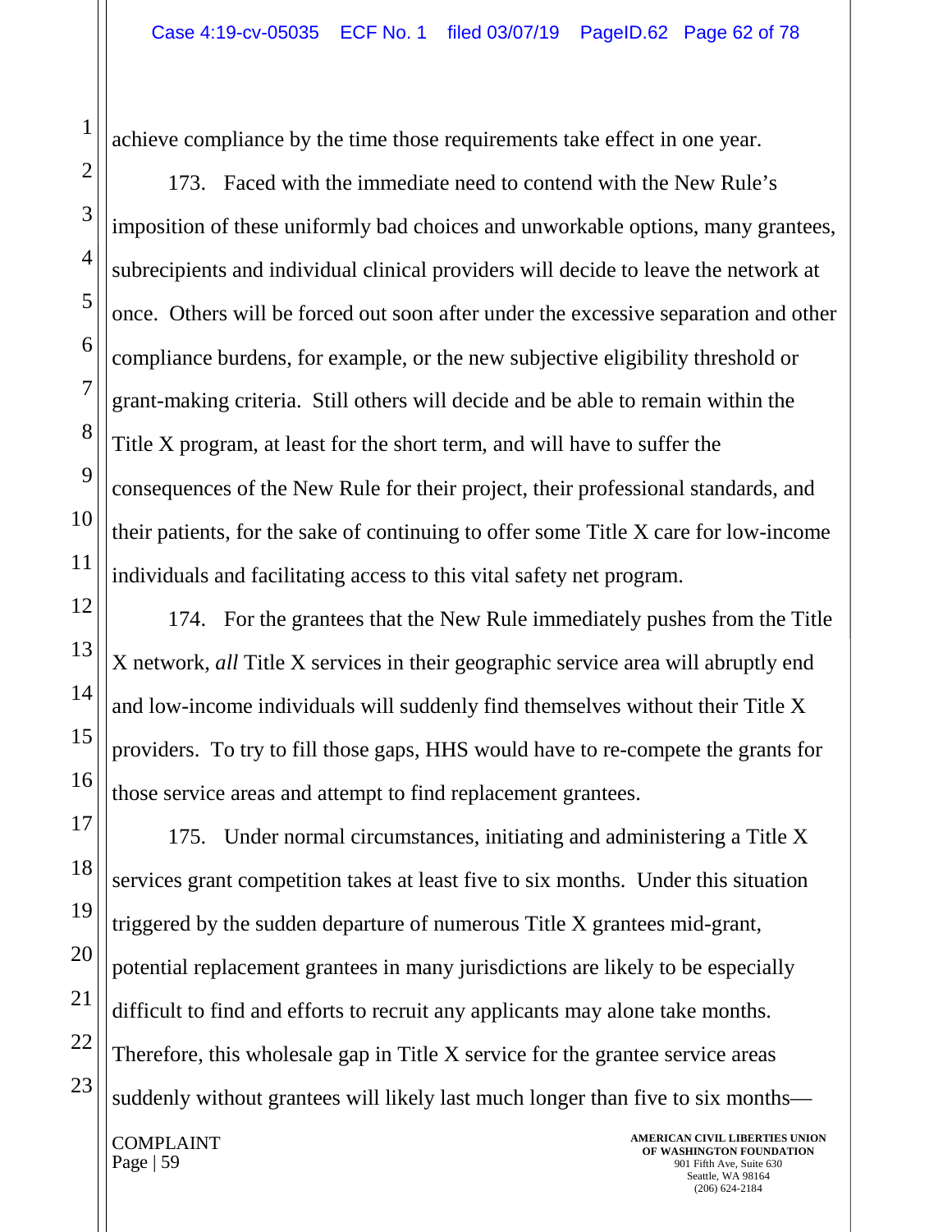achieve compliance by the time those requirements take effect in one year.

173. Faced with the immediate need to contend with the New Rule's imposition of these uniformly bad choices and unworkable options, many grantees, subrecipients and individual clinical providers will decide to leave the network at once. Others will be forced out soon after under the excessive separation and other compliance burdens, for example, or the new subjective eligibility threshold or grant-making criteria. Still others will decide and be able to remain within the Title X program, at least for the short term, and will have to suffer the consequences of the New Rule for their project, their professional standards, and their patients, for the sake of continuing to offer some Title X care for low-income individuals and facilitating access to this vital safety net program.

174. For the grantees that the New Rule immediately pushes from the Title X network, *all* Title X services in their geographic service area will abruptly end and low-income individuals will suddenly find themselves without their Title X providers. To try to fill those gaps, HHS would have to re-compete the grants for those service areas and attempt to find replacement grantees.

175. Under normal circumstances, initiating and administering a Title X services grant competition takes at least five to six months. Under this situation triggered by the sudden departure of numerous Title X grantees mid-grant, potential replacement grantees in many jurisdictions are likely to be especially difficult to find and efforts to recruit any applicants may alone take months. Therefore, this wholesale gap in Title X service for the grantee service areas suddenly without grantees will likely last much longer than five to six months—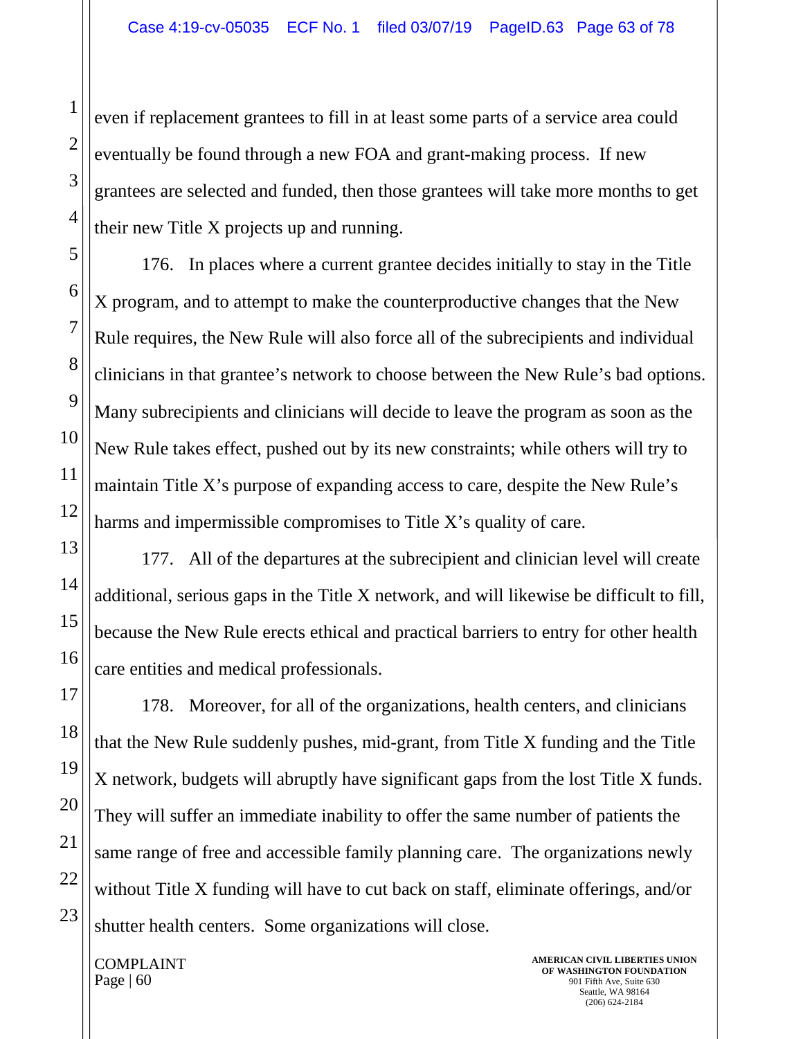even if replacement grantees to fill in at least some parts of a service area could eventually be found through a new FOA and grant-making process. If new grantees are selected and funded, then those grantees will take more months to get their new Title X projects up and running.

176. In places where a current grantee decides initially to stay in the Title X program, and to attempt to make the counterproductive changes that the New Rule requires, the New Rule will also force all of the subrecipients and individual clinicians in that grantee's network to choose between the New Rule's bad options. Many subrecipients and clinicians will decide to leave the program as soon as the New Rule takes effect, pushed out by its new constraints; while others will try to maintain Title X's purpose of expanding access to care, despite the New Rule's harms and impermissible compromises to Title X's quality of care.

177. All of the departures at the subrecipient and clinician level will create additional, serious gaps in the Title X network, and will likewise be difficult to fill, because the New Rule erects ethical and practical barriers to entry for other health care entities and medical professionals.

178. Moreover, for all of the organizations, health centers, and clinicians that the New Rule suddenly pushes, mid-grant, from Title X funding and the Title X network, budgets will abruptly have significant gaps from the lost Title X funds. They will suffer an immediate inability to offer the same number of patients the same range of free and accessible family planning care. The organizations newly without Title X funding will have to cut back on staff, eliminate offerings, and/or shutter health centers. Some organizations will close.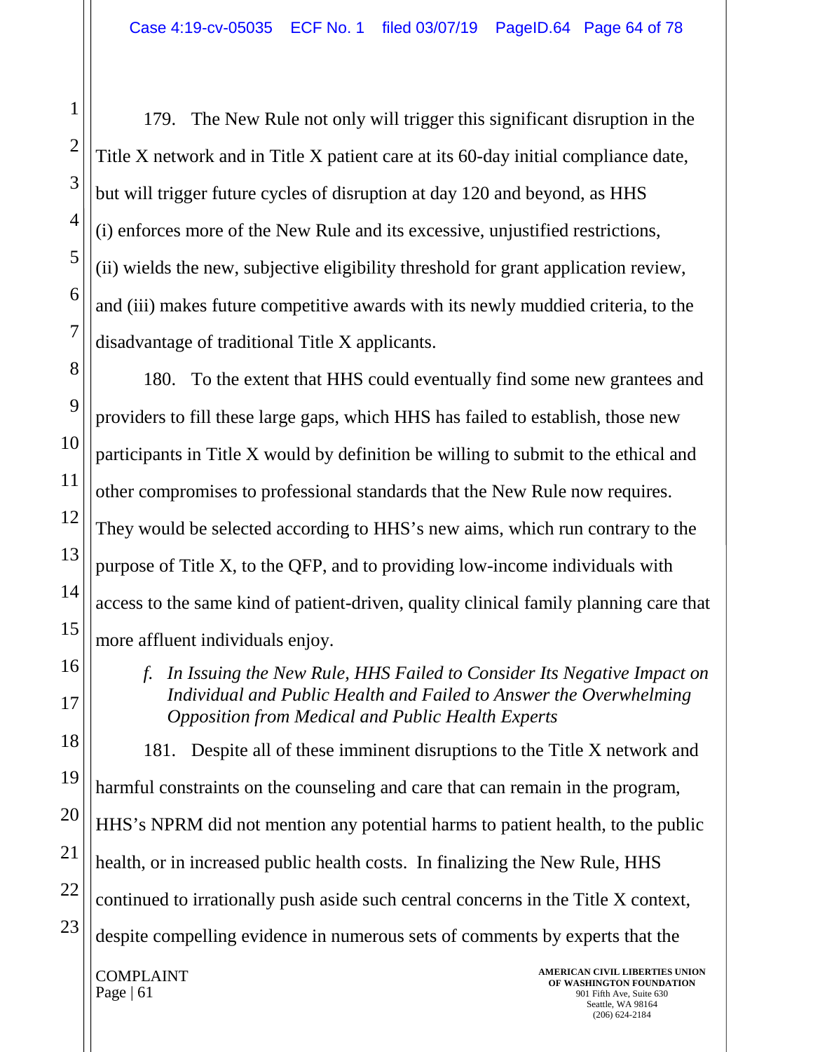179. The New Rule not only will trigger this significant disruption in the Title X network and in Title X patient care at its 60-day initial compliance date, but will trigger future cycles of disruption at day 120 and beyond, as HHS (i) enforces more of the New Rule and its excessive, unjustified restrictions, (ii) wields the new, subjective eligibility threshold for grant application review, and (iii) makes future competitive awards with its newly muddied criteria, to the disadvantage of traditional Title X applicants.

180. To the extent that HHS could eventually find some new grantees and providers to fill these large gaps, which HHS has failed to establish, those new participants in Title X would by definition be willing to submit to the ethical and other compromises to professional standards that the New Rule now requires. They would be selected according to HHS's new aims, which run contrary to the purpose of Title X, to the QFP, and to providing low-income individuals with access to the same kind of patient-driven, quality clinical family planning care that more affluent individuals enjoy.

*f. In Issuing the New Rule, HHS Failed to Consider Its Negative Impact on Individual and Public Health and Failed to Answer the Overwhelming Opposition from Medical and Public Health Experts*

181. Despite all of these imminent disruptions to the Title X network and harmful constraints on the counseling and care that can remain in the program, HHS's NPRM did not mention any potential harms to patient health, to the public health, or in increased public health costs. In finalizing the New Rule, HHS continued to irrationally push aside such central concerns in the Title X context, despite compelling evidence in numerous sets of comments by experts that the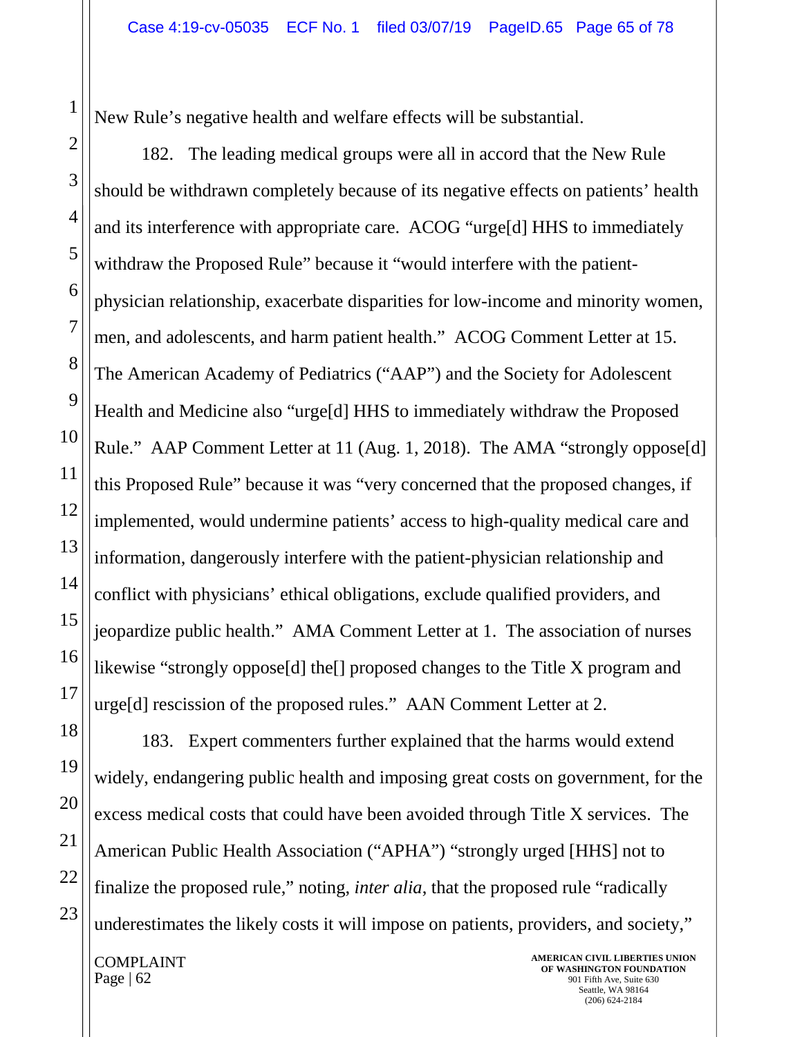New Rule's negative health and welfare effects will be substantial.

182. The leading medical groups were all in accord that the New Rule should be withdrawn completely because of its negative effects on patients' health and its interference with appropriate care. ACOG "urge[d] HHS to immediately withdraw the Proposed Rule" because it "would interfere with the patient-physician relationship, exacerbate disparities for low-income and minority women, men, and adolescents, and harm patient health." ACOG Comment Letter at 15. The American Academy of Pediatrics ("AAP") and the Society for Adolescent Health and Medicine also "urge[d] HHS to immediately withdraw the Proposed Rule." AAP Comment Letter at 11 (Aug. 1, 2018). The AMA "strongly oppose[d] this Proposed Rule" because it was "very concerned that the proposed changes, if implemented, would undermine patients' access to high-quality medical care and information, dangerously interfere with the patient-physician relationship and conflict with physicians' ethical obligations, exclude qualified providers, and jeopardize public health." AMA Comment Letter at 1. The association of nurses likewise "strongly oppose[d] the[] proposed changes to the Title X program and urge[d] rescission of the proposed rules." AAN Comment Letter at 2.

183. Expert commenters further explained that the harms would extend widely, endangering public health and imposing great costs on government, for the excess medical costs that could have been avoided through Title X services. The American Public Health Association ("APHA") "strongly urged [HHS] not to finalize the proposed rule," noting, *inter alia*, that the proposed rule "radically underestimates the likely costs it will impose on patients, providers, and society,"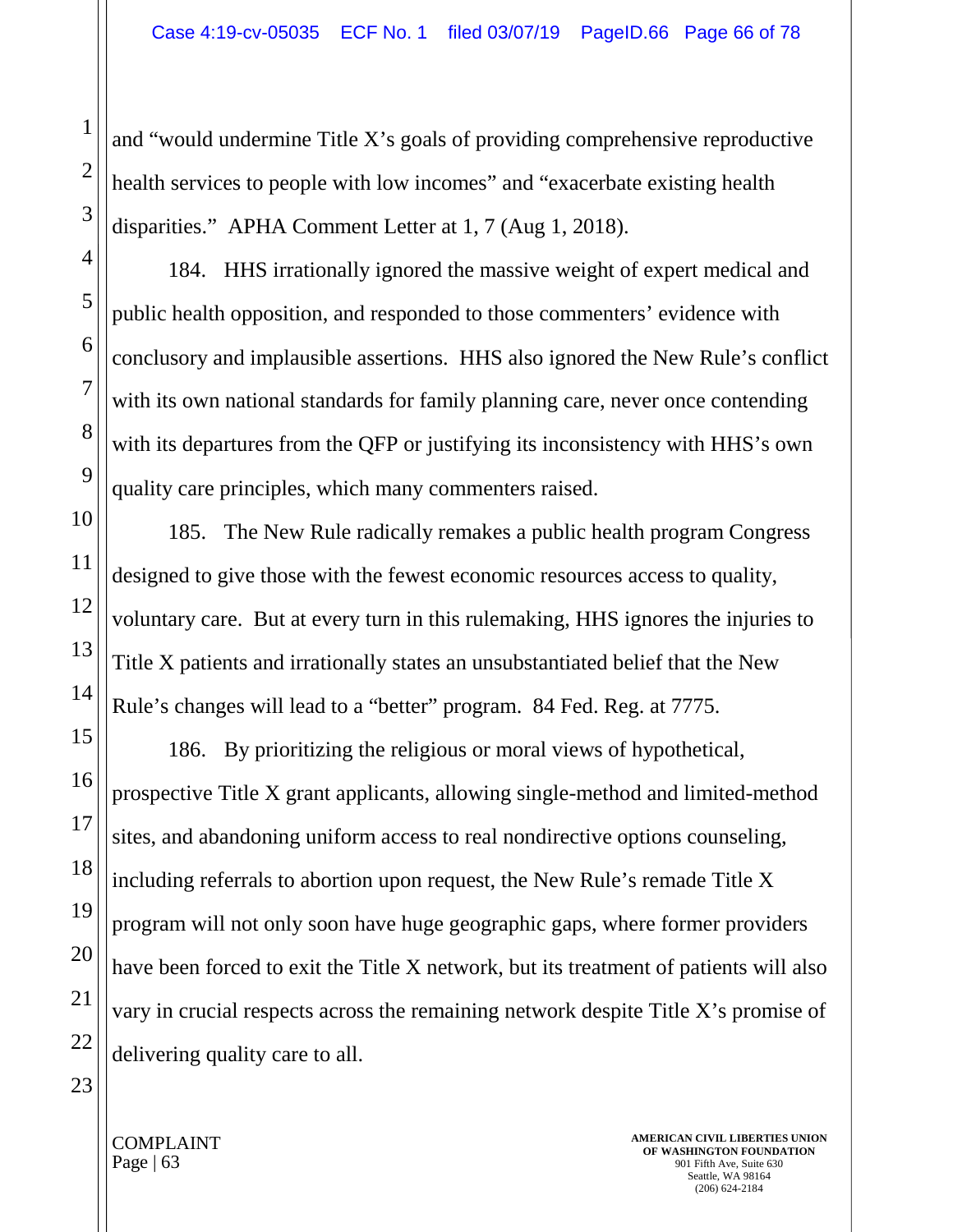and "would undermine Title X's goals of providing comprehensive reproductive health services to people with low incomes" and "exacerbate existing health disparities." APHA Comment Letter at 1, 7 (Aug 1, 2018).

184. HHS irrationally ignored the massive weight of expert medical and public health opposition, and responded to those commenters' evidence with conclusory and implausible assertions. HHS also ignored the New Rule's conflict with its own national standards for family planning care, never once contending with its departures from the QFP or justifying its inconsistency with HHS's own quality care principles, which many commenters raised.

185. The New Rule radically remakes a public health program Congress designed to give those with the fewest economic resources access to quality, voluntary care. But at every turn in this rulemaking, HHS ignores the injuries to Title X patients and irrationally states an unsubstantiated belief that the New Rule's changes will lead to a "better" program. 84 Fed. Reg. at 7775.

186. By prioritizing the religious or moral views of hypothetical, prospective Title X grant applicants, allowing single-method and limited-method sites, and abandoning uniform access to real nondirective options counseling, including referrals to abortion upon request, the New Rule's remade Title X program will not only soon have huge geographic gaps, where former providers have been forced to exit the Title X network, but its treatment of patients will also vary in crucial respects across the remaining network despite Title X's promise of delivering quality care to all.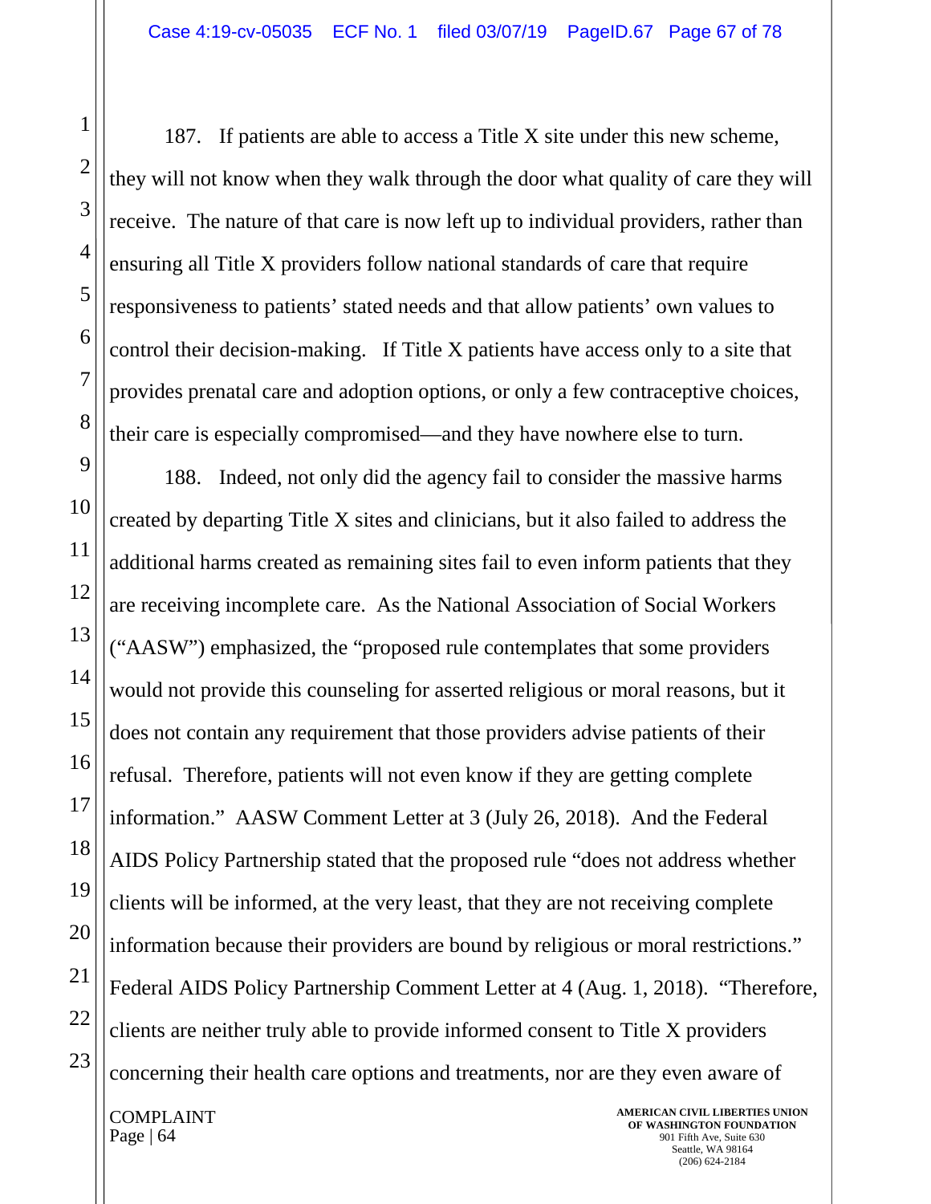187. If patients are able to access a Title X site under this new scheme, they will not know when they walk through the door what quality of care they will receive. The nature of that care is now left up to individual providers, rather than ensuring all Title X providers follow national standards of care that require responsiveness to patients' stated needs and that allow patients' own values to control their decision-making. If Title X patients have access only to a site that provides prenatal care and adoption options, or only a few contraceptive choices, their care is especially compromised—and they have nowhere else to turn.

188. Indeed, not only did the agency fail to consider the massive harms created by departing Title X sites and clinicians, but it also failed to address the additional harms created as remaining sites fail to even inform patients that they are receiving incomplete care. As the National Association of Social Workers ("AASW") emphasized, the "proposed rule contemplates that some providers would not provide this counseling for asserted religious or moral reasons, but it does not contain any requirement that those providers advise patients of their refusal. Therefore, patients will not even know if they are getting complete information." AASW Comment Letter at 3 (July 26, 2018). And the Federal AIDS Policy Partnership stated that the proposed rule "does not address whether clients will be informed, at the very least, that they are not receiving complete information because their providers are bound by religious or moral restrictions." Federal AIDS Policy Partnership Comment Letter at 4 (Aug. 1, 2018). "Therefore, clients are neither truly able to provide informed consent to Title X providers concerning their health care options and treatments, nor are they even aware of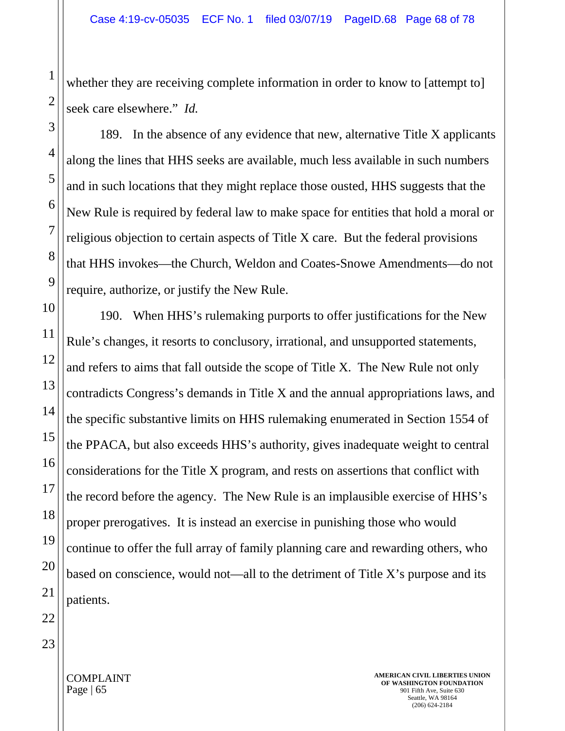whether they are receiving complete information in order to know to [attempt to] seek care elsewhere." *Id.*

189. In the absence of any evidence that new, alternative Title X applicants along the lines that HHS seeks are available, much less available in such numbers and in such locations that they might replace those ousted, HHS suggests that the New Rule is required by federal law to make space for entities that hold a moral or religious objection to certain aspects of Title X care. But the federal provisions that HHS invokes—the Church, Weldon and Coates-Snowe Amendments—do not require, authorize, or justify the New Rule.

190. When HHS's rulemaking purports to offer justifications for the New Rule's changes, it resorts to conclusory, irrational, and unsupported statements, and refers to aims that fall outside the scope of Title X. The New Rule not only contradicts Congress's demands in Title X and the annual appropriations laws, and the specific substantive limits on HHS rulemaking enumerated in Section 1554 of the PPACA, but also exceeds HHS's authority, gives inadequate weight to central considerations for the Title X program, and rests on assertions that conflict with the record before the agency. The New Rule is an implausible exercise of HHS's proper prerogatives. It is instead an exercise in punishing those who would continue to offer the full array of family planning care and rewarding others, who based on conscience, would not—all to the detriment of Title X's purpose and its patients.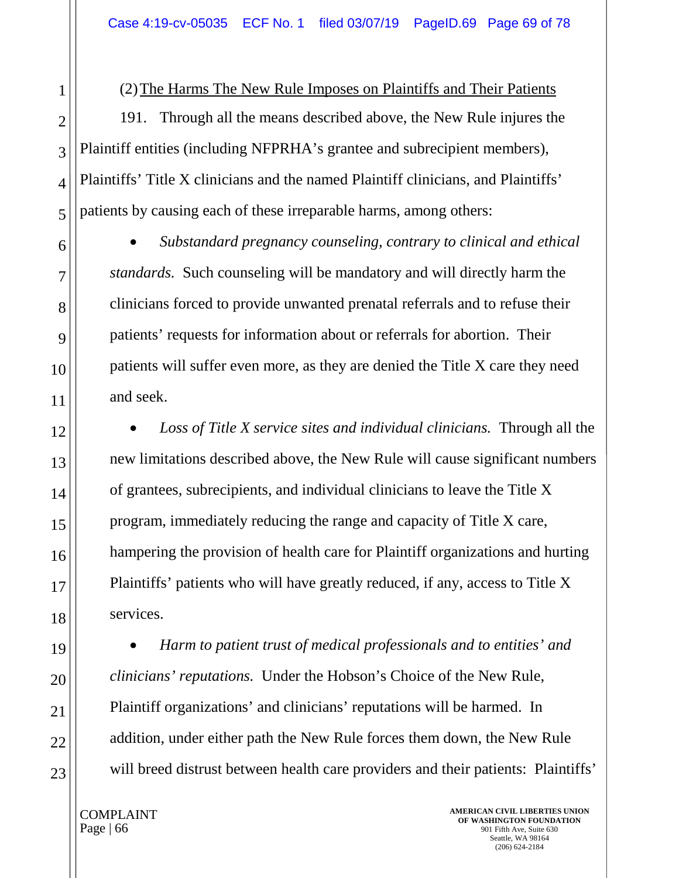(2) <u>The Harms The New Rule Imposes on Plaintiffs and Their Patients</u>

191. Through all the means described above, the New Rule injures the Plaintiff entities (including NFPRHA's grantee and subrecipient members), Plaintiffs' Title X clinicians and the named Plaintiff clinicians, and Plaintiffs' patients by causing each of these irreparable harms, among others:

- *Substandard pregnancy counseling, contrary to clinical and ethical standards.* Such counseling will be mandatory and will directly harm the clinicians forced to provide unwanted prenatal referrals and to refuse their patients' requests for information about or referrals for abortion. Their patients will suffer even more, as they are denied the Title X care they need and seek.

- *Loss of Title X service sites and individual clinicians.* Through all the new limitations described above, the New Rule will cause significant numbers of grantees, subrecipients, and individual clinicians to leave the Title X program, immediately reducing the range and capacity of Title X care, hampering the provision of health care for Plaintiff organizations and hurting Plaintiffs' patients who will have greatly reduced, if any, access to Title X services.

- *Harm to patient trust of medical professionals and to entities' and clinicians' reputations.* Under the Hobson's Choice of the New Rule, Plaintiff organizations' and clinicians' reputations will be harmed. In addition, under either path the New Rule forces them down, the New Rule will breed distrust between health care providers and their patients: Plaintiffs'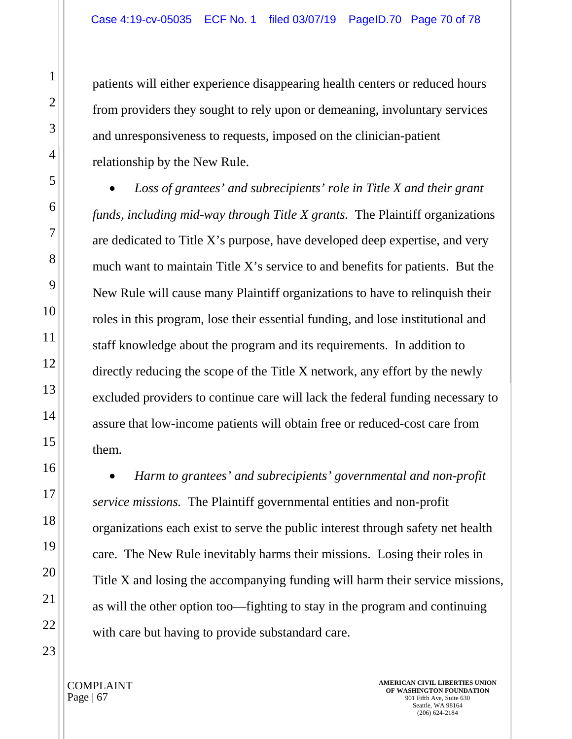patients will either experience disappearing health centers or reduced hours from providers they sought to rely upon or demeaning, involuntary services and unresponsiveness to requests, imposed on the clinician-patient relationship by the New Rule.

- *Loss of grantees' and subrecipients' role in Title X and their grant funds, including mid-way through Title X grants.* The Plaintiff organizations are dedicated to Title X's purpose, have developed deep expertise, and very much want to maintain Title X's service to and benefits for patients. But the New Rule will cause many Plaintiff organizations to have to relinquish their roles in this program, lose their essential funding, and lose institutional and staff knowledge about the program and its requirements. In addition to directly reducing the scope of the Title X network, any effort by the newly excluded providers to continue care will lack the federal funding necessary to assure that low-income patients will obtain free or reduced-cost care from them.

- *Harm to grantees' and subrecipients' governmental and non-profit service missions.* The Plaintiff governmental entities and non-profit organizations each exist to serve the public interest through safety net health care. The New Rule inevitably harms their missions. Losing their roles in Title X and losing the accompanying funding will harm their service missions, as will the other option too—fighting to stay in the program and continuing with care but having to provide substandard care.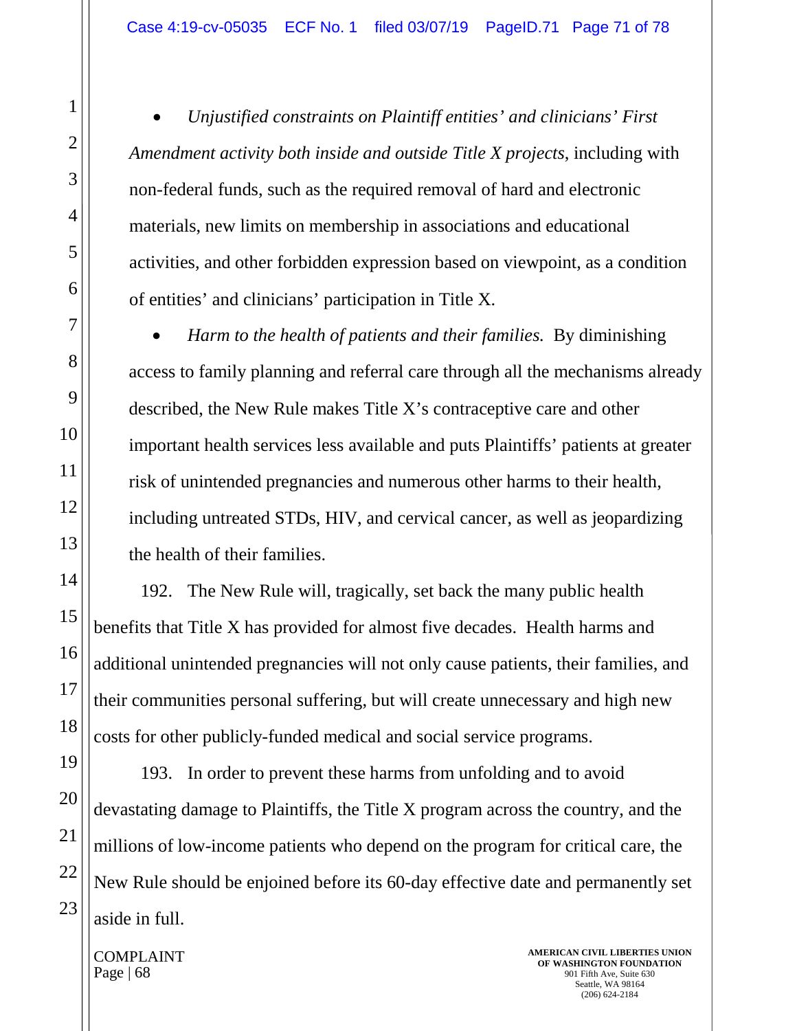- *Unjustified constraints on Plaintiff entities' and clinicians' First Amendment activity both inside and outside Title X projects*, including with non-federal funds, such as the required removal of hard and electronic materials, new limits on membership in associations and educational activities, and other forbidden expression based on viewpoint, as a condition of entities' and clinicians' participation in Title X.

- *Harm to the health of patients and their families.* By diminishing access to family planning and referral care through all the mechanisms already described, the New Rule makes Title X's contraceptive care and other important health services less available and puts Plaintiffs' patients at greater risk of unintended pregnancies and numerous other harms to their health, including untreated STDs, HIV, and cervical cancer, as well as jeopardizing the health of their families.

192. The New Rule will, tragically, set back the many public health benefits that Title X has provided for almost five decades. Health harms and additional unintended pregnancies will not only cause patients, their families, and their communities personal suffering, but will create unnecessary and high new costs for other publicly-funded medical and social service programs.

193. In order to prevent these harms from unfolding and to avoid devastating damage to Plaintiffs, the Title X program across the country, and the millions of low-income patients who depend on the program for critical care, the New Rule should be enjoined before its 60-day effective date and permanently set aside in full.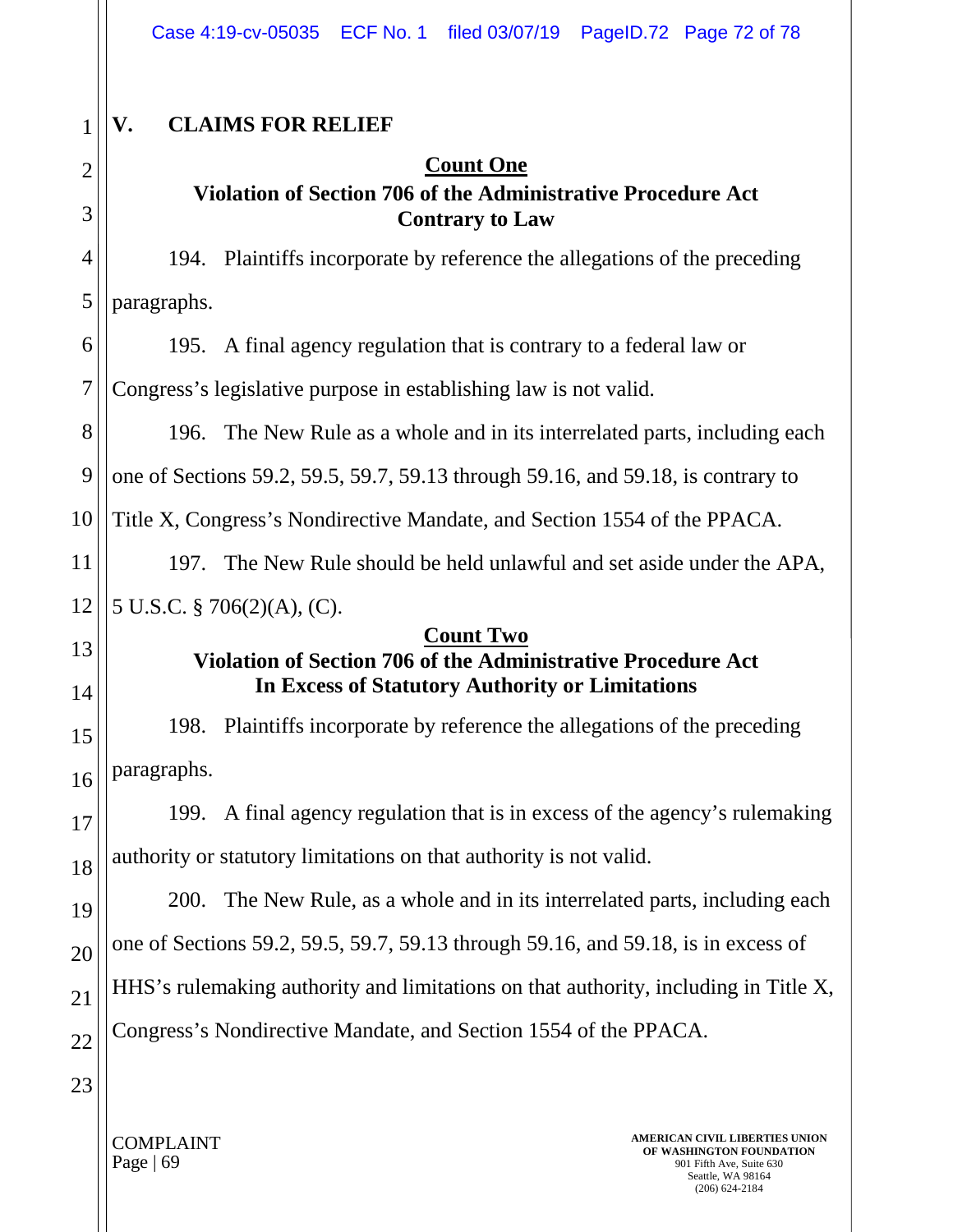## V. CLAIMS FOR RELIEF

**Count One**
**Violation of Section 706 of the Administrative Procedure Act**
**Contrary to Law**

194. Plaintiffs incorporate by reference the allegations of the preceding paragraphs.

195. A final agency regulation that is contrary to a federal law or Congress's legislative purpose in establishing law is not valid.

196. The New Rule as a whole and in its interrelated parts, including each one of Sections 59.2, 59.5, 59.7, 59.13 through 59.16, and 59.18, is contrary to Title X, Congress's Nondirective Mandate, and Section 1554 of the PPACA.

197. The New Rule should be held unlawful and set aside under the APA, 5 U.S.C. § 706(2)(A), (C).

**Count Two**
**Violation of Section 706 of the Administrative Procedure Act**
**In Excess of Statutory Authority or Limitations**

198. Plaintiffs incorporate by reference the allegations of the preceding paragraphs.

199. A final agency regulation that is in excess of the agency's rulemaking authority or statutory limitations on that authority is not valid.

200. The New Rule, as a whole and in its interrelated parts, including each one of Sections 59.2, 59.5, 59.7, 59.13 through 59.16, and 59.18, is in excess of HHS's rulemaking authority and limitations on that authority, including in Title X, Congress's Nondirective Mandate, and Section 1554 of the PPACA.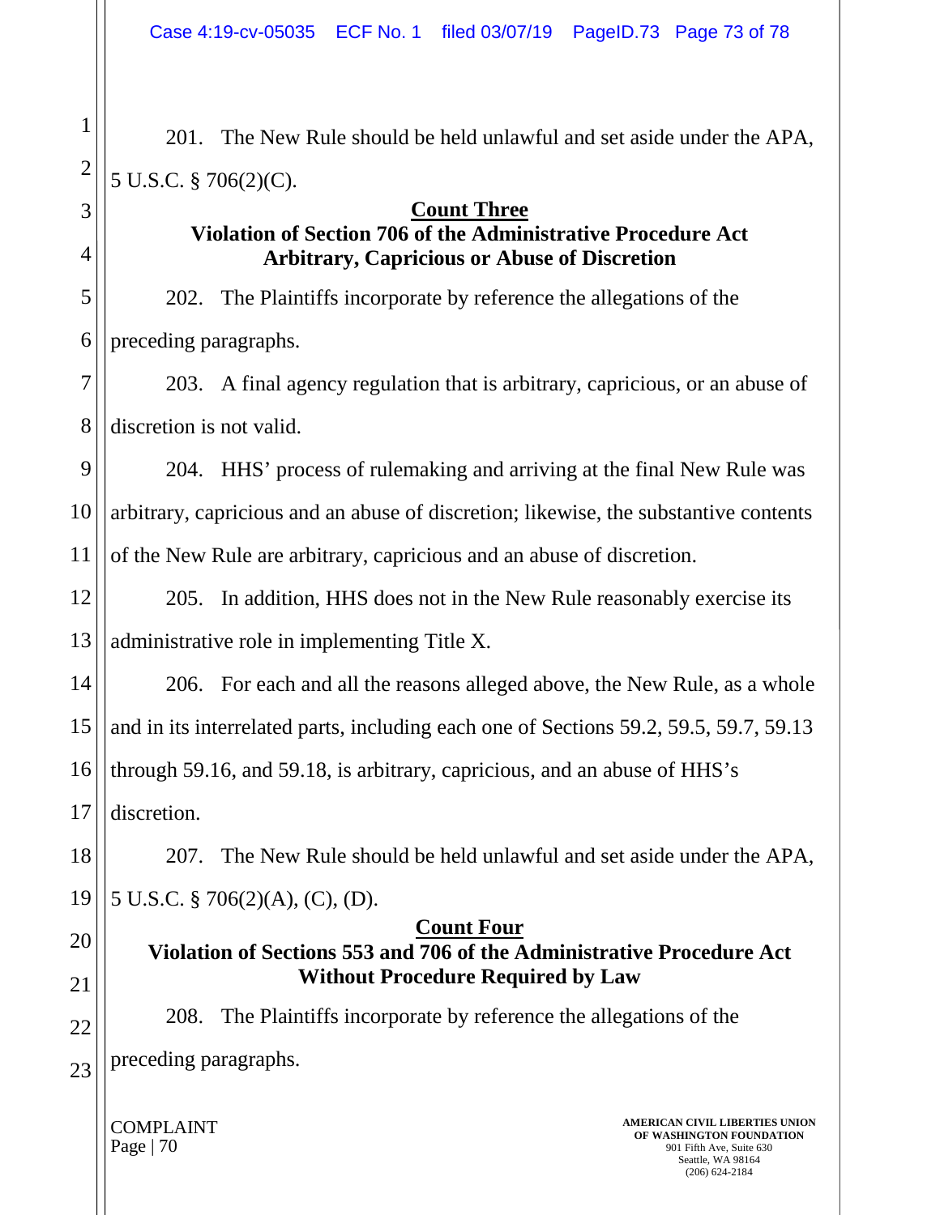201. The New Rule should be held unlawful and set aside under the APA, 5 U.S.C. § 706(2)(C).

**Count Three**

**Violation of Section 706 of the Administrative Procedure Act**
**Arbitrary, Capricious or Abuse of Discretion**

202. The Plaintiffs incorporate by reference the allegations of the preceding paragraphs.

203. A final agency regulation that is arbitrary, capricious, or an abuse of discretion is not valid.

204. HHS' process of rulemaking and arriving at the final New Rule was arbitrary, capricious and an abuse of discretion; likewise, the substantive contents of the New Rule are arbitrary, capricious and an abuse of discretion.

205. In addition, HHS does not in the New Rule reasonably exercise its administrative role in implementing Title X.

206. For each and all the reasons alleged above, the New Rule, as a whole and in its interrelated parts, including each one of Sections 59.2, 59.5, 59.7, 59.13 through 59.16, and 59.18, is arbitrary, capricious, and an abuse of HHS's discretion.

207. The New Rule should be held unlawful and set aside under the APA, 5 U.S.C. § 706(2)(A), (C), (D).

**Count Four**

**Violation of Sections 553 and 706 of the Administrative Procedure Act**
**Without Procedure Required by Law**

208. The Plaintiffs incorporate by reference the allegations of the preceding paragraphs.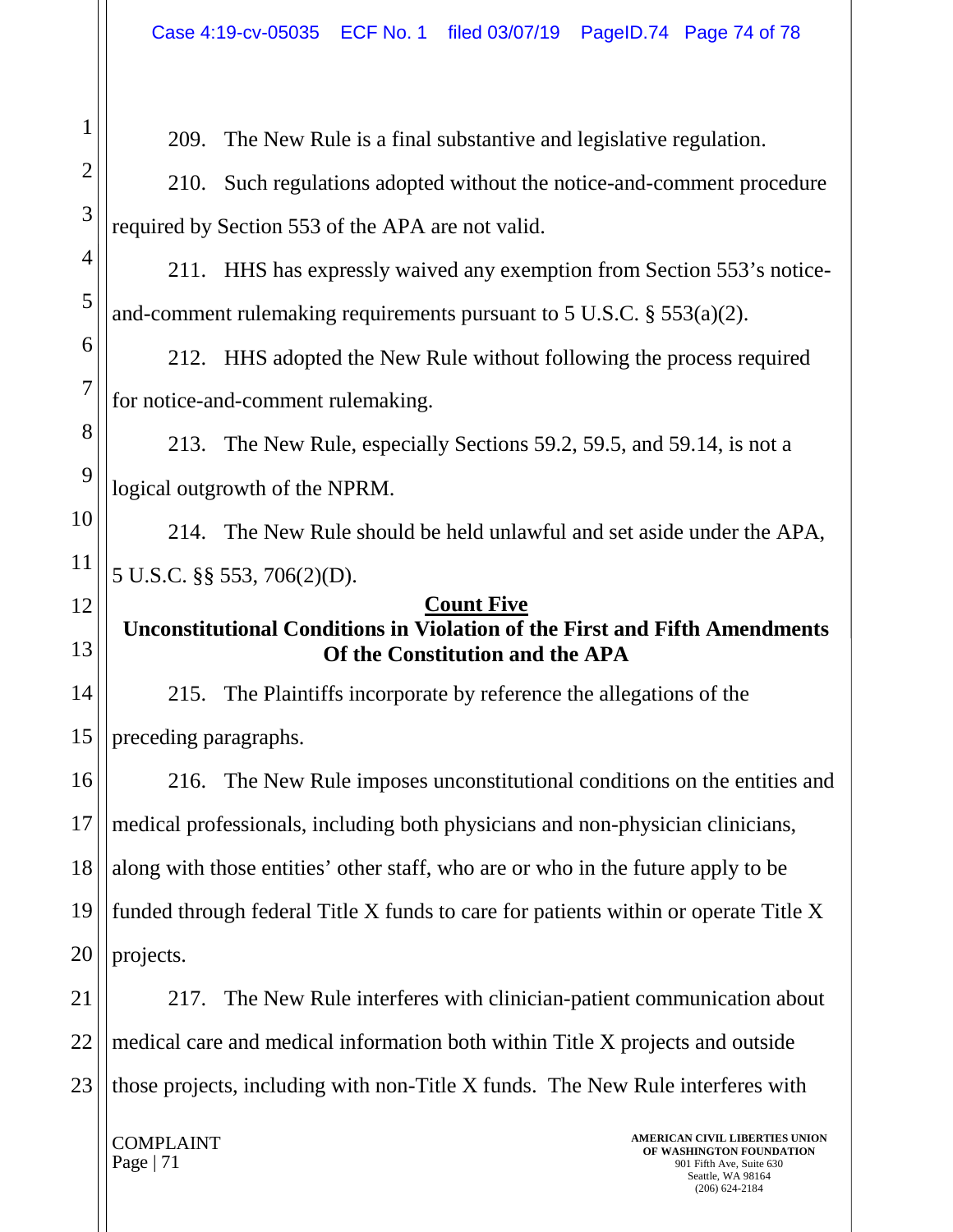209. The New Rule is a final substantive and legislative regulation.

210. Such regulations adopted without the notice-and-comment procedure required by Section 553 of the APA are not valid.

211. HHS has expressly waived any exemption from Section 553's notice-and-comment rulemaking requirements pursuant to 5 U.S.C. § 553(a)(2).

212. HHS adopted the New Rule without following the process required for notice-and-comment rulemaking.

213. The New Rule, especially Sections 59.2, 59.5, and 59.14, is not a logical outgrowth of the NPRM.

214. The New Rule should be held unlawful and set aside under the APA, 5 U.S.C. §§ 553, 706(2)(D).

## Count Five
### Unconstitutional Conditions in Violation of the First and Fifth Amendments Of the Constitution and the APA

215. The Plaintiffs incorporate by reference the allegations of the preceding paragraphs.

216. The New Rule imposes unconstitutional conditions on the entities and medical professionals, including both physicians and non-physician clinicians, along with those entities' other staff, who are or who in the future apply to be funded through federal Title X funds to care for patients within or operate Title X projects.

217. The New Rule interferes with clinician-patient communication about medical care and medical information both within Title X projects and outside those projects, including with non-Title X funds. The New Rule interferes with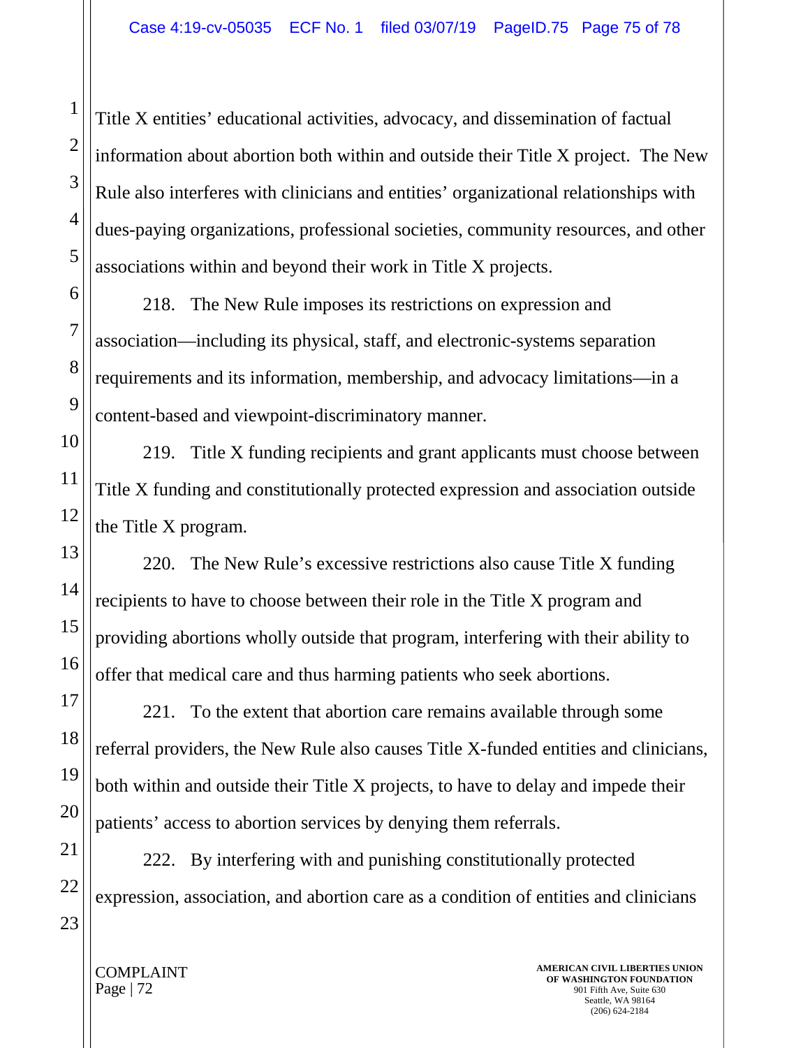Title X entities' educational activities, advocacy, and dissemination of factual information about abortion both within and outside their Title X project. The New Rule also interferes with clinicians and entities' organizational relationships with dues-paying organizations, professional societies, community resources, and other associations within and beyond their work in Title X projects.

218. The New Rule imposes its restrictions on expression and association—including its physical, staff, and electronic-systems separation requirements and its information, membership, and advocacy limitations—in a content-based and viewpoint-discriminatory manner.

219. Title X funding recipients and grant applicants must choose between Title X funding and constitutionally protected expression and association outside the Title X program.

220. The New Rule's excessive restrictions also cause Title X funding recipients to have to choose between their role in the Title X program and providing abortions wholly outside that program, interfering with their ability to offer that medical care and thus harming patients who seek abortions.

221. To the extent that abortion care remains available through some referral providers, the New Rule also causes Title X-funded entities and clinicians, both within and outside their Title X projects, to have to delay and impede their patients' access to abortion services by denying them referrals.

222. By interfering with and punishing constitutionally protected expression, association, and abortion care as a condition of entities and clinicians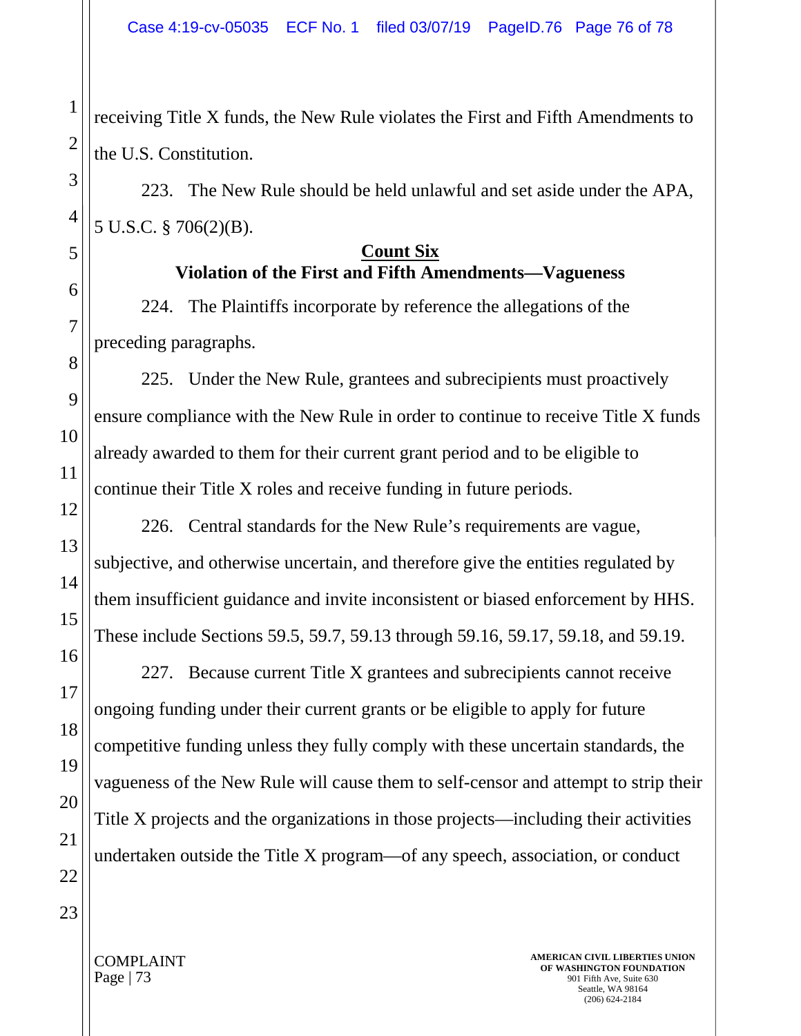receiving Title X funds, the New Rule violates the First and Fifth Amendments to the U.S. Constitution.

223. The New Rule should be held unlawful and set aside under the APA, 5 U.S.C. § 706(2)(B).

**Count Six**

**Violation of the First and Fifth Amendments—Vagueness**

224. The Plaintiffs incorporate by reference the allegations of the preceding paragraphs.

225. Under the New Rule, grantees and subrecipients must proactively ensure compliance with the New Rule in order to continue to receive Title X funds already awarded to them for their current grant period and to be eligible to continue their Title X roles and receive funding in future periods.

226. Central standards for the New Rule's requirements are vague, subjective, and otherwise uncertain, and therefore give the entities regulated by them insufficient guidance and invite inconsistent or biased enforcement by HHS. These include Sections 59.5, 59.7, 59.13 through 59.16, 59.17, 59.18, and 59.19.

227. Because current Title X grantees and subrecipients cannot receive ongoing funding under their current grants or be eligible to apply for future competitive funding unless they fully comply with these uncertain standards, the vagueness of the New Rule will cause them to self-censor and attempt to strip their Title X projects and the organizations in those projects—including their activities undertaken outside the Title X program—of any speech, association, or conduct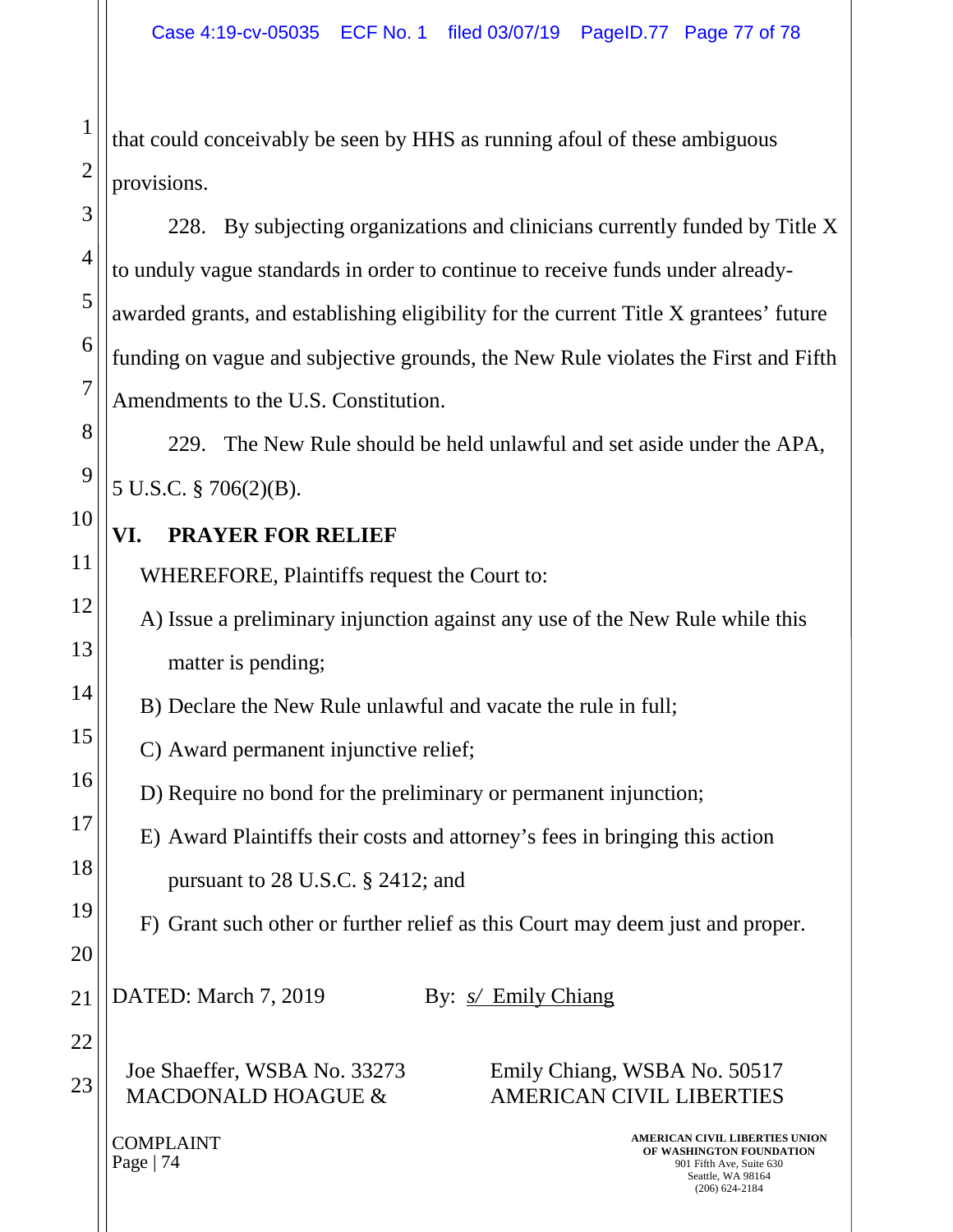that could conceivably be seen by HHS as running afoul of these ambiguous provisions.

228. By subjecting organizations and clinicians currently funded by Title X to unduly vague standards in order to continue to receive funds under already-awarded grants, and establishing eligibility for the current Title X grantees' future funding on vague and subjective grounds, the New Rule violates the First and Fifth Amendments to the U.S. Constitution.

229. The New Rule should be held unlawful and set aside under the APA, 5 U.S.C. § 706(2)(B).

## VI. PRAYER FOR RELIEF

WHEREFORE, Plaintiffs request the Court to:

A) Issue a preliminary injunction against any use of the New Rule while this matter is pending;

B) Declare the New Rule unlawful and vacate the rule in full;

C) Award permanent injunctive relief;

D) Require no bond for the preliminary or permanent injunction;

E) Award Plaintiffs their costs and attorney's fees in bringing this action pursuant to 28 U.S.C. § 2412; and

F) Grant such other or further relief as this Court may deem just and proper.

DATED: March 7, 2019 By: s/ Emily Chiang

Joe Shaeffer, WSBA No. 33273
MACDONALD HOAGUE &

Emily Chiang, WSBA No. 50517
AMERICAN CIVIL LIBERTIES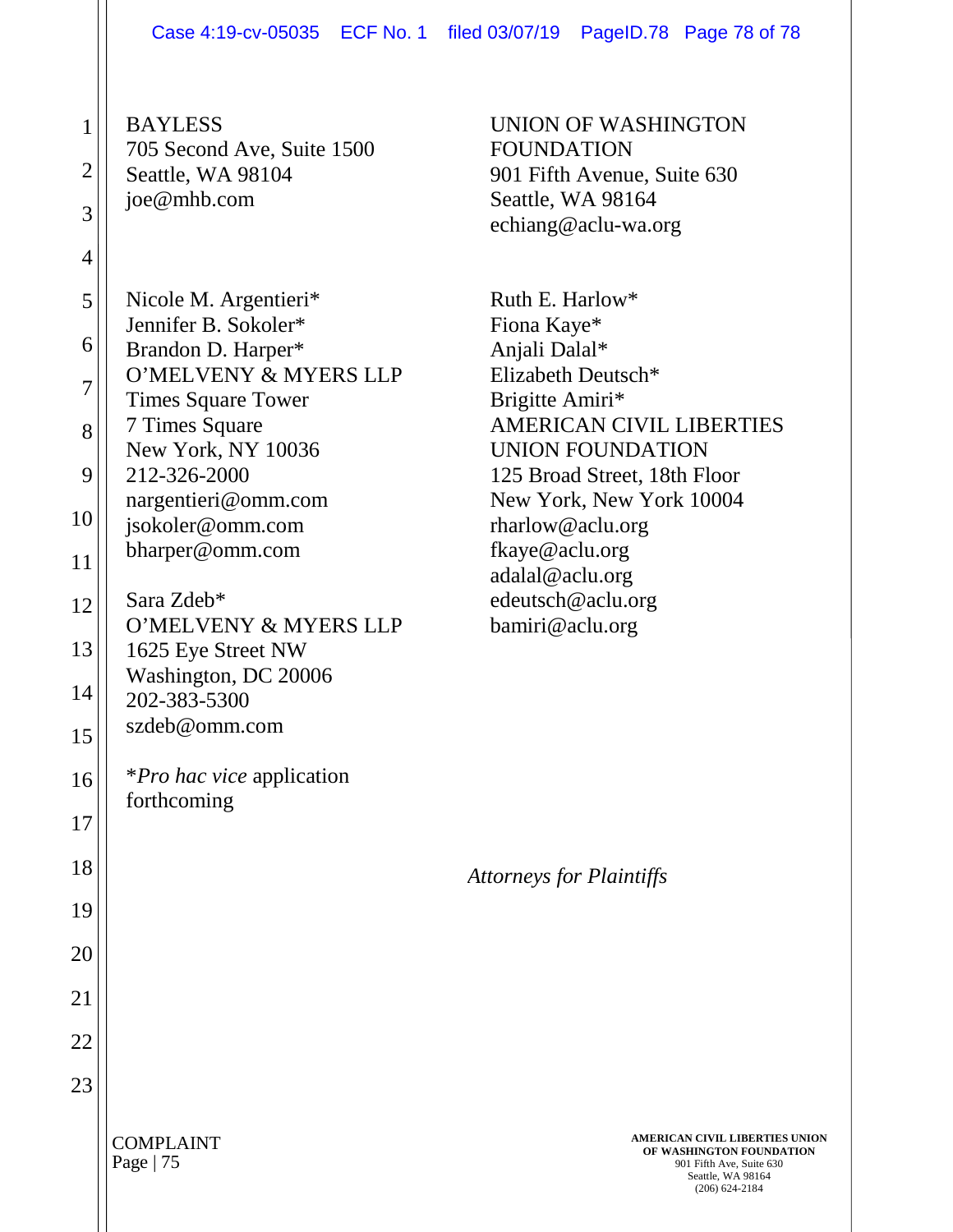BAYLESS
705 Second Ave, Suite 1500
Seattle, WA 98104
joe@mhb.com

UNION OF WASHINGTON
FOUNDATION
901 Fifth Avenue, Suite 630
Seattle, WA 98164
echiang@aclu-wa.org

Nicole M. Argentieri*
Jennifer B. Sokoler*
Brandon D. Harper*
O'MELVENY & MYERS LLP
Times Square Tower
7 Times Square
New York, NY 10036
212-326-2000
nargentieri@omm.com
jsokoler@omm.com
bharper@omm.com

Sara Zdeb*
O'MELVENY & MYERS LLP
1625 Eye Street NW
Washington, DC 20006
202-383-5300
szdeb@omm.com

**Pro hac vice* application forthcoming

Ruth E. Harlow*
Fiona Kaye*
Anjali Dalal*
Elizabeth Deutsch*
Brigitte Amiri*
AMERICAN CIVIL LIBERTIES
UNION FOUNDATION
125 Broad Street, 18th Floor
New York, New York 10004
rharlow@aclu.org
fkaye@aclu.org
adalal@aclu.org
edeutsch@aclu.org
bamiri@aclu.org

*Attorneys for Plaintiffs*

COMPLAINT
Page | 75

AMERICAN CIVIL LIBERTIES UNION
OF WASHINGTON FOUNDATION
901 Fifth Ave, Suite 630
Seattle, WA 98164
(206) 624-2184